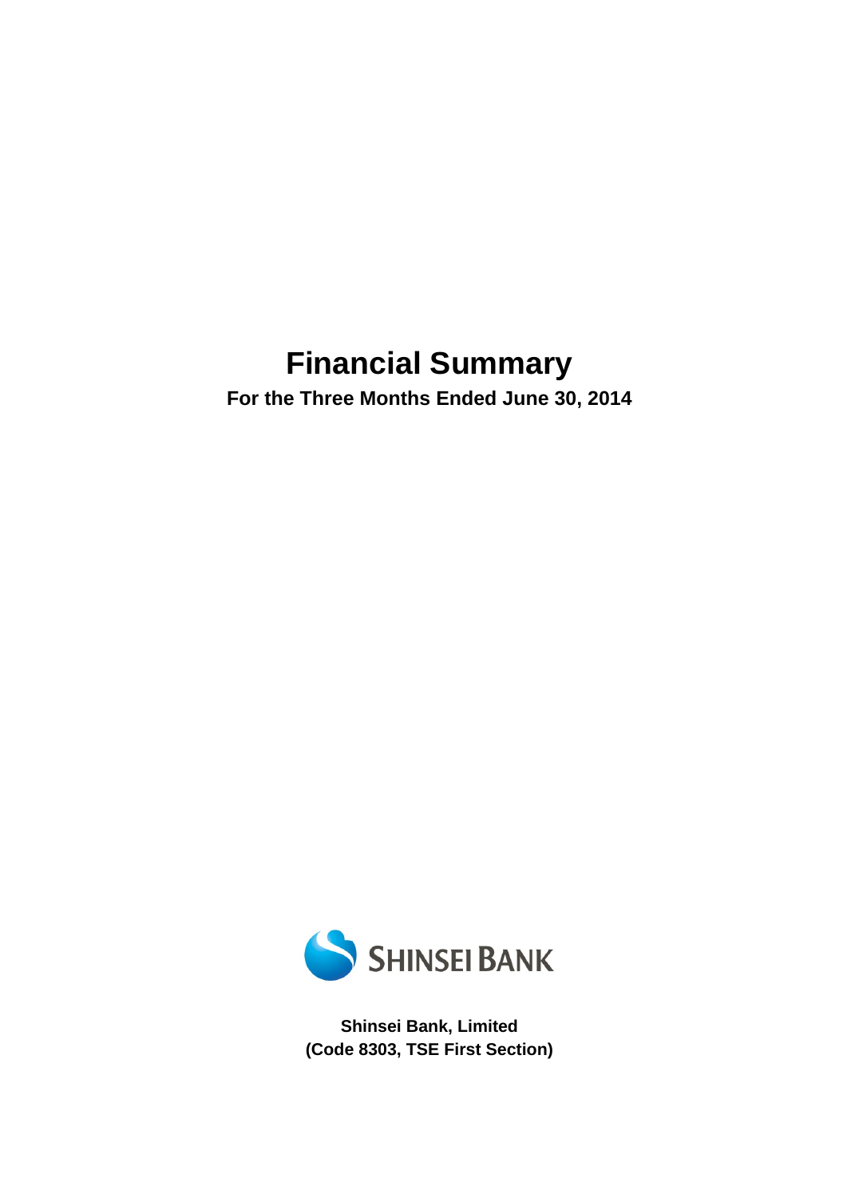# Financial Summary

**For the Three Months Ended June 30, 2014**

SHINSEI BANK

**Shinsei Bank, Limited**
**(Code 8303, TSE First Section)**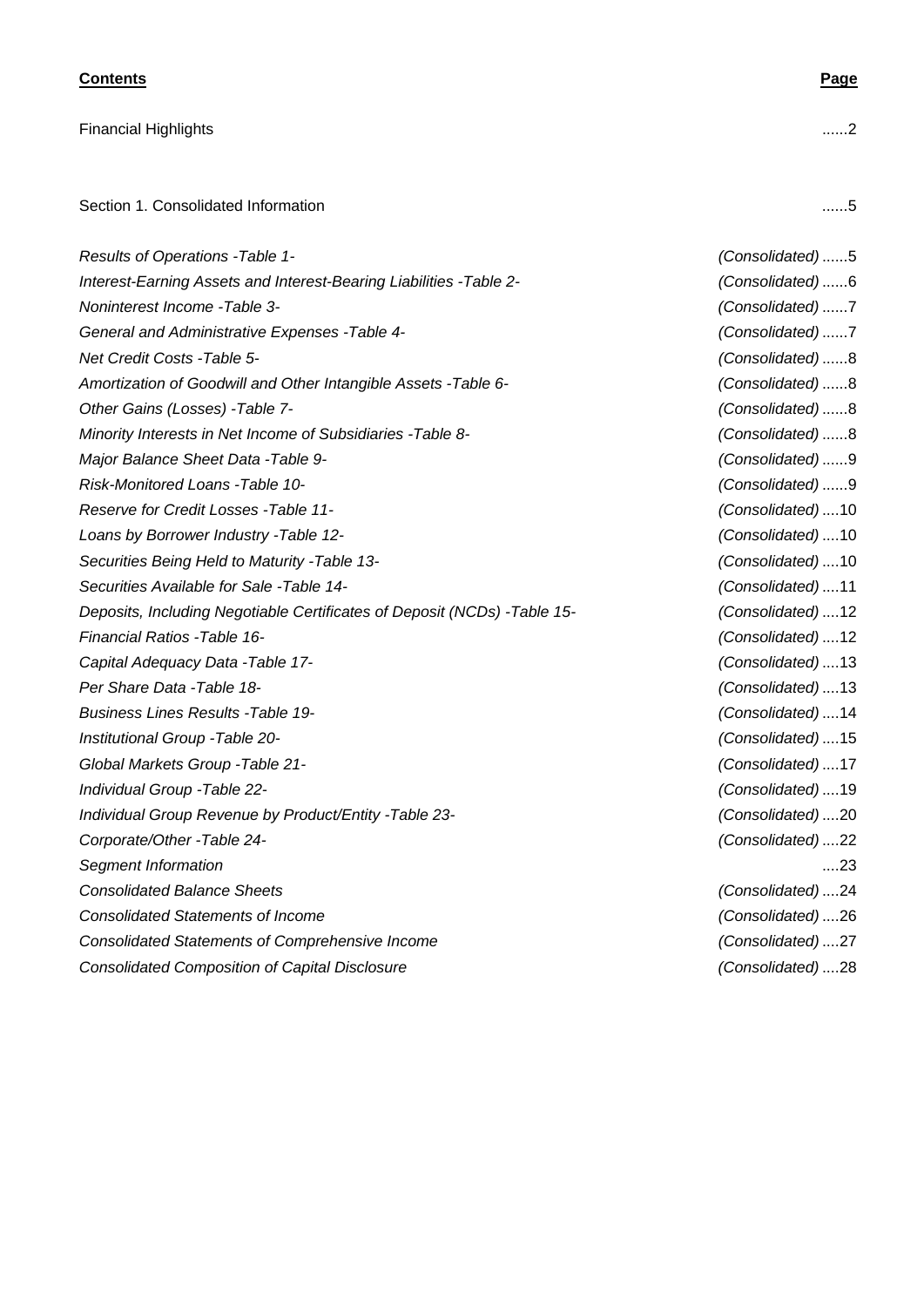**Contents** | **Page**

| Contents | Page |
|---|---|
| Financial Highlights | ......2 |
| Section 1. Consolidated Information | ......5 |
| *Results of Operations -Table 1-* | *(Consolidated)* ......5 |
| *Interest-Earning Assets and Interest-Bearing Liabilities -Table 2-* | *(Consolidated)* ......6 |
| *Noninterest Income -Table 3-* | *(Consolidated)* ......7 |
| *General and Administrative Expenses -Table 4-* | *(Consolidated)* ......7 |
| *Net Credit Costs -Table 5-* | *(Consolidated)* ......8 |
| *Amortization of Goodwill and Other Intangible Assets -Table 6-* | *(Consolidated)* ......8 |
| *Other Gains (Losses) -Table 7-* | *(Consolidated)* ......8 |
| *Minority Interests in Net Income of Subsidiaries -Table 8-* | *(Consolidated)* ......8 |
| *Major Balance Sheet Data -Table 9-* | *(Consolidated)* ......9 |
| *Risk-Monitored Loans -Table 10-* | *(Consolidated)* ......9 |
| *Reserve for Credit Losses -Table 11-* | *(Consolidated)* ....10 |
| *Loans by Borrower Industry -Table 12-* | *(Consolidated)* ....10 |
| *Securities Being Held to Maturity -Table 13-* | *(Consolidated)* ....10 |
| *Securities Available for Sale -Table 14-* | *(Consolidated)* ....11 |
| *Deposits, Including Negotiable Certificates of Deposit (NCDs) -Table 15-* | *(Consolidated)* ....12 |
| *Financial Ratios -Table 16-* | *(Consolidated)* ....12 |
| *Capital Adequacy Data -Table 17-* | *(Consolidated)* ....13 |
| *Per Share Data -Table 18-* | *(Consolidated)* ....13 |
| *Business Lines Results -Table 19-* | *(Consolidated)* ....14 |
| *Institutional Group -Table 20-* | *(Consolidated)* ....15 |
| *Global Markets Group -Table 21-* | *(Consolidated)* ....17 |
| *Individual Group -Table 22-* | *(Consolidated)* ....19 |
| *Individual Group Revenue by Product/Entity -Table 23-* | *(Consolidated)* ....20 |
| *Corporate/Other -Table 24-* | *(Consolidated)* ....22 |
| *Segment Information* | ....23 |
| *Consolidated Balance Sheets* | *(Consolidated)* ....24 |
| *Consolidated Statements of Income* | *(Consolidated)* ....26 |
| *Consolidated Statements of Comprehensive Income* | *(Consolidated)* ....27 |
| *Consolidated Composition of Capital Disclosure* | *(Consolidated)* ....28 |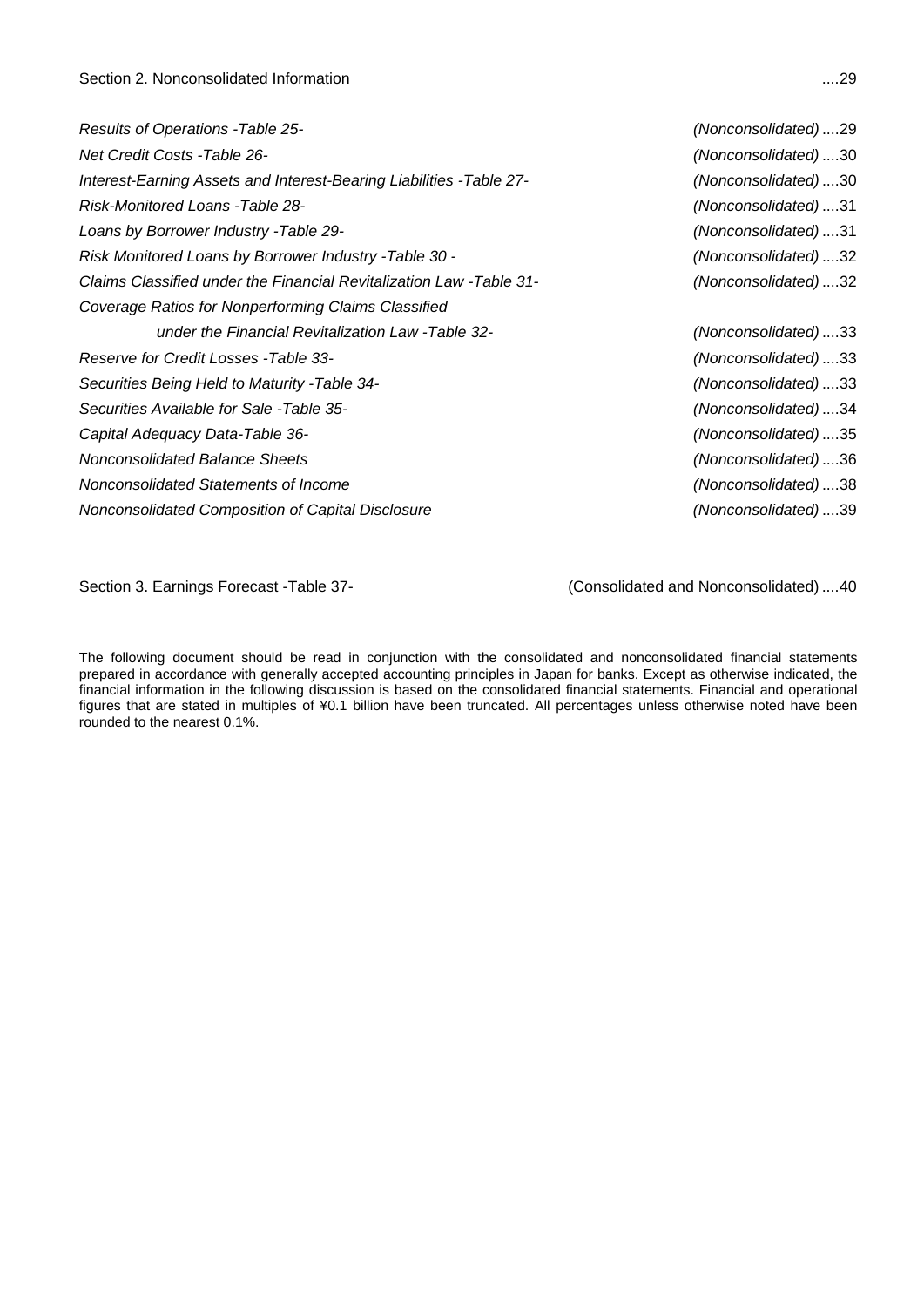Section 2. Nonconsolidated Information ....29

*Results of Operations -Table 25-* *(Nonconsolidated)* ....29

*Net Credit Costs -Table 26-* *(Nonconsolidated)* ....30

*Interest-Earning Assets and Interest-Bearing Liabilities -Table 27-* *(Nonconsolidated)* ....30

*Risk-Monitored Loans -Table 28-* *(Nonconsolidated)* ....31

*Loans by Borrower Industry -Table 29-* *(Nonconsolidated)* ....31

*Risk Monitored Loans by Borrower Industry -Table 30 -* *(Nonconsolidated)* ....32

*Claims Classified under the Financial Revitalization Law -Table 31-* *(Nonconsolidated)* ....32

*Coverage Ratios for Nonperforming Claims Classified under the Financial Revitalization Law -Table 32-* *(Nonconsolidated)* ....33

*Reserve for Credit Losses -Table 33-* *(Nonconsolidated)* ....33

*Securities Being Held to Maturity -Table 34-* *(Nonconsolidated)* ....33

*Securities Available for Sale -Table 35-* *(Nonconsolidated)* ....34

*Capital Adequacy Data-Table 36-* *(Nonconsolidated)* ....35

*Nonconsolidated Balance Sheets* *(Nonconsolidated)* ....36

*Nonconsolidated Statements of Income* *(Nonconsolidated)* ....38

*Nonconsolidated Composition of Capital Disclosure* *(Nonconsolidated)* ....39

Section 3. Earnings Forecast -Table 37- (Consolidated and Nonconsolidated) ....40

The following document should be read in conjunction with the consolidated and nonconsolidated financial statements prepared in accordance with generally accepted accounting principles in Japan for banks. Except as otherwise indicated, the financial information in the following discussion is based on the consolidated financial statements. Financial and operational figures that are stated in multiples of ¥0.1 billion have been truncated. All percentages unless otherwise noted have been rounded to the nearest 0.1%.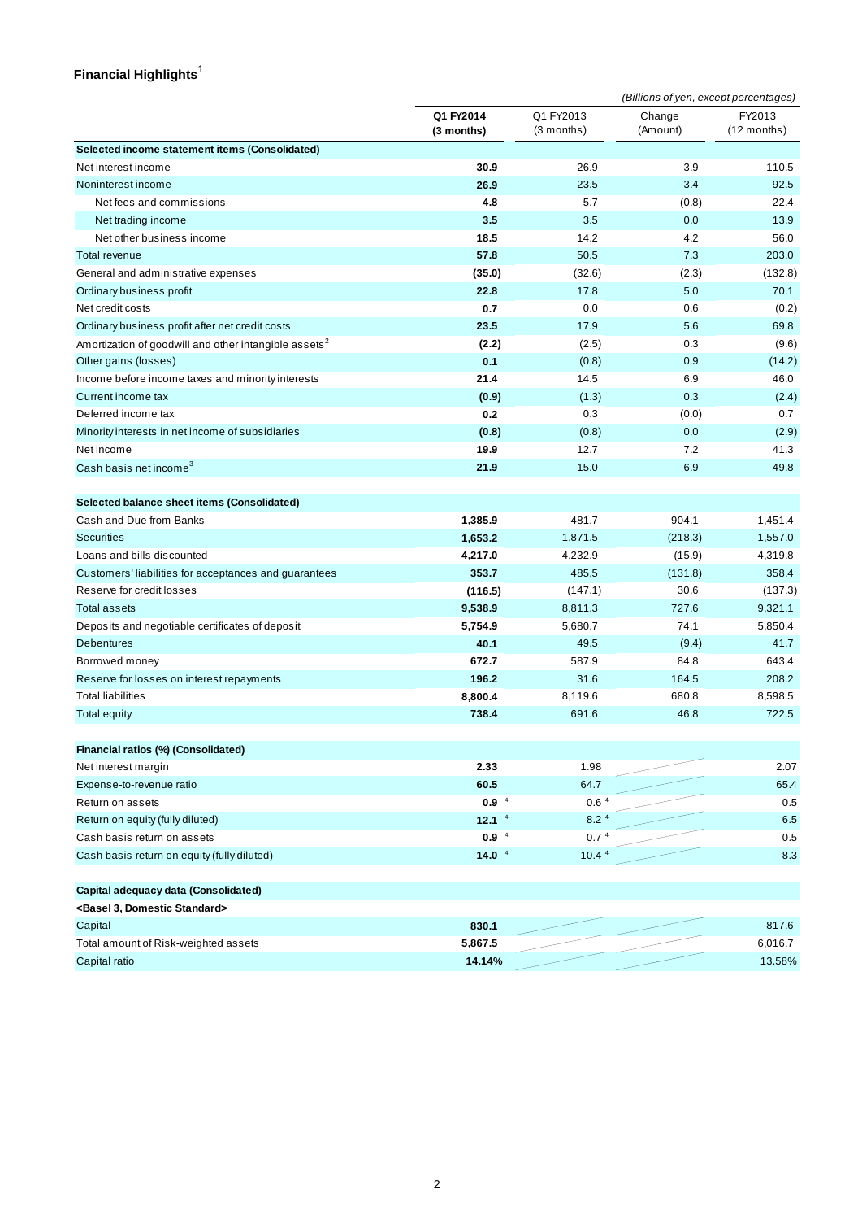## Financial Highlights[1]

*(Billions of yen, except percentages)*

| | Q1 FY2014 (3 months) | Q1 FY2013 (3 months) | Change (Amount) | FY2013 (12 months) |
|---|---|---|---|---|
| **Selected income statement items (Consolidated)** | | | | |
| Net interest income | **30.9** | 26.9 | 3.9 | 110.5 |
| Noninterest income | **26.9** | 23.5 | 3.4 | 92.5 |
| Net fees and commissions | **4.8** | 5.7 | (0.8) | 22.4 |
| Net trading income | **3.5** | 3.5 | 0.0 | 13.9 |
| Net other business income | **18.5** | 14.2 | 4.2 | 56.0 |
| Total revenue | **57.8** | 50.5 | 7.3 | 203.0 |
| General and administrative expenses | **(35.0)** | (32.6) | (2.3) | (132.8) |
| Ordinary business profit | **22.8** | 17.8 | 5.0 | 70.1 |
| Net credit costs | **0.7** | 0.0 | 0.6 | (0.2) |
| Ordinary business profit after net credit costs | **23.5** | 17.9 | 5.6 | 69.8 |
| Amortization of goodwill and other intangible assets[2] | **(2.2)** | (2.5) | 0.3 | (9.6) |
| Other gains (losses) | **0.1** | (0.8) | 0.9 | (14.2) |
| Income before income taxes and minority interests | **21.4** | 14.5 | 6.9 | 46.0 |
| Current income tax | **(0.9)** | (1.3) | 0.3 | (2.4) |
| Deferred income tax | **0.2** | 0.3 | (0.0) | 0.7 |
| Minority interests in net income of subsidiaries | **(0.8)** | (0.8) | 0.0 | (2.9) |
| Net income | **19.9** | 12.7 | 7.2 | 41.3 |
| Cash basis net income[3] | **21.9** | 15.0 | 6.9 | 49.8 |
| **Selected balance sheet items (Consolidated)** | | | | |
| Cash and Due from Banks | **1,385.9** | 481.7 | 904.1 | 1,451.4 |
| Securities | **1,653.2** | 1,871.5 | (218.3) | 1,557.0 |
| Loans and bills discounted | **4,217.0** | 4,232.9 | (15.9) | 4,319.8 |
| Customers' liabilities for acceptances and guarantees | **353.7** | 485.5 | (131.8) | 358.4 |
| Reserve for credit losses | **(116.5)** | (147.1) | 30.6 | (137.3) |
| Total assets | **9,538.9** | 8,811.3 | 727.6 | 9,321.1 |
| Deposits and negotiable certificates of deposit | **5,754.9** | 5,680.7 | 74.1 | 5,850.4 |
| Debentures | **40.1** | 49.5 | (9.4) | 41.7 |
| Borrowed money | **672.7** | 587.9 | 84.8 | 643.4 |
| Reserve for losses on interest repayments | **196.2** | 31.6 | 164.5 | 208.2 |
| Total liabilities | **8,800.4** | 8,119.6 | 680.8 | 8,598.5 |
| Total equity | **738.4** | 691.6 | 46.8 | 722.5 |
| **Financial ratios (%) (Consolidated)** | | | | |
| Net interest margin | **2.33** | 1.98 | | 2.07 |
| Expense-to-revenue ratio | **60.5** | 64.7 | | 65.4 |
| Return on assets | **0.9** [4] | 0.6 [4] | | 0.5 |
| Return on equity (fully diluted) | **12.1** [4] | 8.2 [4] | | 6.5 |
| Cash basis return on assets | **0.9** [4] | 0.7 [4] | | 0.5 |
| Cash basis return on equity (fully diluted) | **14.0** [4] | 10.4 [4] | | 8.3 |
| **Capital adequacy data (Consolidated)** | | | | |
| **<Basel 3, Domestic Standard>** | | | | |
| Capital | **830.1** | | | 817.6 |
| Total amount of Risk-weighted assets | **5,867.5** | | | 6,016.7 |
| Capital ratio | **14.14%** | | | 13.58% |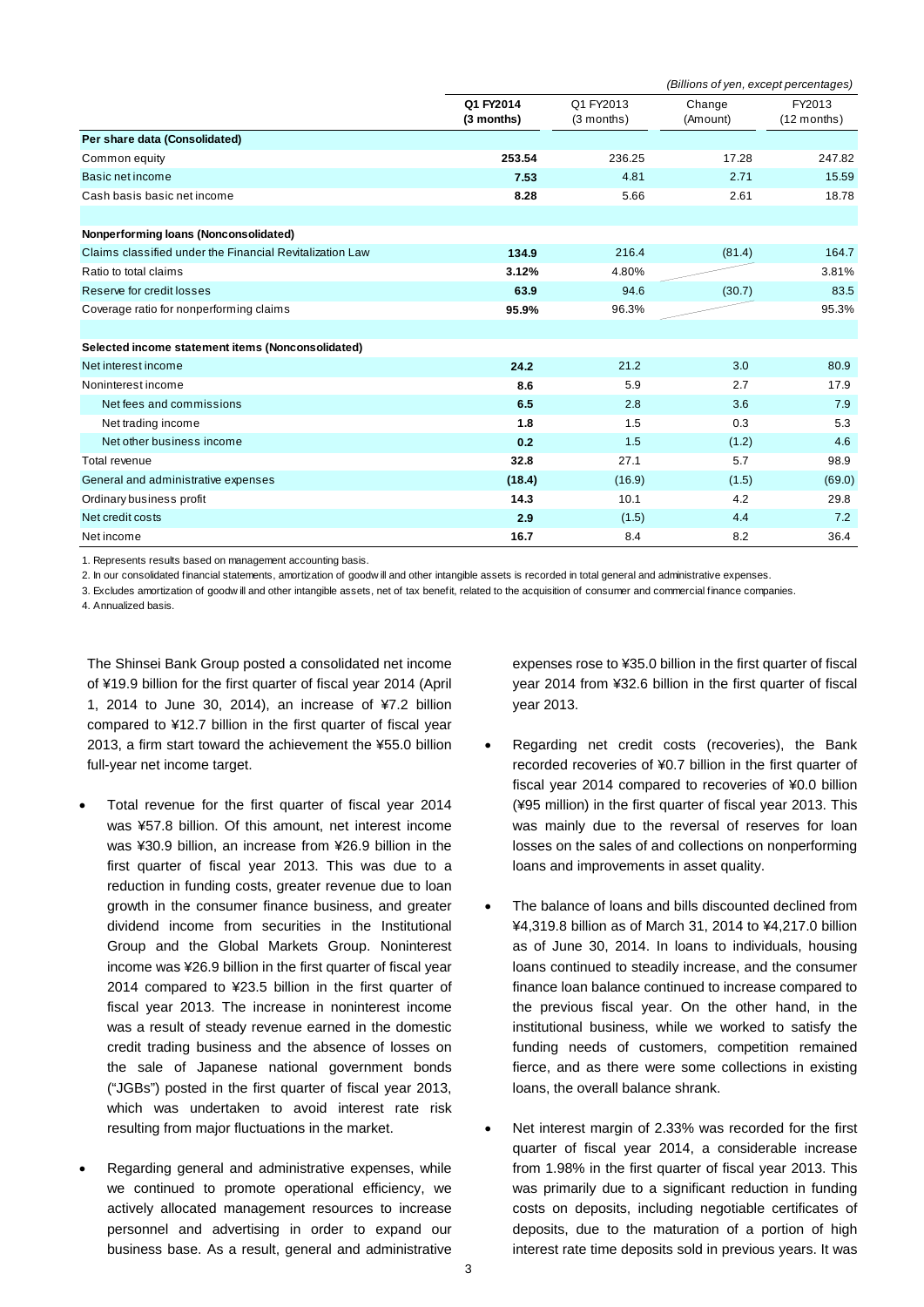*(Billions of yen, except percentages)*

| | Q1 FY2014 (3 months) | Q1 FY2013 (3 months) | Change (Amount) | FY2013 (12 months) |
|---|---|---|---|---|
| **Per share data (Consolidated)** | | | | |
| Common equity | **253.54** | 236.25 | 17.28 | 247.82 |
| Basic net income | **7.53** | 4.81 | 2.71 | 15.59 |
| Cash basis basic net income | **8.28** | 5.66 | 2.61 | 18.78 |
| | | | | |
| **Nonperforming loans (Nonconsolidated)** | | | | |
| Claims classified under the Financial Revitalization Law | **134.9** | 216.4 | (81.4) | 164.7 |
| Ratio to total claims | **3.12%** | 4.80% | | 3.81% |
| Reserve for credit losses | **63.9** | 94.6 | (30.7) | 83.5 |
| Coverage ratio for nonperforming claims | **95.9%** | 96.3% | | 95.3% |
| | | | | |
| **Selected income statement items (Nonconsolidated)** | | | | |
| Net interest income | **24.2** | 21.2 | 3.0 | 80.9 |
| Noninterest income | **8.6** | 5.9 | 2.7 | 17.9 |
| Net fees and commissions | **6.5** | 2.8 | 3.6 | 7.9 |
| Net trading income | **1.8** | 1.5 | 0.3 | 5.3 |
| Net other business income | **0.2** | 1.5 | (1.2) | 4.6 |
| Total revenue | **32.8** | 27.1 | 5.7 | 98.9 |
| General and administrative expenses | **(18.4)** | (16.9) | (1.5) | (69.0) |
| Ordinary business profit | **14.3** | 10.1 | 4.2 | 29.8 |
| Net credit costs | **2.9** | (1.5) | 4.4 | 7.2 |
| Net income | **16.7** | 8.4 | 8.2 | 36.4 |

1. Represents results based on management accounting basis.
2. In our consolidated financial statements, amortization of goodwill and other intangible assets is recorded in total general and administrative expenses.
3. Excludes amortization of goodwill and other intangible assets, net of tax benefit, related to the acquisition of consumer and commercial finance companies.
4. Annualized basis.

The Shinsei Bank Group posted a consolidated net income of ¥19.9 billion for the first quarter of fiscal year 2014 (April 1, 2014 to June 30, 2014), an increase of ¥7.2 billion compared to ¥12.7 billion in the first quarter of fiscal year 2013, a firm start toward the achievement the ¥55.0 billion full-year net income target.

- Total revenue for the first quarter of fiscal year 2014 was ¥57.8 billion. Of this amount, net interest income was ¥30.9 billion, an increase from ¥26.9 billion in the first quarter of fiscal year 2013. This was due to a reduction in funding costs, greater revenue due to loan growth in the consumer finance business, and greater dividend income from securities in the Institutional Group and the Global Markets Group. Noninterest income was ¥26.9 billion in the first quarter of fiscal year 2014 compared to ¥23.5 billion in the first quarter of fiscal year 2013. The increase in noninterest income was a result of steady revenue earned in the domestic credit trading business and the absence of losses on the sale of Japanese national government bonds ("JGBs") posted in the first quarter of fiscal year 2013, which was undertaken to avoid interest rate risk resulting from major fluctuations in the market.

- Regarding general and administrative expenses, while we continued to promote operational efficiency, we actively allocated management resources to increase personnel and advertising in order to expand our business base. As a result, general and administrative expenses rose to ¥35.0 billion in the first quarter of fiscal year 2014 from ¥32.6 billion in the first quarter of fiscal year 2013.

- Regarding net credit costs (recoveries), the Bank recorded recoveries of ¥0.7 billion in the first quarter of fiscal year 2014 compared to recoveries of ¥0.0 billion (¥95 million) in the first quarter of fiscal year 2013. This was mainly due to the reversal of reserves for loan losses on the sales of and collections on nonperforming loans and improvements in asset quality.

- The balance of loans and bills discounted declined from ¥4,319.8 billion as of March 31, 2014 to ¥4,217.0 billion as of June 30, 2014. In loans to individuals, housing loans continued to steadily increase, and the consumer finance loan balance continued to increase compared to the previous fiscal year. On the other hand, in the institutional business, while we worked to satisfy the funding needs of customers, competition remained fierce, and as there were some collections in existing loans, the overall balance shrank.

- Net interest margin of 2.33% was recorded for the first quarter of fiscal year 2014, a considerable increase from 1.98% in the first quarter of fiscal year 2013. This was primarily due to a significant reduction in funding costs on deposits, including negotiable certificates of deposits, due to the maturation of a portion of high interest rate time deposits sold in previous years. It was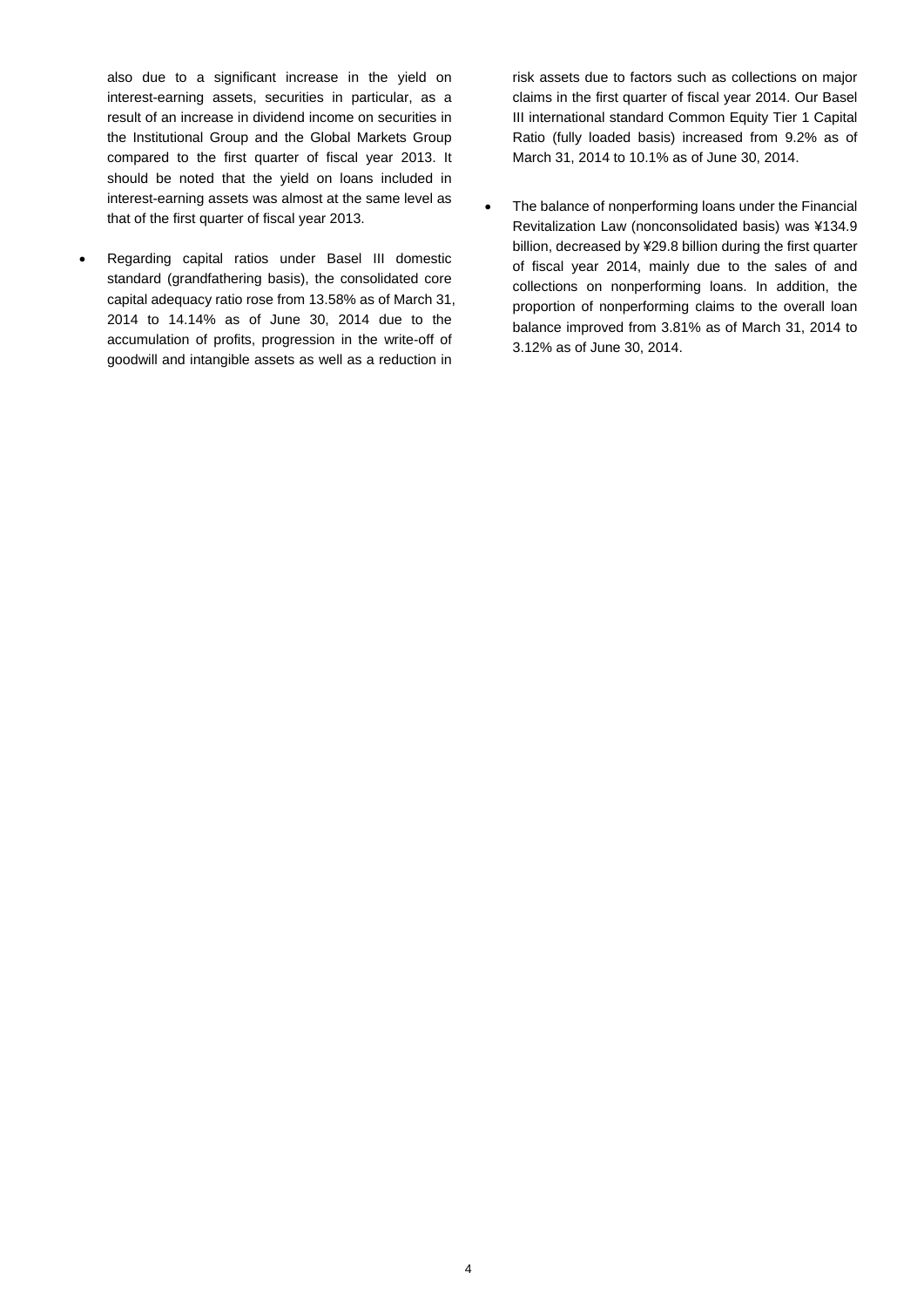also due to a significant increase in the yield on interest-earning assets, securities in particular, as a result of an increase in dividend income on securities in the Institutional Group and the Global Markets Group compared to the first quarter of fiscal year 2013. It should be noted that the yield on loans included in interest-earning assets was almost at the same level as that of the first quarter of fiscal year 2013.

- Regarding capital ratios under Basel III domestic standard (grandfathering basis), the consolidated core capital adequacy ratio rose from 13.58% as of March 31, 2014 to 14.14% as of June 30, 2014 due to the accumulation of profits, progression in the write-off of goodwill and intangible assets as well as a reduction in risk assets due to factors such as collections on major claims in the first quarter of fiscal year 2014. Our Basel III international standard Common Equity Tier 1 Capital Ratio (fully loaded basis) increased from 9.2% as of March 31, 2014 to 10.1% as of June 30, 2014.

- The balance of nonperforming loans under the Financial Revitalization Law (nonconsolidated basis) was ¥134.9 billion, decreased by ¥29.8 billion during the first quarter of fiscal year 2014, mainly due to the sales of and collections on nonperforming loans. In addition, the proportion of nonperforming claims to the overall loan balance improved from 3.81% as of March 31, 2014 to 3.12% as of June 30, 2014.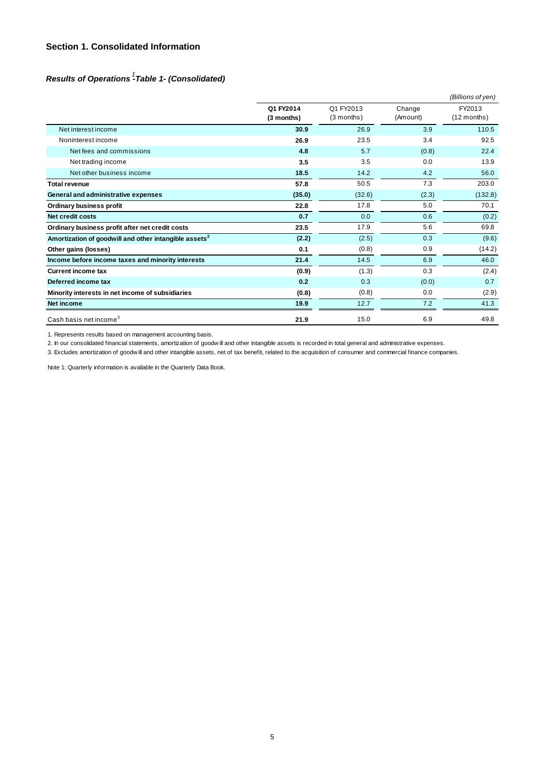## Section 1. Consolidated Information

### *Results of Operations[1] -Table 1- (Consolidated)*

*(Billions of yen)*

| | Q1 FY2014 (3 months) | Q1 FY2013 (3 months) | Change (Amount) | FY2013 (12 months) |
|---|---|---|---|---|
| Net interest income | **30.9** | 26.9 | 3.9 | 110.5 |
| Noninterest income | **26.9** | 23.5 | 3.4 | 92.5 |
| Net fees and commissions | **4.8** | 5.7 | (0.8) | 22.4 |
| Net trading income | **3.5** | 3.5 | 0.0 | 13.9 |
| Net other business income | **18.5** | 14.2 | 4.2 | 56.0 |
| **Total revenue** | **57.8** | 50.5 | 7.3 | 203.0 |
| **General and administrative expenses** | **(35.0)** | (32.6) | (2.3) | (132.8) |
| **Ordinary business profit** | **22.8** | 17.8 | 5.0 | 70.1 |
| **Net credit costs** | **0.7** | 0.0 | 0.6 | (0.2) |
| **Ordinary business profit after net credit costs** | **23.5** | 17.9 | 5.6 | 69.8 |
| **Amortization of goodwill and other intangible assets[2]** | **(2.2)** | (2.5) | 0.3 | (9.6) |
| **Other gains (losses)** | **0.1** | (0.8) | 0.9 | (14.2) |
| **Income before income taxes and minority interests** | **21.4** | 14.5 | 6.9 | 46.0 |
| **Current income tax** | **(0.9)** | (1.3) | 0.3 | (2.4) |
| **Deferred income tax** | **0.2** | 0.3 | (0.0) | 0.7 |
| **Minority interests in net income of subsidiaries** | **(0.8)** | (0.8) | 0.0 | (2.9) |
| **Net income** | **19.9** | 12.7 | 7.2 | 41.3 |
| Cash basis net income[3] | **21.9** | 15.0 | 6.9 | 49.8 |

1. Represents results based on management accounting basis.
2. In our consolidated financial statements, amortization of goodwill and other intangible assets is recorded in total general and administrative expenses.
3. Excludes amortization of goodwill and other intangible assets, net of tax benefit, related to the acquisition of consumer and commercial finance companies.

Note 1: Quarterly information is available in the Quarterly Data Book.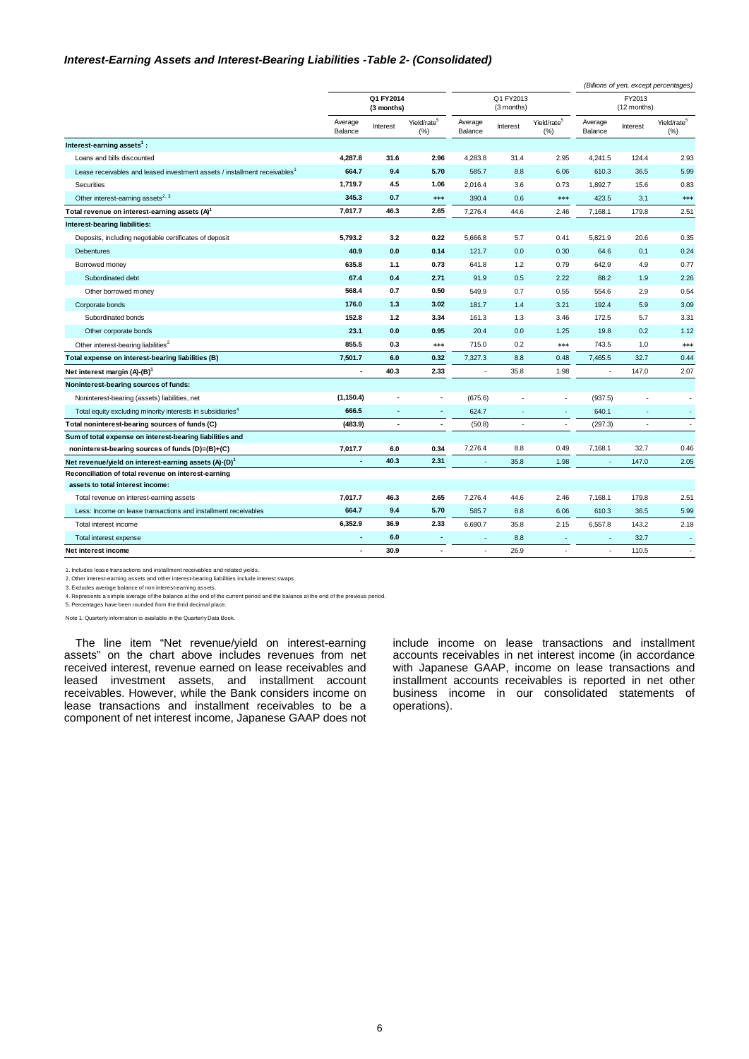### *Interest-Earning Assets and Interest-Bearing Liabilities -Table 2- (Consolidated)*

*(Billions of yen, except percentages)*

| | Q1 FY2014 (3 months) | | | Q1 FY2013 (3 months) | | | FY2013 (12 months) | | |
|---|---|---|---|---|---|---|---|---|---|
| | Average Balance | Interest | Yield/rate[5] (%) | Average Balance | Interest | Yield/rate[5] (%) | Average Balance | Interest | Yield/rate[5] (%) |
| **Interest-earning assets[1] :** | | | | | | | | | |
| Loans and bills discounted | **4,287.8** | **31.6** | **2.96** | 4,283.8 | 31.4 | 2.95 | 4,241.5 | 124.4 | 2.93 |
| Lease receivables and leased investment assets / installment receivables[1] | **664.7** | **9.4** | **5.70** | 585.7 | 8.8 | 6.06 | 610.3 | 36.5 | 5.99 |
| Securities | **1,719.7** | **4.5** | **1.06** | 2,016.4 | 3.6 | 0.73 | 1,892.7 | 15.6 | 0.83 |
| Other interest-earning assets[2, 3] | **345.3** | **0.7** | **\*\*\*** | 390.4 | 0.6 | \*\*\* | 423.5 | 3.1 | \*\*\* |
| **Total revenue on interest-earning assets (A)[1]** | **7,017.7** | **46.3** | **2.65** | 7,276.4 | 44.6 | 2.46 | 7,168.1 | 179.8 | 2.51 |
| **Interest-bearing liabilities:** | | | | | | | | | |
| Deposits, including negotiable certificates of deposit | **5,793.2** | **3.2** | **0.22** | 5,666.8 | 5.7 | 0.41 | 5,821.9 | 20.6 | 0.35 |
| Debentures | **40.9** | **0.0** | **0.14** | 121.7 | 0.0 | 0.30 | 64.6 | 0.1 | 0.24 |
| Borrowed money | **635.8** | **1.1** | **0.73** | 641.8 | 1.2 | 0.79 | 642.9 | 4.9 | 0.77 |
| Subordinated debt | **67.4** | **0.4** | **2.71** | 91.9 | 0.5 | 2.22 | 88.2 | 1.9 | 2.26 |
| Other borrowed money | **568.4** | **0.7** | **0.50** | 549.9 | 0.7 | 0.55 | 554.6 | 2.9 | 0.54 |
| Corporate bonds | **176.0** | **1.3** | **3.02** | 181.7 | 1.4 | 3.21 | 192.4 | 5.9 | 3.09 |
| Subordinated bonds | **152.8** | **1.2** | **3.34** | 161.3 | 1.3 | 3.46 | 172.5 | 5.7 | 3.31 |
| Other corporate bonds | **23.1** | **0.0** | **0.95** | 20.4 | 0.0 | 1.25 | 19.8 | 0.2 | 1.12 |
| Other interest-bearing liabilities[2] | **855.5** | **0.3** | **\*\*\*** | 715.0 | 0.2 | \*\*\* | 743.5 | 1.0 | \*\*\* |
| **Total expense on interest-bearing liabilities (B)** | **7,501.7** | **6.0** | **0.32** | 7,327.3 | 8.8 | 0.48 | 7,465.5 | 32.7 | 0.44 |
| **Net interest margin (A)-(B)[1]** | **-** | **40.3** | **2.33** | - | 35.8 | 1.98 | - | 147.0 | 2.07 |
| **Noninterest-bearing sources of funds:** | | | | | | | | | |
| Noninterest-bearing (assets) liabilities, net | **(1,150.4)** | **-** | **-** | (675.6) | - | - | (937.5) | - | - |
| Total equity excluding minority interests in subsidiaries[4] | **666.5** | **-** | **-** | 624.7 | - | - | 640.1 | - | - |
| **Total noninterest-bearing sources of funds (C)** | **(483.9)** | **-** | **-** | (50.8) | - | - | (297.3) | - | - |
| **Sum of total expense on interest-bearing liabilities and noninterest-bearing sources of funds (D)=(B)+(C)** | **7,017.7** | **6.0** | **0.34** | 7,276.4 | 8.8 | 0.49 | 7,168.1 | 32.7 | 0.46 |
| **Net revenue/yield on interest-earning assets (A)-(D)[1]** | **-** | **40.3** | **2.31** | - | 35.8 | 1.98 | - | 147.0 | 2.05 |
| **Reconciliation of total revenue on interest-earning assets to total interest income:** | | | | | | | | | |
| Total revenue on interest-earning assets | **7,017.7** | **46.3** | **2.65** | 7,276.4 | 44.6 | 2.46 | 7,168.1 | 179.8 | 2.51 |
| Less: Income on lease transactions and installment receivables | **664.7** | **9.4** | **5.70** | 585.7 | 8.8 | 6.06 | 610.3 | 36.5 | 5.99 |
| Total interest income | **6,352.9** | **36.9** | **2.33** | 6,690.7 | 35.8 | 2.15 | 6,557.8 | 143.2 | 2.18 |
| Total interest expense | **-** | **6.0** | **-** | - | 8.8 | - | - | 32.7 | - |
| **Net interest income** | **-** | **30.9** | **-** | - | 26.9 | - | - | 110.5 | - |

1. Includes lease transactions and installment receivables and related yields.
2. Other interest-earning assets and other interest-bearing liabilities include interest swaps.
3. Excludes average balance of non interest-earning assets.
4. Represents a simple average of the balance at the end of the current period and the balance at the end of the previous period.
5. Percentages have been rounded from the third decimal place.

Note 1: Quarterly information is available in the Quarterly Data Book.

The line item "Net revenue/yield on interest-earning assets" on the chart above includes revenues from net received interest, revenue earned on lease receivables and leased investment assets, and installment account receivables. However, while the Bank considers income on lease transactions and installment receivables to be a component of net interest income, Japanese GAAP does not include income on lease transactions and installment accounts receivables in net interest income (in accordance with Japanese GAAP, income on lease transactions and installment accounts receivables is reported in net other business income in our consolidated statements of operations).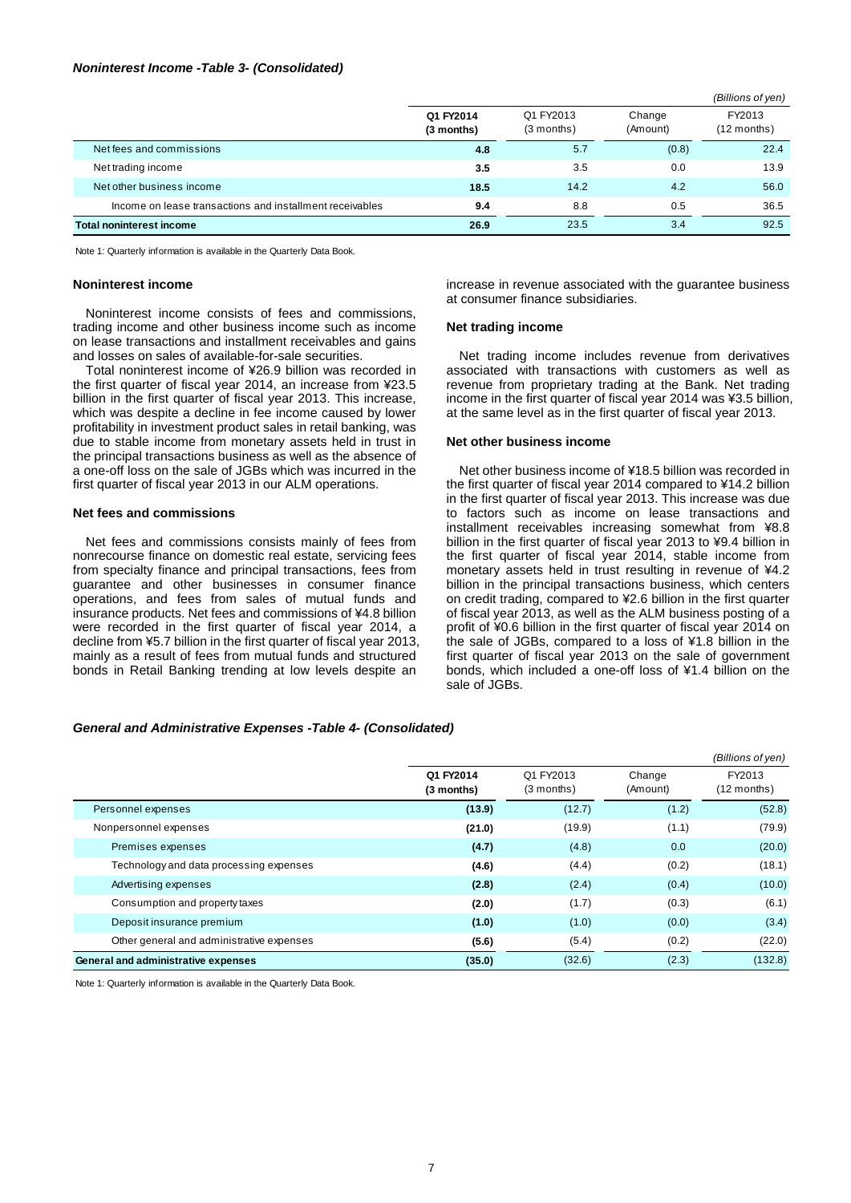### *Noninterest Income -Table 3- (Consolidated)*

*(Billions of yen)*

| | Q1 FY2014 (3 months) | Q1 FY2013 (3 months) | Change (Amount) | FY2013 (12 months) |
|---|---|---|---|---|
| Net fees and commissions | **4.8** | 5.7 | (0.8) | 22.4 |
| Net trading income | **3.5** | 3.5 | 0.0 | 13.9 |
| Net other business income | **18.5** | 14.2 | 4.2 | 56.0 |
| Income on lease transactions and installment receivables | **9.4** | 8.8 | 0.5 | 36.5 |
| **Total noninterest income** | **26.9** | 23.5 | 3.4 | 92.5 |

Note 1: Quarterly information is available in the Quarterly Data Book.

#### Noninterest income

Noninterest income consists of fees and commissions, trading income and other business income such as income on lease transactions and installment receivables and gains and losses on sales of available-for-sale securities.

Total noninterest income of ¥26.9 billion was recorded in the first quarter of fiscal year 2014, an increase from ¥23.5 billion in the first quarter of fiscal year 2013. This increase, which was despite a decline in fee income caused by lower profitability in investment product sales in retail banking, was due to stable income from monetary assets held in trust in the principal transactions business as well as the absence of a one-off loss on the sale of JGBs which was incurred in the first quarter of fiscal year 2013 in our ALM operations.

#### Net fees and commissions

Net fees and commissions consists mainly of fees from nonrecourse finance on domestic real estate, servicing fees from specialty finance and principal transactions, fees from guarantee and other businesses in consumer finance operations, and fees from sales of mutual funds and insurance products. Net fees and commissions of ¥4.8 billion were recorded in the first quarter of fiscal year 2014, a decline from ¥5.7 billion in the first quarter of fiscal year 2013, mainly as a result of fees from mutual funds and structured bonds in Retail Banking trending at low levels despite an increase in revenue associated with the guarantee business at consumer finance subsidiaries.

#### Net trading income

Net trading income includes revenue from derivatives associated with transactions with customers as well as revenue from proprietary trading at the Bank. Net trading income in the first quarter of fiscal year 2014 was ¥3.5 billion, at the same level as in the first quarter of fiscal year 2013.

#### Net other business income

Net other business income of ¥18.5 billion was recorded in the first quarter of fiscal year 2014 compared to ¥14.2 billion in the first quarter of fiscal year 2013. This increase was due to factors such as income on lease transactions and installment receivables increasing somewhat from ¥8.8 billion in the first quarter of fiscal year 2013 to ¥9.4 billion in the first quarter of fiscal year 2014, stable income from monetary assets held in trust resulting in revenue of ¥4.2 billion in the principal transactions business, which centers on credit trading, compared to ¥2.6 billion in the first quarter of fiscal year 2013, as well as the ALM business posting of a profit of ¥0.6 billion in the first quarter of fiscal year 2014 on the sale of JGBs, compared to a loss of ¥1.8 billion in the first quarter of fiscal year 2013 on the sale of government bonds, which included a one-off loss of ¥1.4 billion on the sale of JGBs.

### *General and Administrative Expenses -Table 4- (Consolidated)*

*(Billions of yen)*

| | Q1 FY2014 (3 months) | Q1 FY2013 (3 months) | Change (Amount) | FY2013 (12 months) |
|---|---|---|---|---|
| Personnel expenses | **(13.9)** | (12.7) | (1.2) | (52.8) |
| Nonpersonnel expenses | **(21.0)** | (19.9) | (1.1) | (79.9) |
| Premises expenses | **(4.7)** | (4.8) | 0.0 | (20.0) |
| Technology and data processing expenses | **(4.6)** | (4.4) | (0.2) | (18.1) |
| Advertising expenses | **(2.8)** | (2.4) | (0.4) | (10.0) |
| Consumption and property taxes | **(2.0)** | (1.7) | (0.3) | (6.1) |
| Deposit insurance premium | **(1.0)** | (1.0) | (0.0) | (3.4) |
| Other general and administrative expenses | **(5.6)** | (5.4) | (0.2) | (22.0) |
| **General and administrative expenses** | **(35.0)** | (32.6) | (2.3) | (132.8) |

Note 1: Quarterly information is available in the Quarterly Data Book.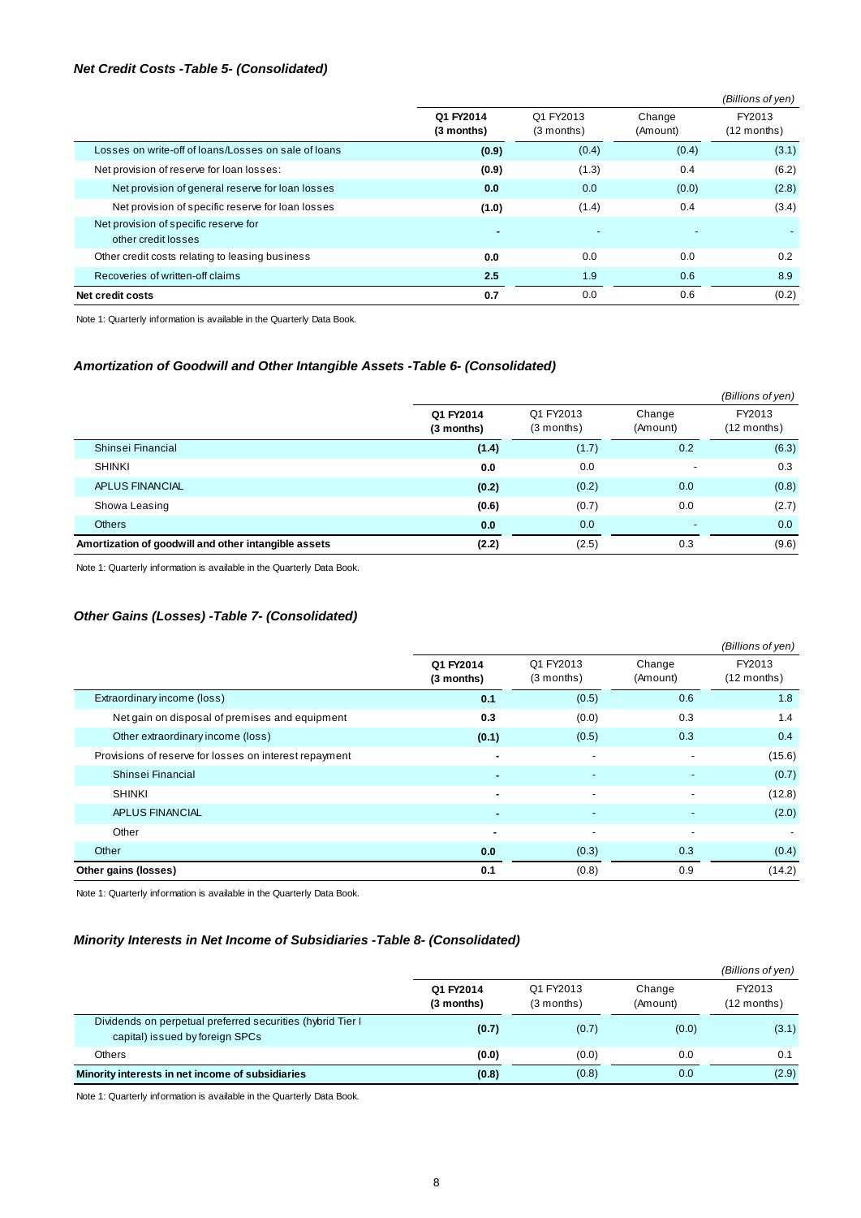### *Net Credit Costs -Table 5- (Consolidated)*

*(Billions of yen)*

| | Q1 FY2014 (3 months) | Q1 FY2013 (3 months) | Change (Amount) | FY2013 (12 months) |
|---|---|---|---|---|
| Losses on write-off of loans/Losses on sale of loans | **(0.9)** | (0.4) | (0.4) | (3.1) |
| Net provision of reserve for loan losses: | **(0.9)** | (1.3) | 0.4 | (6.2) |
| Net provision of general reserve for loan losses | **0.0** | 0.0 | (0.0) | (2.8) |
| Net provision of specific reserve for loan losses | **(1.0)** | (1.4) | 0.4 | (3.4) |
| Net provision of specific reserve for other credit losses | **-** | - | - | - |
| Other credit costs relating to leasing business | **0.0** | 0.0 | 0.0 | 0.2 |
| Recoveries of written-off claims | **2.5** | 1.9 | 0.6 | 8.9 |
| **Net credit costs** | **0.7** | 0.0 | 0.6 | (0.2) |

Note 1: Quarterly information is available in the Quarterly Data Book.

### *Amortization of Goodwill and Other Intangible Assets -Table 6- (Consolidated)*

*(Billions of yen)*

| | Q1 FY2014 (3 months) | Q1 FY2013 (3 months) | Change (Amount) | FY2013 (12 months) |
|---|---|---|---|---|
| Shinsei Financial | **(1.4)** | (1.7) | 0.2 | (6.3) |
| SHINKI | **0.0** | 0.0 | - | 0.3 |
| APLUS FINANCIAL | **(0.2)** | (0.2) | 0.0 | (0.8) |
| Showa Leasing | **(0.6)** | (0.7) | 0.0 | (2.7) |
| Others | **0.0** | 0.0 | - | 0.0 |
| **Amortization of goodwill and other intangible assets** | **(2.2)** | (2.5) | 0.3 | (9.6) |

Note 1: Quarterly information is available in the Quarterly Data Book.

### *Other Gains (Losses) -Table 7- (Consolidated)*

*(Billions of yen)*

| | Q1 FY2014 (3 months) | Q1 FY2013 (3 months) | Change (Amount) | FY2013 (12 months) |
|---|---|---|---|---|
| Extraordinary income (loss) | **0.1** | (0.5) | 0.6 | 1.8 |
| Net gain on disposal of premises and equipment | **0.3** | (0.0) | 0.3 | 1.4 |
| Other extraordinary income (loss) | **(0.1)** | (0.5) | 0.3 | 0.4 |
| Provisions of reserve for losses on interest repayment | **-** | - | - | (15.6) |
| Shinsei Financial | **-** | - | - | (0.7) |
| SHINKI | **-** | - | - | (12.8) |
| APLUS FINANCIAL | **-** | - | - | (2.0) |
| Other | **-** | - | - | - |
| Other | **0.0** | (0.3) | 0.3 | (0.4) |
| **Other gains (losses)** | **0.1** | (0.8) | 0.9 | (14.2) |

Note 1: Quarterly information is available in the Quarterly Data Book.

### *Minority Interests in Net Income of Subsidiaries -Table 8- (Consolidated)*

*(Billions of yen)*

| | Q1 FY2014 (3 months) | Q1 FY2013 (3 months) | Change (Amount) | FY2013 (12 months) |
|---|---|---|---|---|
| Dividends on perpetual preferred securities (hybrid Tier I capital) issued by foreign SPCs | **(0.7)** | (0.7) | (0.0) | (3.1) |
| Others | **(0.0)** | (0.0) | 0.0 | 0.1 |
| **Minority interests in net income of subsidiaries** | **(0.8)** | (0.8) | 0.0 | (2.9) |

Note 1: Quarterly information is available in the Quarterly Data Book.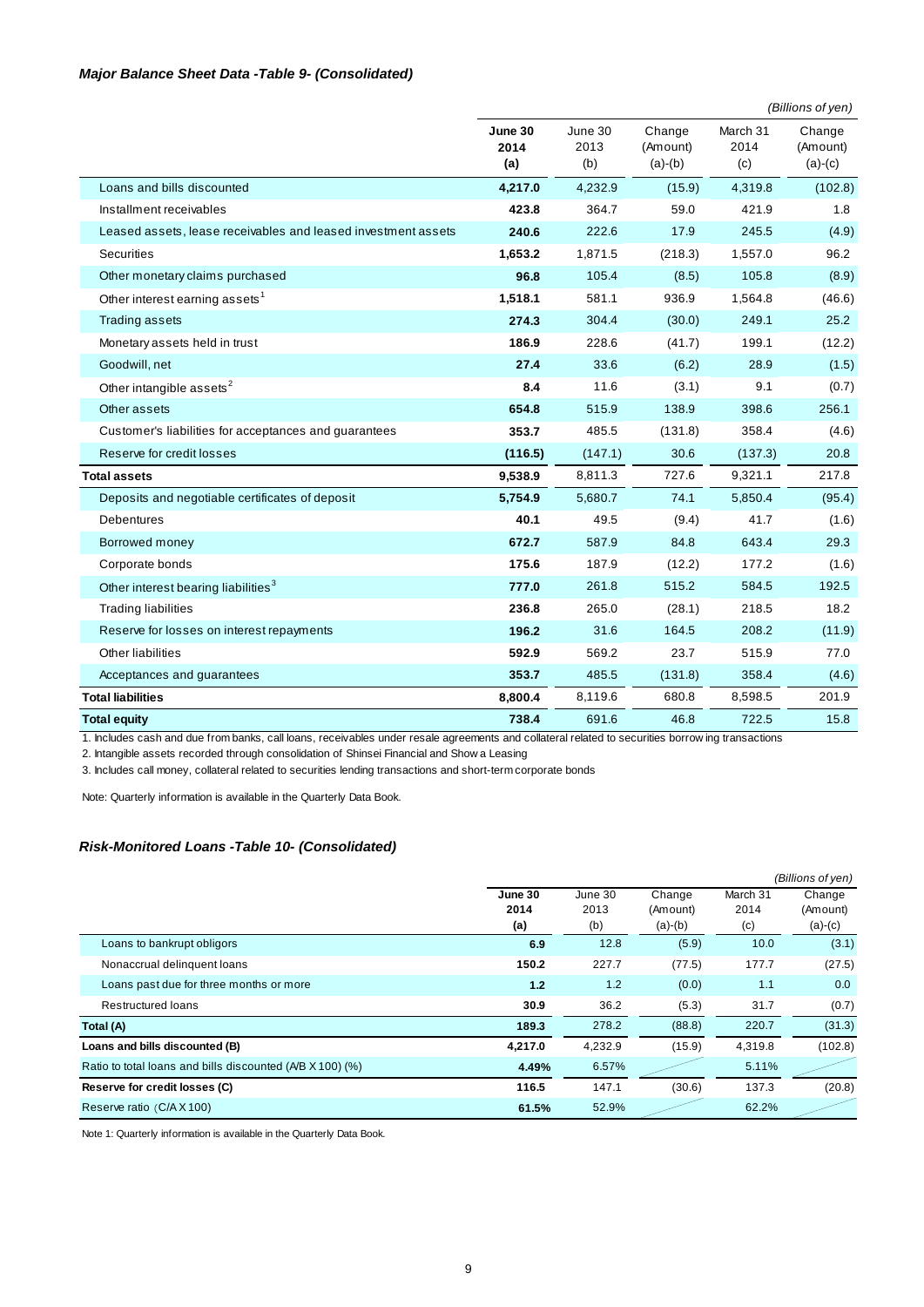### *Major Balance Sheet Data -Table 9- (Consolidated)*

*(Billions of yen)*

| | June 30 2014 (a) | June 30 2013 (b) | Change (Amount) (a)-(b) | March 31 2014 (c) | Change (Amount) (a)-(c) |
|---|---|---|---|---|---|
| Loans and bills discounted | **4,217.0** | 4,232.9 | (15.9) | 4,319.8 | (102.8) |
| Installment receivables | **423.8** | 364.7 | 59.0 | 421.9 | 1.8 |
| Leased assets, lease receivables and leased investment assets | **240.6** | 222.6 | 17.9 | 245.5 | (4.9) |
| Securities | **1,653.2** | 1,871.5 | (218.3) | 1,557.0 | 96.2 |
| Other monetary claims purchased | **96.8** | 105.4 | (8.5) | 105.8 | (8.9) |
| Other interest earning assets[1] | **1,518.1** | 581.1 | 936.9 | 1,564.8 | (46.6) |
| Trading assets | **274.3** | 304.4 | (30.0) | 249.1 | 25.2 |
| Monetary assets held in trust | **186.9** | 228.6 | (41.7) | 199.1 | (12.2) |
| Goodwill, net | **27.4** | 33.6 | (6.2) | 28.9 | (1.5) |
| Other intangible assets[2] | **8.4** | 11.6 | (3.1) | 9.1 | (0.7) |
| Other assets | **654.8** | 515.9 | 138.9 | 398.6 | 256.1 |
| Customer's liabilities for acceptances and guarantees | **353.7** | 485.5 | (131.8) | 358.4 | (4.6) |
| Reserve for credit losses | **(116.5)** | (147.1) | 30.6 | (137.3) | 20.8 |
| **Total assets** | **9,538.9** | 8,811.3 | 727.6 | 9,321.1 | 217.8 |
| Deposits and negotiable certificates of deposit | **5,754.9** | 5,680.7 | 74.1 | 5,850.4 | (95.4) |
| Debentures | **40.1** | 49.5 | (9.4) | 41.7 | (1.6) |
| Borrowed money | **672.7** | 587.9 | 84.8 | 643.4 | 29.3 |
| Corporate bonds | **175.6** | 187.9 | (12.2) | 177.2 | (1.6) |
| Other interest bearing liabilities[3] | **777.0** | 261.8 | 515.2 | 584.5 | 192.5 |
| Trading liabilities | **236.8** | 265.0 | (28.1) | 218.5 | 18.2 |
| Reserve for losses on interest repayments | **196.2** | 31.6 | 164.5 | 208.2 | (11.9) |
| Other liabilities | **592.9** | 569.2 | 23.7 | 515.9 | 77.0 |
| Acceptances and guarantees | **353.7** | 485.5 | (131.8) | 358.4 | (4.6) |
| **Total liabilities** | **8,800.4** | 8,119.6 | 680.8 | 8,598.5 | 201.9 |
| **Total equity** | **738.4** | 691.6 | 46.8 | 722.5 | 15.8 |

1. Includes cash and due from banks, call loans, receivables under resale agreements and collateral related to securities borrowing transactions
2. Intangible assets recorded through consolidation of Shinsei Financial and Showa Leasing
3. Includes call money, collateral related to securities lending transactions and short-term corporate bonds

Note: Quarterly information is available in the Quarterly Data Book.

### *Risk-Monitored Loans -Table 10- (Consolidated)*

*(Billions of yen)*

| | June 30 2014 (a) | June 30 2013 (b) | Change (Amount) (a)-(b) | March 31 2014 (c) | Change (Amount) (a)-(c) |
|---|---|---|---|---|---|
| Loans to bankrupt obligors | **6.9** | 12.8 | (5.9) | 10.0 | (3.1) |
| Nonaccrual delinquent loans | **150.2** | 227.7 | (77.5) | 177.7 | (27.5) |
| Loans past due for three months or more | **1.2** | 1.2 | (0.0) | 1.1 | 0.0 |
| Restructured loans | **30.9** | 36.2 | (5.3) | 31.7 | (0.7) |
| **Total (A)** | **189.3** | 278.2 | (88.8) | 220.7 | (31.3) |
| **Loans and bills discounted (B)** | **4,217.0** | 4,232.9 | (15.9) | 4,319.8 | (102.8) |
| Ratio to total loans and bills discounted (A/B X 100) (%) | **4.49%** | 6.57% | | 5.11% | |
| **Reserve for credit losses (C)** | **116.5** | 147.1 | (30.6) | 137.3 | (20.8) |
| Reserve ratio (C/A X 100) | **61.5%** | 52.9% | | 62.2% | |

Note 1: Quarterly information is available in the Quarterly Data Book.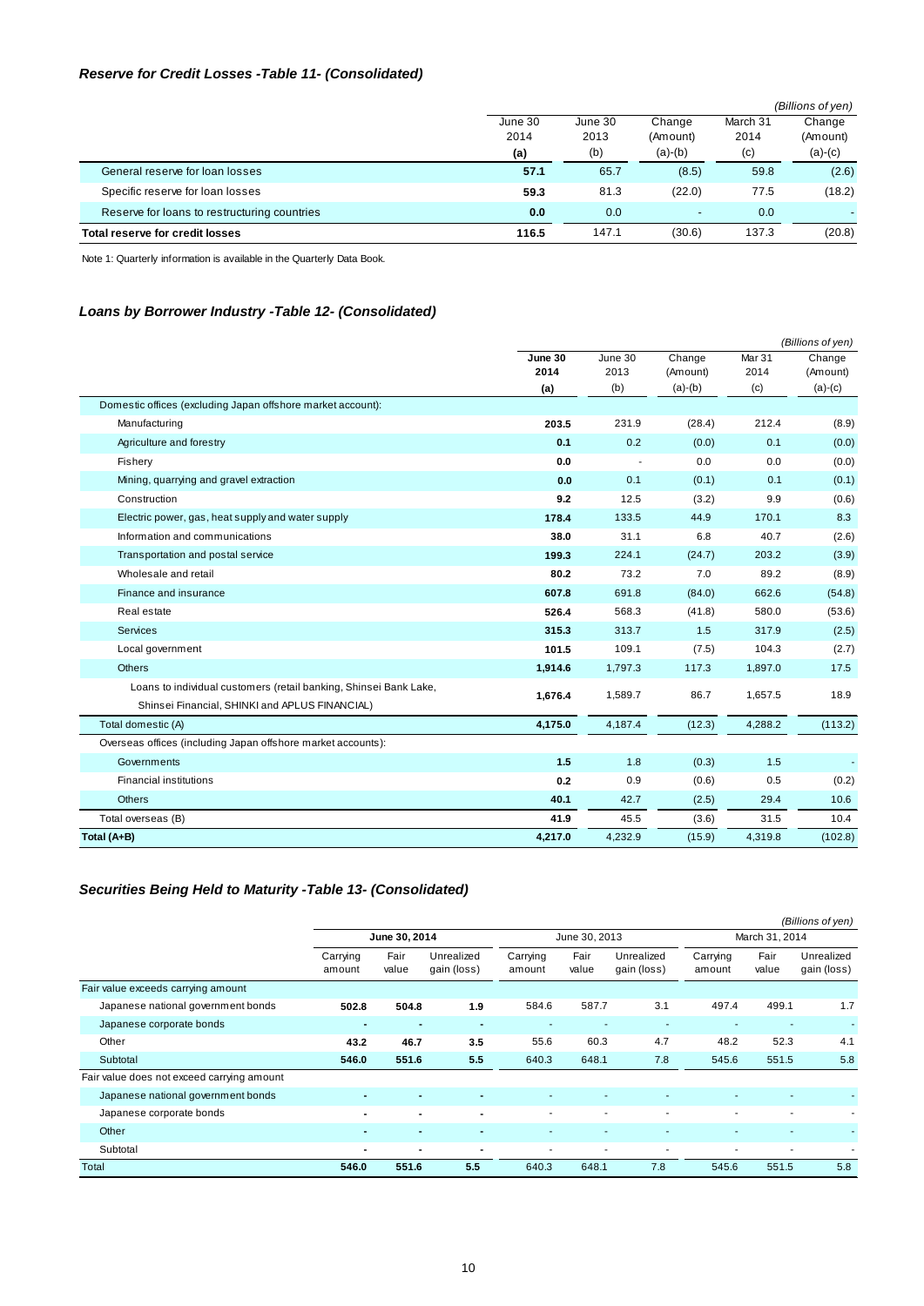### *Reserve for Credit Losses -Table 11- (Consolidated)*

*(Billions of yen)*

| | June 30 2014 (a) | June 30 2013 (b) | Change (Amount) (a)-(b) | March 31 2014 (c) | Change (Amount) (a)-(c) |
|---|---|---|---|---|---|
| General reserve for loan losses | **57.1** | 65.7 | (8.5) | 59.8 | (2.6) |
| Specific reserve for loan losses | **59.3** | 81.3 | (22.0) | 77.5 | (18.2) |
| Reserve for loans to restructuring countries | **0.0** | 0.0 | - | 0.0 | - |
| **Total reserve for credit losses** | **116.5** | 147.1 | (30.6) | 137.3 | (20.8) |

Note 1: Quarterly information is available in the Quarterly Data Book.

### *Loans by Borrower Industry -Table 12- (Consolidated)*

*(Billions of yen)*

| | June 30 2014 (a) | June 30 2013 (b) | Change (Amount) (a)-(b) | Mar 31 2014 (c) | Change (Amount) (a)-(c) |
|---|---|---|---|---|---|
| Domestic offices (excluding Japan offshore market account): | | | | | |
| Manufacturing | **203.5** | 231.9 | (28.4) | 212.4 | (8.9) |
| Agriculture and forestry | **0.1** | 0.2 | (0.0) | 0.1 | (0.0) |
| Fishery | **0.0** | - | 0.0 | 0.0 | (0.0) |
| Mining, quarrying and gravel extraction | **0.0** | 0.1 | (0.1) | 0.1 | (0.1) |
| Construction | **9.2** | 12.5 | (3.2) | 9.9 | (0.6) |
| Electric power, gas, heat supply and water supply | **178.4** | 133.5 | 44.9 | 170.1 | 8.3 |
| Information and communications | **38.0** | 31.1 | 6.8 | 40.7 | (2.6) |
| Transportation and postal service | **199.3** | 224.1 | (24.7) | 203.2 | (3.9) |
| Wholesale and retail | **80.2** | 73.2 | 7.0 | 89.2 | (8.9) |
| Finance and insurance | **607.8** | 691.8 | (84.0) | 662.6 | (54.8) |
| Real estate | **526.4** | 568.3 | (41.8) | 580.0 | (53.6) |
| Services | **315.3** | 313.7 | 1.5 | 317.9 | (2.5) |
| Local government | **101.5** | 109.1 | (7.5) | 104.3 | (2.7) |
| Others | **1,914.6** | 1,797.3 | 117.3 | 1,897.0 | 17.5 |
| Loans to individual customers (retail banking, Shinsei Bank Lake, Shinsei Financial, SHINKI and APLUS FINANCIAL) | **1,676.4** | 1,589.7 | 86.7 | 1,657.5 | 18.9 |
| Total domestic (A) | **4,175.0** | 4,187.4 | (12.3) | 4,288.2 | (113.2) |
| Overseas offices (including Japan offshore market accounts): | | | | | |
| Governments | **1.5** | 1.8 | (0.3) | 1.5 | - |
| Financial institutions | **0.2** | 0.9 | (0.6) | 0.5 | (0.2) |
| Others | **40.1** | 42.7 | (2.5) | 29.4 | 10.6 |
| Total overseas (B) | **41.9** | 45.5 | (3.6) | 31.5 | 10.4 |
| **Total (A+B)** | **4,217.0** | 4,232.9 | (15.9) | 4,319.8 | (102.8) |

### *Securities Being Held to Maturity -Table 13- (Consolidated)*

*(Billions of yen)*

| | **June 30, 2014** | | | June 30, 2013 | | | March 31, 2014 | | |
|---|---|---|---|---|---|---|---|---|---|
| | Carrying amount | Fair value | Unrealized gain (loss) | Carrying amount | Fair value | Unrealized gain (loss) | Carrying amount | Fair value | Unrealized gain (loss) |
| Fair value exceeds carrying amount | | | | | | | | | |
| Japanese national government bonds | **502.8** | **504.8** | **1.9** | 584.6 | 587.7 | 3.1 | 497.4 | 499.1 | 1.7 |
| Japanese corporate bonds | **-** | **-** | **-** | - | - | - | - | - | - |
| Other | **43.2** | **46.7** | **3.5** | 55.6 | 60.3 | 4.7 | 48.2 | 52.3 | 4.1 |
| Subtotal | **546.0** | **551.6** | **5.5** | 640.3 | 648.1 | 7.8 | 545.6 | 551.5 | 5.8 |
| Fair value does not exceed carrying amount | | | | | | | | | |
| Japanese national government bonds | **-** | **-** | **-** | - | - | - | - | - | - |
| Japanese corporate bonds | **-** | **-** | **-** | - | - | - | - | - | - |
| Other | **-** | **-** | **-** | - | - | - | - | - | - |
| Subtotal | **-** | **-** | **-** | - | - | - | - | - | - |
| Total | **546.0** | **551.6** | **5.5** | 640.3 | 648.1 | 7.8 | 545.6 | 551.5 | 5.8 |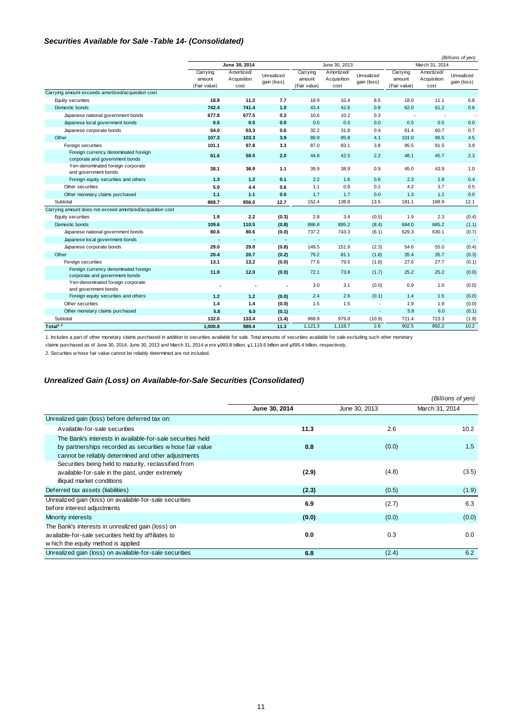## *Securities Available for Sale -Table 14- (Consolidated)*

*(Billions of yen)*

| | June 30, 2014 | | | June 30, 2013 | | | March 31, 2014 | | |
|---|---|---|---|---|---|---|---|---|---|
| | Carrying amount (Fair value) | Amortized/ Acquisition cost | Unrealized gain (loss) | Carrying amount (Fair value) | Amortized/ Acquisition cost | Unrealized gain (loss) | Carrying amount (Fair value) | Amortized/ Acquisition cost | Unrealized gain (loss) |
| Carrying amount exceeds amortized/acquisition cost | | | | | | | | | |
| Equity securities | **18.9** | **11.2** | **7.7** | 18.9 | 10.4 | 8.5 | 18.0 | 11.1 | 6.8 |
| Domestic bonds | **742.4** | **741.4** | **1.0** | 43.4 | 42.6 | 0.8 | 62.0 | 61.2 | 0.8 |
| Japanese national government bonds | **677.8** | **677.5** | **0.3** | 10.6 | 10.2 | 0.3 | - | - | - |
| Japanese local government bonds | **0.5** | **0.5** | **0.0** | 0.5 | 0.5 | 0.0 | 0.5 | 0.5 | 0.0 |
| Japanese corporate bonds | **64.0** | **63.3** | **0.6** | 32.2 | 31.8 | 0.4 | 61.4 | 60.7 | 0.7 |
| Other | **107.3** | **103.3** | **3.9** | 89.9 | 85.8 | 4.1 | 101.0 | 96.5 | 4.5 |
| Foreign securities | **101.1** | **97.8** | **3.3** | 87.0 | 83.1 | 3.8 | 95.5 | 91.5 | 3.9 |
| Foreign currency denominated foreign corporate and government bonds | **61.6** | **59.5** | **2.0** | 44.8 | 42.5 | 2.2 | 48.1 | 45.7 | 2.3 |
| Yen-denominated foreign corporate and government bonds | **38.1** | **36.9** | **1.1** | 39.9 | 38.9 | 0.9 | 45.0 | 43.9 | 1.0 |
| Foreign equity securities and others | **1.3** | **1.2** | **0.1** | 2.2 | 1.6 | 0.6 | 2.3 | 1.8 | 0.4 |
| Other securities | **5.0** | **4.4** | **0.6** | 1.1 | 0.9 | 0.2 | 4.2 | 3.7 | 0.5 |
| Other monetary claims purchased | **1.1** | **1.1** | **0.0** | 1.7 | 1.7 | 0.0 | 1.3 | 1.2 | 0.0 |
| Subtotal | **868.7** | **856.0** | **12.7** | 152.4 | 138.8 | 13.5 | 181.1 | 168.9 | 12.1 |
| Carrying amount does not exceed amortized/acquisition cost | | | | | | | | | |
| Equity securities | **1.9** | **2.2** | **(0.3)** | 2.8 | 3.4 | (0.5) | 1.9 | 2.3 | (0.4) |
| Domestic bonds | **109.6** | **110.5** | **(0.8)** | 886.8 | 895.2 | (8.4) | 684.0 | 685.2 | (1.1) |
| Japanese national government bonds | **80.6** | **80.6** | **(0.0)** | 737.2 | 743.3 | (6.1) | 629.3 | 630.1 | (0.7) |
| Japanese local government bonds | **-** | **-** | **-** | - | - | - | - | - | - |
| Japanese corporate bonds | **29.0** | **29.8** | **(0.8)** | 149.5 | 151.9 | (2.3) | 54.6 | 55.0 | (0.4) |
| Other | **20.4** | **20.7** | **(0.2)** | 79.2 | 81.1 | (1.8) | 35.4 | 35.7 | (0.3) |
| Foreign securities | **13.1** | **13.2** | **(0.0)** | 77.6 | 79.5 | (1.8) | 27.6 | 27.7 | (0.1) |
| Foreign currency denominated foreign corporate and government bonds | **11.9** | **12.0** | **(0.0)** | 72.1 | 73.8 | (1.7) | 25.2 | 25.2 | (0.0) |
| Yen-denominated foreign corporate and government bonds | **-** | **-** | **-** | 3.0 | 3.1 | (0.0) | 0.9 | 1.0 | (0.0) |
| Foreign equity securities and others | **1.2** | **1.2** | **(0.0)** | 2.4 | 2.6 | (0.1) | 1.4 | 1.5 | (0.0) |
| Other securities | **1.4** | **1.4** | **(0.0)** | 1.5 | 1.5 | - | 1.9 | 1.9 | (0.0) |
| Other monetary claims purchased | **5.8** | **6.0** | **(0.1)** | - | - | - | 5.8 | 6.0 | (0.1) |
| Subtotal | **132.0** | **133.4** | **(1.4)** | 968.9 | 979.8 | (10.9) | 721.4 | 723.3 | (1.9) |
| Total[1, 2] | **1,000.8** | **989.4** | **11.3** | 1,121.3 | 1,118.7 | 2.6 | 902.5 | 892.2 | 10.2 |

1. Includes a part of other monetary claims purchased in addition to securities available for sale. Total amounts of securities available for sale excluding such other monetary claims purchased as of June 30, 2014, June 30, 2013 and March 31, 2014 were ¥993.8 billion, ¥1,119.6 billion and ¥895.4 billion, respectively.

2. Securities whose fair value cannot be reliably determined are not included.

## *Unrealized Gain (Loss) on Available-for-Sale Securities (Consolidated)*

*(Billions of yen)*

| | June 30, 2014 | June 30, 2013 | March 31, 2014 |
|---|---|---|---|
| Unrealized gain (loss) before deferred tax on: | | | |
| Available-for-sale securities | **11.3** | 2.6 | 10.2 |
| The Bank's interests in available-for-sale securities held by partnerships recorded as securities whose fair value cannot be reliably determined and other adjustments | **0.8** | (0.0) | 1.5 |
| Securities being held to maturity, reclassified from available-for-sale in the past, under extremely illiquid market conditions | **(2.9)** | (4.8) | (3.5) |
| Deferred tax assets (liabilities) | **(2.3)** | (0.5) | (1.9) |
| Unrealized gain (loss) on available-for-sale securities before interest adjustments | **6.9** | (2.7) | 6.3 |
| Minority interests | **(0.0)** | (0.0) | (0.0) |
| The Bank's interests in unrealized gain (loss) on available-for-sale securities held by affiliates to which the equity method is applied | **0.0** | 0.3 | 0.0 |
| Unrealized gain (loss) on available-for-sale securities | **6.8** | (2.4) | 6.2 |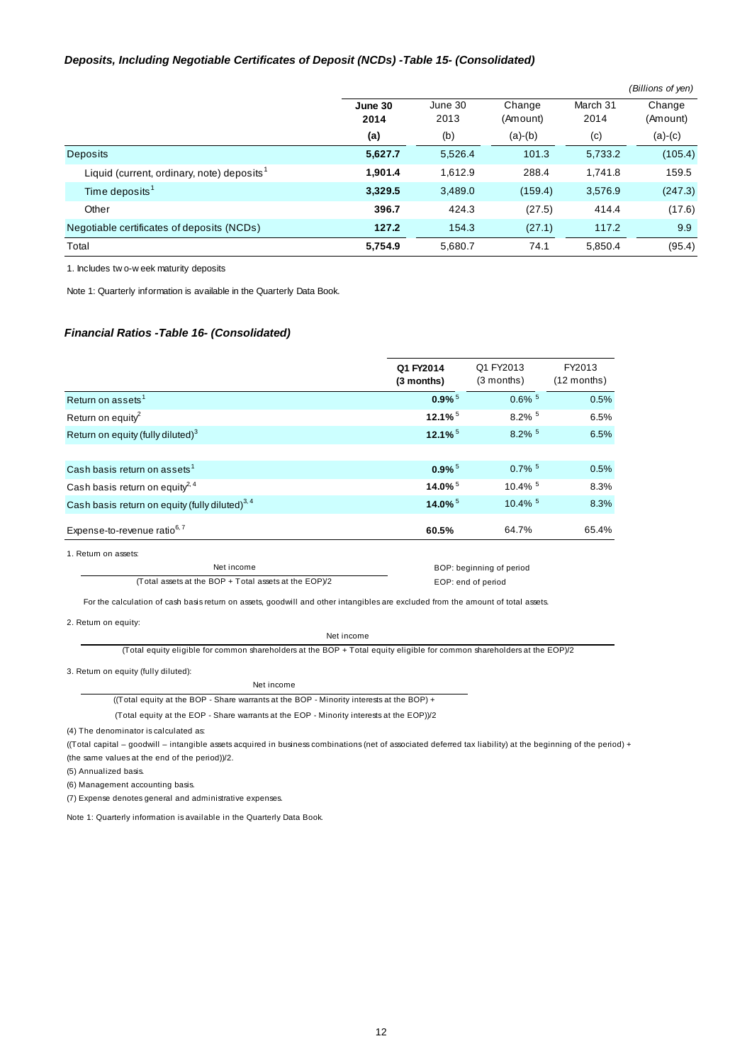### *Deposits, Including Negotiable Certificates of Deposit (NCDs) -Table 15- (Consolidated)*

*(Billions of yen)*

| | **June 30 2014** | June 30 2013 | Change (Amount) | March 31 2014 | Change (Amount) |
|---|---|---|---|---|---|
| | **(a)** | (b) | (a)-(b) | (c) | (a)-(c) |
| Deposits | **5,627.7** | 5,526.4 | 101.3 | 5,733.2 | (105.4) |
| Liquid (current, ordinary, note) deposits[1] | **1,901.4** | 1,612.9 | 288.4 | 1,741.8 | 159.5 |
| Time deposits[1] | **3,329.5** | 3,489.0 | (159.4) | 3,576.9 | (247.3) |
| Other | **396.7** | 424.3 | (27.5) | 414.4 | (17.6) |
| Negotiable certificates of deposits (NCDs) | **127.2** | 154.3 | (27.1) | 117.2 | 9.9 |
| Total | **5,754.9** | 5,680.7 | 74.1 | 5,850.4 | (95.4) |

1. Includes two-week maturity deposits

Note 1: Quarterly information is available in the Quarterly Data Book.

### *Financial Ratios -Table 16- (Consolidated)*

| | **Q1 FY2014 (3 months)** | Q1 FY2013 (3 months) | FY2013 (12 months) |
|---|---|---|---|
| Return on assets[1] | **0.9%**[5] | 0.6%[5] | 0.5% |
| Return on equity[2] | **12.1%**[5] | 8.2%[5] | 6.5% |
| Return on equity (fully diluted)[3] | **12.1%**[5] | 8.2%[5] | 6.5% |
| | | | |
| Cash basis return on assets[1] | **0.9%**[5] | 0.7%[5] | 0.5% |
| Cash basis return on equity[2,4] | **14.0%**[5] | 10.4%[5] | 8.3% |
| Cash basis return on equity (fully diluted)[3,4] | **14.0%**[5] | 10.4%[5] | 8.3% |
| Expense-to-revenue ratio[6,7] | **60.5%** | 64.7% | 65.4% |

1. Return on assets:

$$\frac{\text{Net income}}{(\text{Total assets at the BOP} + \text{Total assets at the EOP})/2}$$

BOP: beginning of period
EOP: end of period

For the calculation of cash basis return on assets, goodwill and other intangibles are excluded from the amount of total assets.

2. Return on equity:

$$\frac{\text{Net income}}{(\text{Total equity eligible for common shareholders at the BOP} + \text{Total equity eligible for common shareholders at the EOP})/2}$$

3. Return on equity (fully diluted):

$$\frac{\text{Net income}}{((\text{Total equity at the BOP - Share warrants at the BOP - Minority interests at the BOP}) + (\text{Total equity at the EOP - Share warrants at the EOP - Minority interests at the EOP}))/2}$$

(4) The denominator is calculated as:

((Total capital – goodwill – intangible assets acquired in business combinations (net of associated deferred tax liability) at the beginning of the period) + (the same values at the end of the period))/2.

(5) Annualized basis.

(6) Management accounting basis.

(7) Expense denotes general and administrative expenses.

Note 1: Quarterly information is available in the Quarterly Data Book.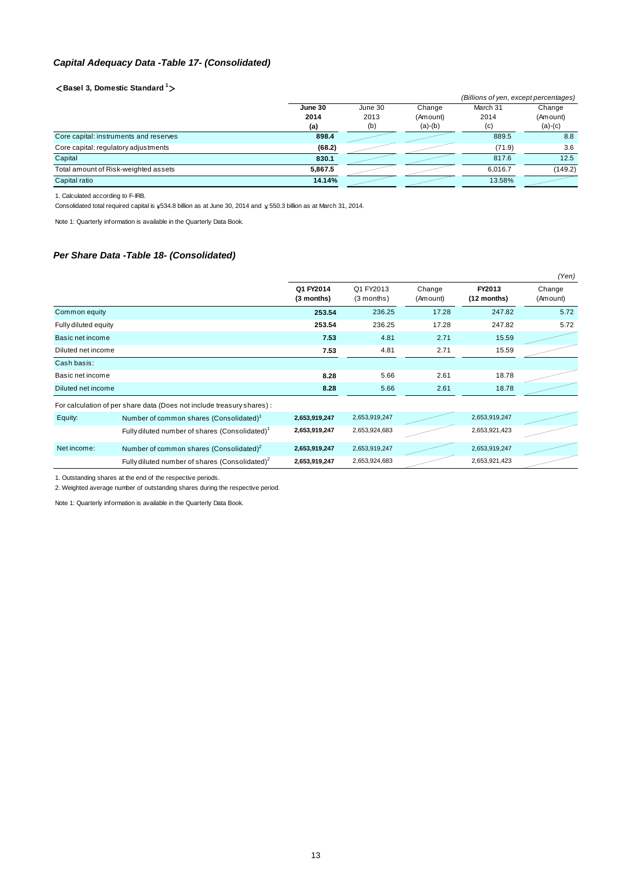### *Capital Adequacy Data -Table 17- (Consolidated)*

**<Basel 3, Domestic Standard [1]>**

*(Billions of yen, except percentages)*

| | **June 30 2014 (a)** | June 30 2013 (b) | Change (Amount) (a)-(b) | March 31 2014 (c) | Change (Amount) (a)-(c) |
|---|---|---|---|---|---|
| Core capital: instruments and reserves | **898.4** | | | 889.5 | 8.8 |
| Core capital: regulatory adjustments | **(68.2)** | | | (71.9) | 3.6 |
| Capital | **830.1** | | | 817.6 | 12.5 |
| Total amount of Risk-weighted assets | **5,867.5** | | | 6,016.7 | (149.2) |
| Capital ratio | **14.14%** | | | 13.58% | |

1. Calculated according to F-IRB.

Consolidated total required capital is ¥534.8 billion as at June 30, 2014 and ¥550.3 billion as at March 31, 2014.

Note 1: Quarterly information is available in the Quarterly Data Book.

### *Per Share Data -Table 18- (Consolidated)*

*(Yen)*

| | | **Q1 FY2014 (3 months)** | Q1 FY2013 (3 months) | Change (Amount) | **FY2013 (12 months)** | Change (Amount) |
|---|---|---|---|---|---|---|
| Common equity | | **253.54** | 236.25 | 17.28 | 247.82 | 5.72 |
| Fully diluted equity | | **253.54** | 236.25 | 17.28 | 247.82 | 5.72 |
| Basic net income | | **7.53** | 4.81 | 2.71 | 15.59 | |
| Diluted net income | | **7.53** | 4.81 | 2.71 | 15.59 | |
| Cash basis: | | | | | | |
| Basic net income | | **8.28** | 5.66 | 2.61 | 18.78 | |
| Diluted net income | | **8.28** | 5.66 | 2.61 | 18.78 | |
| For calculation of per share data (Does not include treasury shares) : | | | | | | |
| Equity: | Number of common shares (Consolidated)[1] | **2,653,919,247** | 2,653,919,247 | | 2,653,919,247 | |
| | Fully diluted number of shares (Consolidated)[1] | **2,653,919,247** | 2,653,924,683 | | 2,653,921,423 | |
| Net income: | Number of common shares (Consolidated)[2] | **2,653,919,247** | 2,653,919,247 | | 2,653,919,247 | |
| | Fully diluted number of shares (Consolidated)[2] | **2,653,919,247** | 2,653,924,683 | | 2,653,921,423 | |

1. Outstanding shares at the end of the respective periods.

2. Weighted average number of outstanding shares during the respective period.

Note 1: Quarterly information is available in the Quarterly Data Book.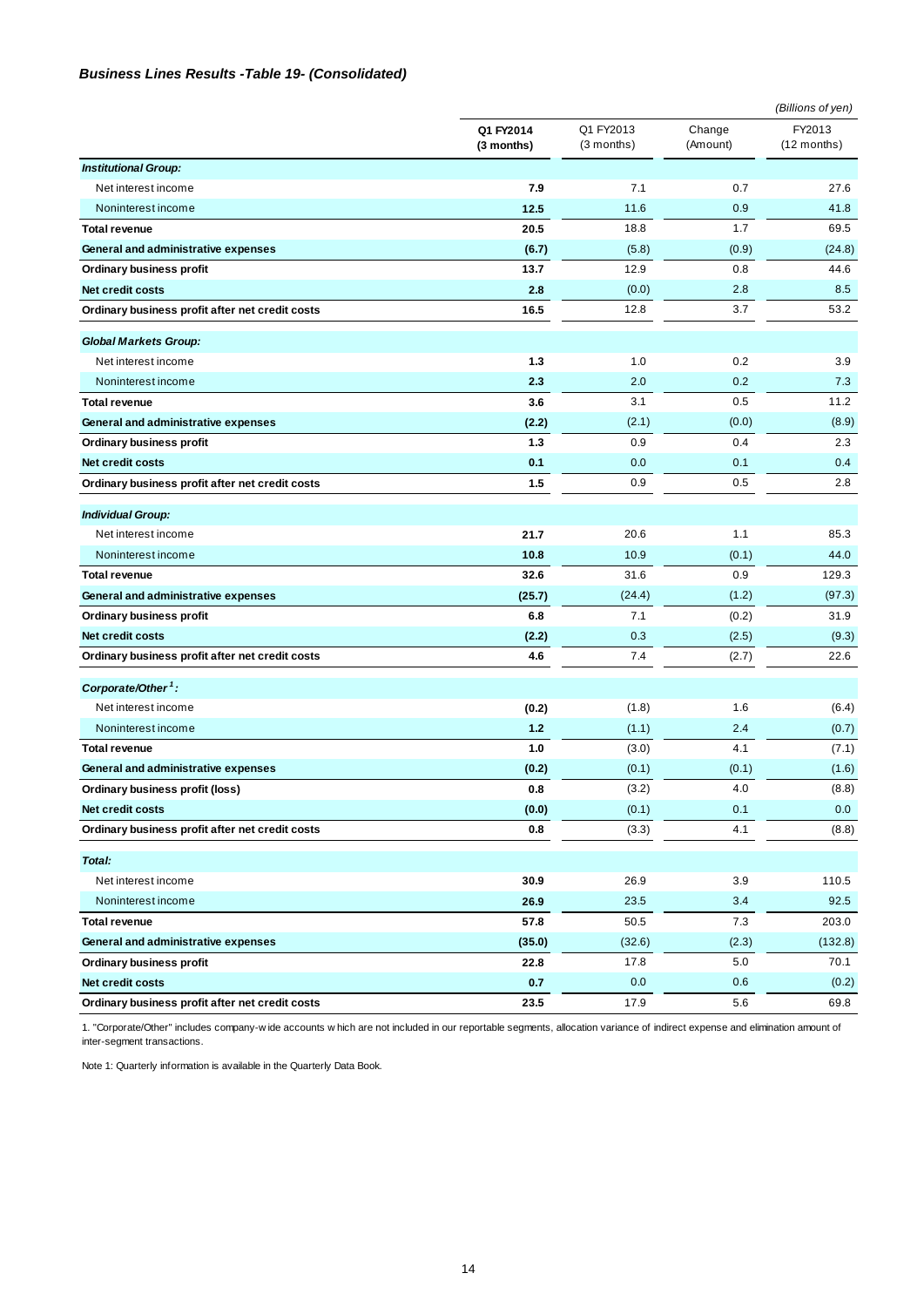### *Business Lines Results -Table 19- (Consolidated)*

*(Billions of yen)*

| | **Q1 FY2014 (3 months)** | Q1 FY2013 (3 months) | Change (Amount) | FY2013 (12 months) |
|---|---|---|---|---|
| ***Institutional Group:*** | | | | |
| Net interest income | **7.9** | 7.1 | 0.7 | 27.6 |
| Noninterest income | **12.5** | 11.6 | 0.9 | 41.8 |
| **Total revenue** | **20.5** | 18.8 | 1.7 | 69.5 |
| **General and administrative expenses** | **(6.7)** | (5.8) | (0.9) | (24.8) |
| **Ordinary business profit** | **13.7** | 12.9 | 0.8 | 44.6 |
| **Net credit costs** | **2.8** | (0.0) | 2.8 | 8.5 |
| **Ordinary business profit after net credit costs** | **16.5** | 12.8 | 3.7 | 53.2 |
| ***Global Markets Group:*** | | | | |
| Net interest income | **1.3** | 1.0 | 0.2 | 3.9 |
| Noninterest income | **2.3** | 2.0 | 0.2 | 7.3 |
| **Total revenue** | **3.6** | 3.1 | 0.5 | 11.2 |
| **General and administrative expenses** | **(2.2)** | (2.1) | (0.0) | (8.9) |
| **Ordinary business profit** | **1.3** | 0.9 | 0.4 | 2.3 |
| **Net credit costs** | **0.1** | 0.0 | 0.1 | 0.4 |
| **Ordinary business profit after net credit costs** | **1.5** | 0.9 | 0.5 | 2.8 |
| ***Individual Group:*** | | | | |
| Net interest income | **21.7** | 20.6 | 1.1 | 85.3 |
| Noninterest income | **10.8** | 10.9 | (0.1) | 44.0 |
| **Total revenue** | **32.6** | 31.6 | 0.9 | 129.3 |
| **General and administrative expenses** | **(25.7)** | (24.4) | (1.2) | (97.3) |
| **Ordinary business profit** | **6.8** | 7.1 | (0.2) | 31.9 |
| **Net credit costs** | **(2.2)** | 0.3 | (2.5) | (9.3) |
| **Ordinary business profit after net credit costs** | **4.6** | 7.4 | (2.7) | 22.6 |
| ***Corporate/Other[1]:*** | | | | |
| Net interest income | **(0.2)** | (1.8) | 1.6 | (6.4) |
| Noninterest income | **1.2** | (1.1) | 2.4 | (0.7) |
| **Total revenue** | **1.0** | (3.0) | 4.1 | (7.1) |
| **General and administrative expenses** | **(0.2)** | (0.1) | (0.1) | (1.6) |
| **Ordinary business profit (loss)** | **0.8** | (3.2) | 4.0 | (8.8) |
| **Net credit costs** | **(0.0)** | (0.1) | 0.1 | 0.0 |
| **Ordinary business profit after net credit costs** | **0.8** | (3.3) | 4.1 | (8.8) |
| ***Total:*** | | | | |
| Net interest income | **30.9** | 26.9 | 3.9 | 110.5 |
| Noninterest income | **26.9** | 23.5 | 3.4 | 92.5 |
| **Total revenue** | **57.8** | 50.5 | 7.3 | 203.0 |
| **General and administrative expenses** | **(35.0)** | (32.6) | (2.3) | (132.8) |
| **Ordinary business profit** | **22.8** | 17.8 | 5.0 | 70.1 |
| **Net credit costs** | **0.7** | 0.0 | 0.6 | (0.2) |
| **Ordinary business profit after net credit costs** | **23.5** | 17.9 | 5.6 | 69.8 |

1. "Corporate/Other" includes company-wide accounts which are not included in our reportable segments, allocation variance of indirect expense and elimination amount of inter-segment transactions.

Note 1: Quarterly information is available in the Quarterly Data Book.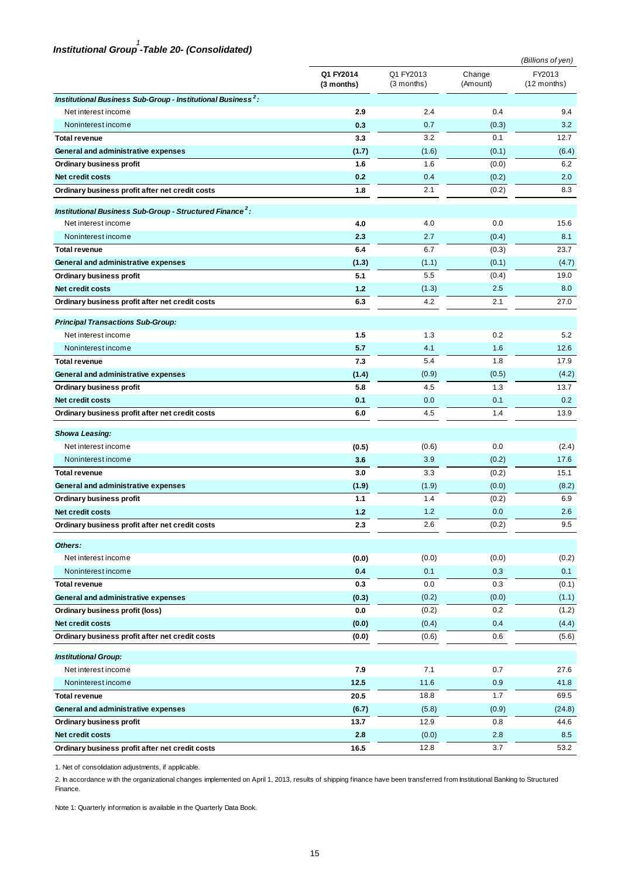## *Institutional Group[1] -Table 20- (Consolidated)*

*(Billions of yen)*

| | Q1 FY2014 (3 months) | Q1 FY2013 (3 months) | Change (Amount) | FY2013 (12 months) |
|---|---|---|---|---|
| ***Institutional Business Sub-Group - Institutional Business[2]:*** | | | | |
| Net interest income | **2.9** | 2.4 | 0.4 | 9.4 |
| Noninterest income | **0.3** | 0.7 | (0.3) | 3.2 |
| **Total revenue** | **3.3** | 3.2 | 0.1 | 12.7 |
| **General and administrative expenses** | **(1.7)** | (1.6) | (0.1) | (6.4) |
| **Ordinary business profit** | **1.6** | 1.6 | (0.0) | 6.2 |
| **Net credit costs** | **0.2** | 0.4 | (0.2) | 2.0 |
| **Ordinary business profit after net credit costs** | **1.8** | 2.1 | (0.2) | 8.3 |
| ***Institutional Business Sub-Group - Structured Finance[2]:*** | | | | |
| Net interest income | **4.0** | 4.0 | 0.0 | 15.6 |
| Noninterest income | **2.3** | 2.7 | (0.4) | 8.1 |
| **Total revenue** | **6.4** | 6.7 | (0.3) | 23.7 |
| **General and administrative expenses** | **(1.3)** | (1.1) | (0.1) | (4.7) |
| **Ordinary business profit** | **5.1** | 5.5 | (0.4) | 19.0 |
| **Net credit costs** | **1.2** | (1.3) | 2.5 | 8.0 |
| **Ordinary business profit after net credit costs** | **6.3** | 4.2 | 2.1 | 27.0 |
| ***Principal Transactions Sub-Group:*** | | | | |
| Net interest income | **1.5** | 1.3 | 0.2 | 5.2 |
| Noninterest income | **5.7** | 4.1 | 1.6 | 12.6 |
| **Total revenue** | **7.3** | 5.4 | 1.8 | 17.9 |
| **General and administrative expenses** | **(1.4)** | (0.9) | (0.5) | (4.2) |
| **Ordinary business profit** | **5.8** | 4.5 | 1.3 | 13.7 |
| **Net credit costs** | **0.1** | 0.0 | 0.1 | 0.2 |
| **Ordinary business profit after net credit costs** | **6.0** | 4.5 | 1.4 | 13.9 |
| ***Showa Leasing:*** | | | | |
| Net interest income | **(0.5)** | (0.6) | 0.0 | (2.4) |
| Noninterest income | **3.6** | 3.9 | (0.2) | 17.6 |
| **Total revenue** | **3.0** | 3.3 | (0.2) | 15.1 |
| **General and administrative expenses** | **(1.9)** | (1.9) | (0.0) | (8.2) |
| **Ordinary business profit** | **1.1** | 1.4 | (0.2) | 6.9 |
| **Net credit costs** | **1.2** | 1.2 | 0.0 | 2.6 |
| **Ordinary business profit after net credit costs** | **2.3** | 2.6 | (0.2) | 9.5 |
| ***Others:*** | | | | |
| Net interest income | **(0.0)** | (0.0) | (0.0) | (0.2) |
| Noninterest income | **0.4** | 0.1 | 0.3 | 0.1 |
| **Total revenue** | **0.3** | 0.0 | 0.3 | (0.1) |
| **General and administrative expenses** | **(0.3)** | (0.2) | (0.0) | (1.1) |
| **Ordinary business profit (loss)** | **0.0** | (0.2) | 0.2 | (1.2) |
| **Net credit costs** | **(0.0)** | (0.4) | 0.4 | (4.4) |
| **Ordinary business profit after net credit costs** | **(0.0)** | (0.6) | 0.6 | (5.6) |
| ***Institutional Group:*** | | | | |
| Net interest income | **7.9** | 7.1 | 0.7 | 27.6 |
| Noninterest income | **12.5** | 11.6 | 0.9 | 41.8 |
| **Total revenue** | **20.5** | 18.8 | 1.7 | 69.5 |
| **General and administrative expenses** | **(6.7)** | (5.8) | (0.9) | (24.8) |
| **Ordinary business profit** | **13.7** | 12.9 | 0.8 | 44.6 |
| **Net credit costs** | **2.8** | (0.0) | 2.8 | 8.5 |
| **Ordinary business profit after net credit costs** | **16.5** | 12.8 | 3.7 | 53.2 |

1. Net of consolidation adjustments, if applicable.

2. In accordance with the organizational changes implemented on April 1, 2013, results of shipping finance have been transferred from Institutional Banking to Structured Finance.

Note 1: Quarterly information is available in the Quarterly Data Book.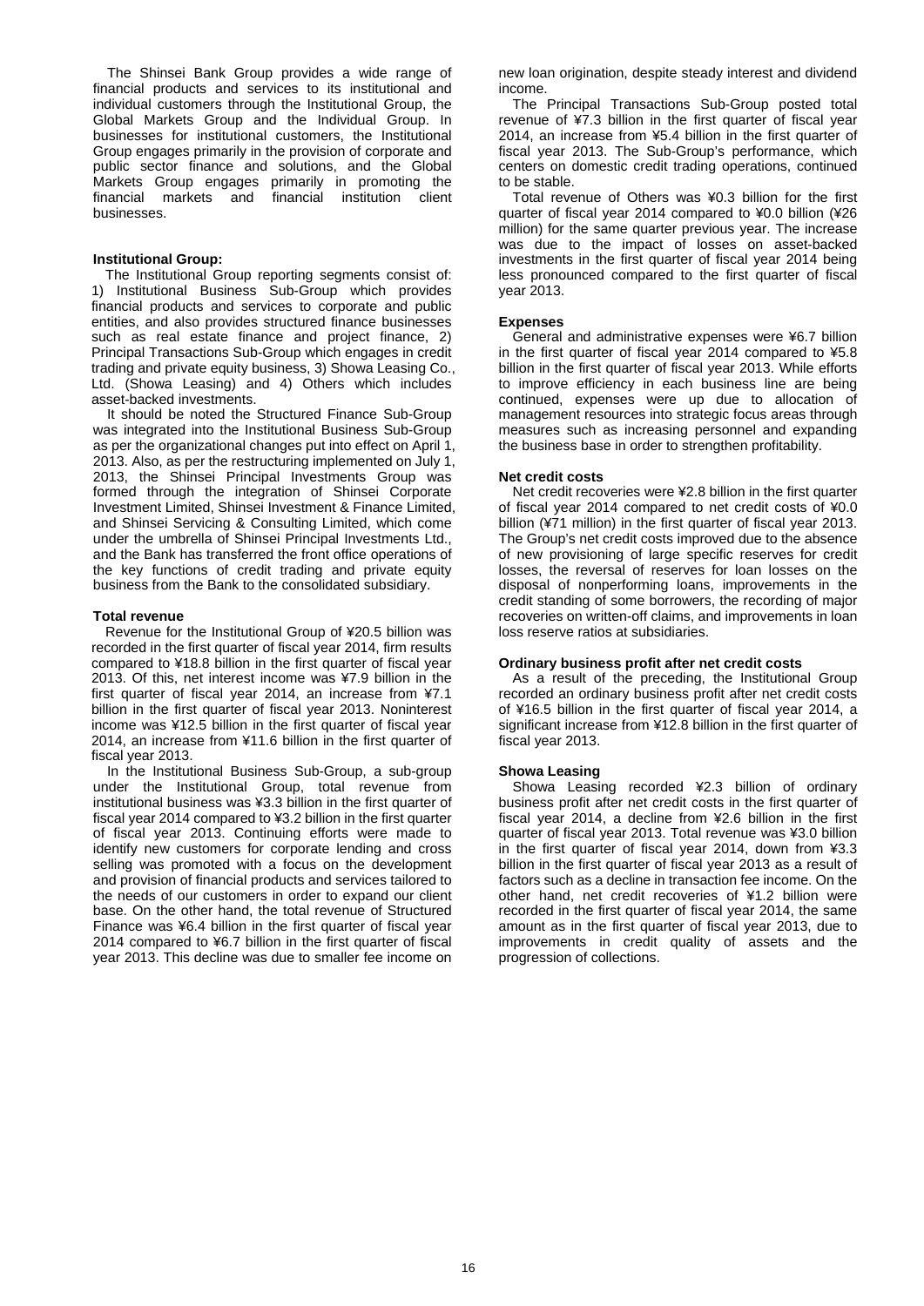The Shinsei Bank Group provides a wide range of financial products and services to its institutional and individual customers through the Institutional Group, the Global Markets Group and the Individual Group. In businesses for institutional customers, the Institutional Group engages primarily in the provision of corporate and public sector finance and solutions, and the Global Markets Group engages primarily in promoting the financial markets and financial institution client businesses.

**Institutional Group:**

The Institutional Group reporting segments consist of: 1) Institutional Business Sub-Group which provides financial products and services to corporate and public entities, and also provides structured finance businesses such as real estate finance and project finance, 2) Principal Transactions Sub-Group which engages in credit trading and private equity business, 3) Showa Leasing Co., Ltd. (Showa Leasing) and 4) Others which includes asset-backed investments.

It should be noted the Structured Finance Sub-Group was integrated into the Institutional Business Sub-Group as per the organizational changes put into effect on April 1, 2013. Also, as per the restructuring implemented on July 1, 2013, the Shinsei Principal Investments Group was formed through the integration of Shinsei Corporate Investment Limited, Shinsei Investment & Finance Limited, and Shinsei Servicing & Consulting Limited, which come under the umbrella of Shinsei Principal Investments Ltd., and the Bank has transferred the front office operations of the key functions of credit trading and private equity business from the Bank to the consolidated subsidiary.

**Total revenue**

Revenue for the Institutional Group of ¥20.5 billion was recorded in the first quarter of fiscal year 2014, firm results compared to ¥18.8 billion in the first quarter of fiscal year 2013. Of this, net interest income was ¥7.9 billion in the first quarter of fiscal year 2014, an increase from ¥7.1 billion in the first quarter of fiscal year 2013. Noninterest income was ¥12.5 billion in the first quarter of fiscal year 2014, an increase from ¥11.6 billion in the first quarter of fiscal year 2013.

In the Institutional Business Sub-Group, a sub-group under the Institutional Group, total revenue from institutional business was ¥3.3 billion in the first quarter of fiscal year 2014 compared to ¥3.2 billion in the first quarter of fiscal year 2013. Continuing efforts were made to identify new customers for corporate lending and cross selling was promoted with a focus on the development and provision of financial products and services tailored to the needs of our customers in order to expand our client base. On the other hand, the total revenue of Structured Finance was ¥6.4 billion in the first quarter of fiscal year 2014 compared to ¥6.7 billion in the first quarter of fiscal year 2013. This decline was due to smaller fee income on new loan origination, despite steady interest and dividend income.

The Principal Transactions Sub-Group posted total revenue of ¥7.3 billion in the first quarter of fiscal year 2014, an increase from ¥5.4 billion in the first quarter of fiscal year 2013. The Sub-Group's performance, which centers on domestic credit trading operations, continued to be stable.

Total revenue of Others was ¥0.3 billion for the first quarter of fiscal year 2014 compared to ¥0.0 billion (¥26 million) for the same quarter previous year. The increase was due to the impact of losses on asset-backed investments in the first quarter of fiscal year 2014 being less pronounced compared to the first quarter of fiscal year 2013.

**Expenses**

General and administrative expenses were ¥6.7 billion in the first quarter of fiscal year 2014 compared to ¥5.8 billion in the first quarter of fiscal year 2013. While efforts to improve efficiency in each business line are being continued, expenses were up due to allocation of management resources into strategic focus areas through measures such as increasing personnel and expanding the business base in order to strengthen profitability.

**Net credit costs**

Net credit recoveries were ¥2.8 billion in the first quarter of fiscal year 2014 compared to net credit costs of ¥0.0 billion (¥71 million) in the first quarter of fiscal year 2013. The Group's net credit costs improved due to the absence of new provisioning of large specific reserves for credit losses, the reversal of reserves for loan losses on the disposal of nonperforming loans, improvements in the credit standing of some borrowers, the recording of major recoveries on written-off claims, and improvements in loan loss reserve ratios at subsidiaries.

**Ordinary business profit after net credit costs**

As a result of the preceding, the Institutional Group recorded an ordinary business profit after net credit costs of ¥16.5 billion in the first quarter of fiscal year 2014, a significant increase from ¥12.8 billion in the first quarter of fiscal year 2013.

**Showa Leasing**

Showa Leasing recorded ¥2.3 billion of ordinary business profit after net credit costs in the first quarter of fiscal year 2014, a decline from ¥2.6 billion in the first quarter of fiscal year 2013. Total revenue was ¥3.0 billion in the first quarter of fiscal year 2014, down from ¥3.3 billion in the first quarter of fiscal year 2013 as a result of factors such as a decline in transaction fee income. On the other hand, net credit recoveries of ¥1.2 billion were recorded in the first quarter of fiscal year 2014, the same amount as in the first quarter of fiscal year 2013, due to improvements in credit quality of assets and the progression of collections.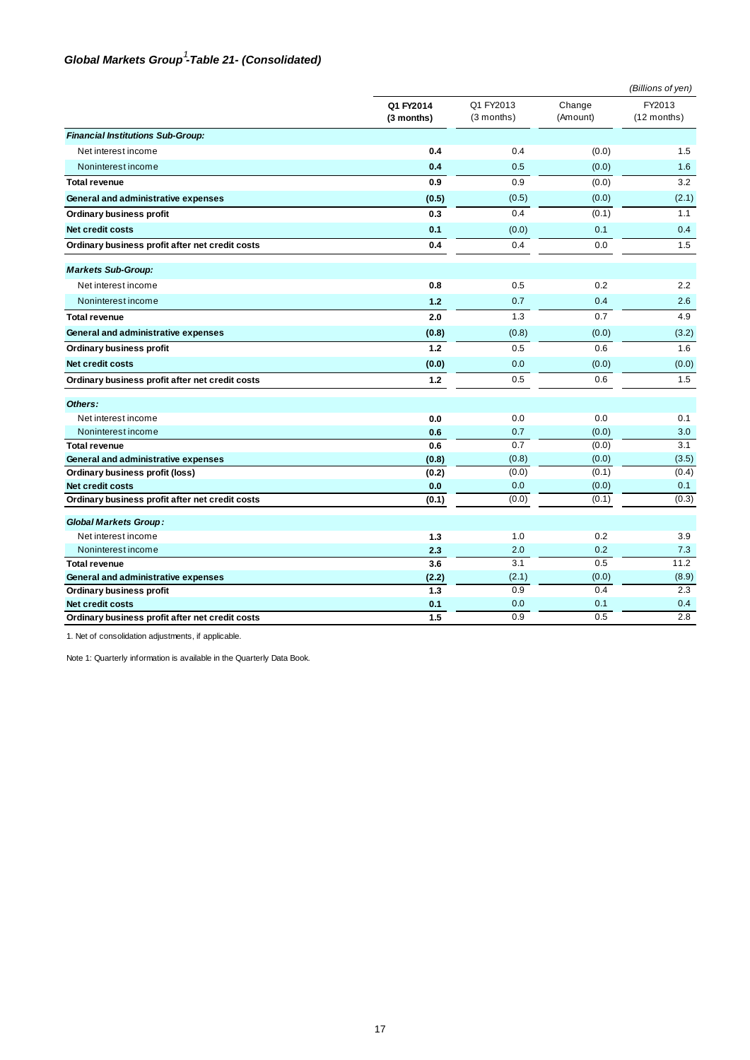### *Global Markets Group[1]-Table 21- (Consolidated)*

*(Billions of yen)*

| | Q1 FY2014 (3 months) | Q1 FY2013 (3 months) | Change (Amount) | FY2013 (12 months) |
|---|---|---|---|---|
| ***Financial Institutions Sub-Group:*** | | | | |
| Net interest income | **0.4** | 0.4 | (0.0) | 1.5 |
| Noninterest income | **0.4** | 0.5 | (0.0) | 1.6 |
| **Total revenue** | **0.9** | 0.9 | (0.0) | 3.2 |
| **General and administrative expenses** | **(0.5)** | (0.5) | (0.0) | (2.1) |
| **Ordinary business profit** | **0.3** | 0.4 | (0.1) | 1.1 |
| **Net credit costs** | **0.1** | (0.0) | 0.1 | 0.4 |
| **Ordinary business profit after net credit costs** | **0.4** | 0.4 | 0.0 | 1.5 |
| ***Markets Sub-Group:*** | | | | |
| Net interest income | **0.8** | 0.5 | 0.2 | 2.2 |
| Noninterest income | **1.2** | 0.7 | 0.4 | 2.6 |
| **Total revenue** | **2.0** | 1.3 | 0.7 | 4.9 |
| **General and administrative expenses** | **(0.8)** | (0.8) | (0.0) | (3.2) |
| **Ordinary business profit** | **1.2** | 0.5 | 0.6 | 1.6 |
| **Net credit costs** | **(0.0)** | 0.0 | (0.0) | (0.0) |
| **Ordinary business profit after net credit costs** | **1.2** | 0.5 | 0.6 | 1.5 |
| ***Others:*** | | | | |
| Net interest income | **0.0** | 0.0 | 0.0 | 0.1 |
| Noninterest income | **0.6** | 0.7 | (0.0) | 3.0 |
| **Total revenue** | **0.6** | 0.7 | (0.0) | 3.1 |
| **General and administrative expenses** | **(0.8)** | (0.8) | (0.0) | (3.5) |
| **Ordinary business profit (loss)** | **(0.2)** | (0.0) | (0.1) | (0.4) |
| **Net credit costs** | **0.0** | 0.0 | (0.0) | 0.1 |
| **Ordinary business profit after net credit costs** | **(0.1)** | (0.0) | (0.1) | (0.3) |
| ***Global Markets Group:*** | | | | |
| Net interest income | **1.3** | 1.0 | 0.2 | 3.9 |
| Noninterest income | **2.3** | 2.0 | 0.2 | 7.3 |
| **Total revenue** | **3.6** | 3.1 | 0.5 | 11.2 |
| **General and administrative expenses** | **(2.2)** | (2.1) | (0.0) | (8.9) |
| **Ordinary business profit** | **1.3** | 0.9 | 0.4 | 2.3 |
| **Net credit costs** | **0.1** | 0.0 | 0.1 | 0.4 |
| **Ordinary business profit after net credit costs** | **1.5** | 0.9 | 0.5 | 2.8 |

1. Net of consolidation adjustments, if applicable.

Note 1: Quarterly information is available in the Quarterly Data Book.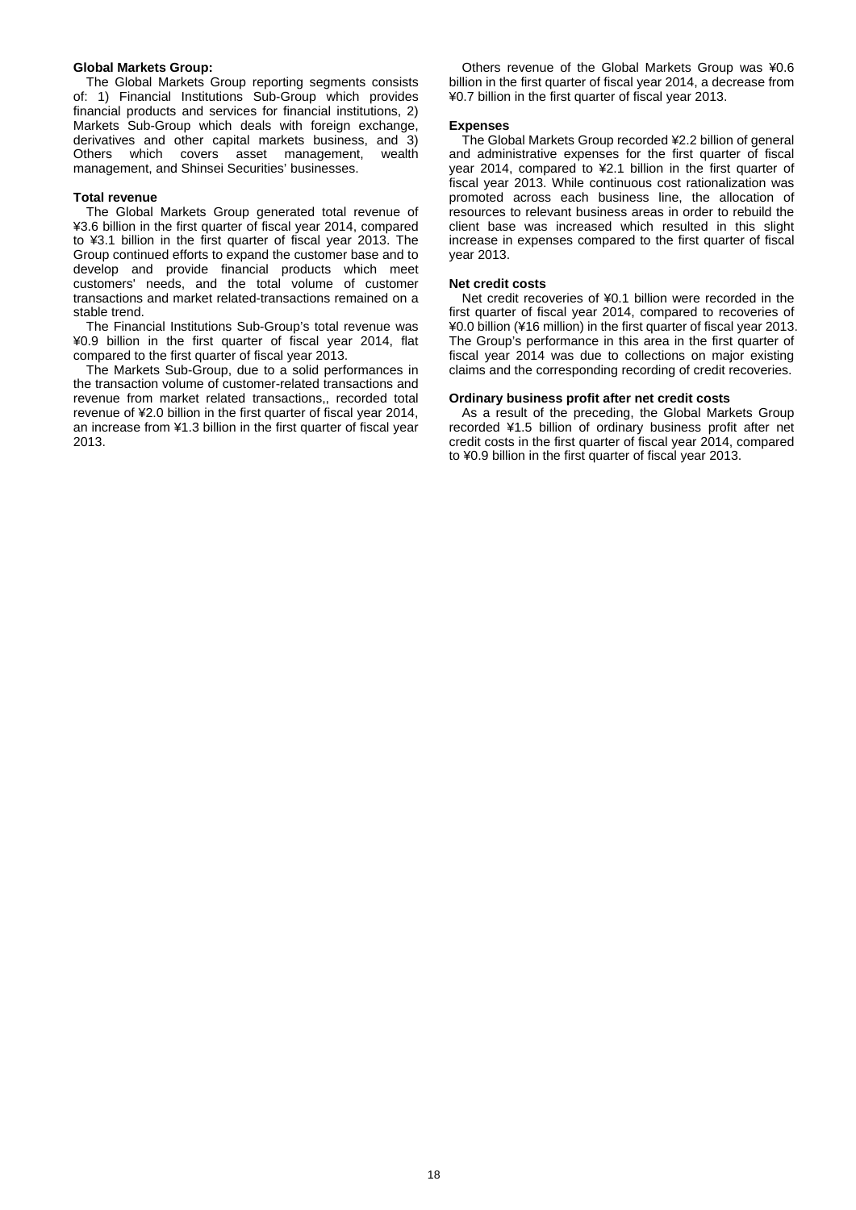**Global Markets Group:**

The Global Markets Group reporting segments consists of: 1) Financial Institutions Sub-Group which provides financial products and services for financial institutions, 2) Markets Sub-Group which deals with foreign exchange, derivatives and other capital markets business, and 3) Others which covers asset management, wealth management, and Shinsei Securities' businesses.

**Total revenue**

The Global Markets Group generated total revenue of ¥3.6 billion in the first quarter of fiscal year 2014, compared to ¥3.1 billion in the first quarter of fiscal year 2013. The Group continued efforts to expand the customer base and to develop and provide financial products which meet customers' needs, and the total volume of customer transactions and market related-transactions remained on a stable trend.

The Financial Institutions Sub-Group's total revenue was ¥0.9 billion in the first quarter of fiscal year 2014, flat compared to the first quarter of fiscal year 2013.

The Markets Sub-Group, due to a solid performances in the transaction volume of customer-related transactions and revenue from market related transactions,, recorded total revenue of ¥2.0 billion in the first quarter of fiscal year 2014, an increase from ¥1.3 billion in the first quarter of fiscal year 2013.

Others revenue of the Global Markets Group was ¥0.6 billion in the first quarter of fiscal year 2014, a decrease from ¥0.7 billion in the first quarter of fiscal year 2013.

**Expenses**

The Global Markets Group recorded ¥2.2 billion of general and administrative expenses for the first quarter of fiscal year 2014, compared to ¥2.1 billion in the first quarter of fiscal year 2013. While continuous cost rationalization was promoted across each business line, the allocation of resources to relevant business areas in order to rebuild the client base was increased which resulted in this slight increase in expenses compared to the first quarter of fiscal year 2013.

**Net credit costs**

Net credit recoveries of ¥0.1 billion were recorded in the first quarter of fiscal year 2014, compared to recoveries of ¥0.0 billion (¥16 million) in the first quarter of fiscal year 2013. The Group's performance in this area in the first quarter of fiscal year 2014 was due to collections on major existing claims and the corresponding recording of credit recoveries.

**Ordinary business profit after net credit costs**

As a result of the preceding, the Global Markets Group recorded ¥1.5 billion of ordinary business profit after net credit costs in the first quarter of fiscal year 2014, compared to ¥0.9 billion in the first quarter of fiscal year 2013.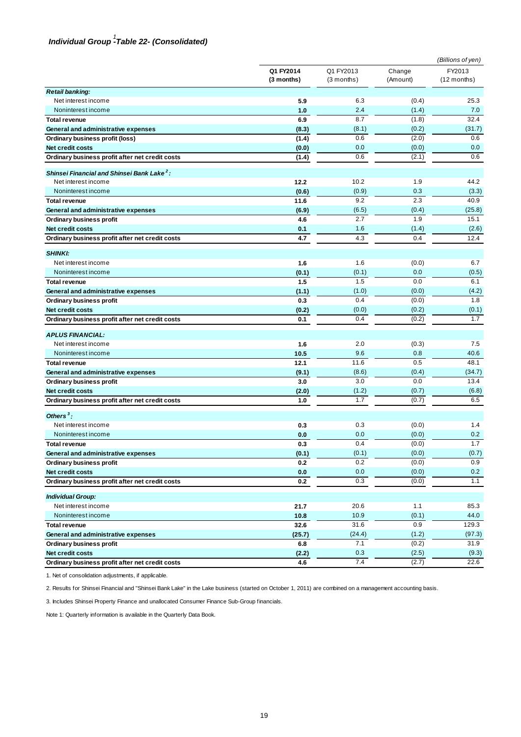### *Individual Group[1] -Table 22- (Consolidated)*

*(Billions of yen)*

| | Q1 FY2014 (3 months) | Q1 FY2013 (3 months) | Change (Amount) | FY2013 (12 months) |
|---|---|---|---|---|
| ***Retail banking:*** | | | | |
| Net interest income | **5.9** | 6.3 | (0.4) | 25.3 |
| Noninterest income | **1.0** | 2.4 | (1.4) | 7.0 |
| **Total revenue** | **6.9** | 8.7 | (1.8) | 32.4 |
| **General and administrative expenses** | **(8.3)** | (8.1) | (0.2) | (31.7) |
| **Ordinary business profit (loss)** | **(1.4)** | 0.6 | (2.0) | 0.6 |
| **Net credit costs** | **(0.0)** | 0.0 | (0.0) | 0.0 |
| **Ordinary business profit after net credit costs** | **(1.4)** | 0.6 | (2.1) | 0.6 |
| ***Shinsei Financial and Shinsei Bank Lake[2]:*** | | | | |
| Net interest income | **12.2** | 10.2 | 1.9 | 44.2 |
| Noninterest income | **(0.6)** | (0.9) | 0.3 | (3.3) |
| **Total revenue** | **11.6** | 9.2 | 2.3 | 40.9 |
| **General and administrative expenses** | **(6.9)** | (6.5) | (0.4) | (25.8) |
| **Ordinary business profit** | **4.6** | 2.7 | 1.9 | 15.1 |
| **Net credit costs** | **0.1** | 1.6 | (1.4) | (2.6) |
| **Ordinary business profit after net credit costs** | **4.7** | 4.3 | 0.4 | 12.4 |
| ***SHINKI:*** | | | | |
| Net interest income | **1.6** | 1.6 | (0.0) | 6.7 |
| Noninterest income | **(0.1)** | (0.1) | 0.0 | (0.5) |
| **Total revenue** | **1.5** | 1.5 | 0.0 | 6.1 |
| **General and administrative expenses** | **(1.1)** | (1.0) | (0.0) | (4.2) |
| **Ordinary business profit** | **0.3** | 0.4 | (0.0) | 1.8 |
| **Net credit costs** | **(0.2)** | (0.0) | (0.2) | (0.1) |
| **Ordinary business profit after net credit costs** | **0.1** | 0.4 | (0.2) | 1.7 |
| ***APLUS FINANCIAL:*** | | | | |
| Net interest income | **1.6** | 2.0 | (0.3) | 7.5 |
| Noninterest income | **10.5** | 9.6 | 0.8 | 40.6 |
| **Total revenue** | **12.1** | 11.6 | 0.5 | 48.1 |
| **General and administrative expenses** | **(9.1)** | (8.6) | (0.4) | (34.7) |
| **Ordinary business profit** | **3.0** | 3.0 | 0.0 | 13.4 |
| **Net credit costs** | **(2.0)** | (1.2) | (0.7) | (6.8) |
| **Ordinary business profit after net credit costs** | **1.0** | 1.7 | (0.7) | 6.5 |
| ***Others[3]:*** | | | | |
| Net interest income | **0.3** | 0.3 | (0.0) | 1.4 |
| Noninterest income | **0.0** | 0.0 | (0.0) | 0.2 |
| **Total revenue** | **0.3** | 0.4 | (0.0) | 1.7 |
| **General and administrative expenses** | **(0.1)** | (0.1) | (0.0) | (0.7) |
| **Ordinary business profit** | **0.2** | 0.2 | (0.0) | 0.9 |
| **Net credit costs** | **0.0** | 0.0 | (0.0) | 0.2 |
| **Ordinary business profit after net credit costs** | **0.2** | 0.3 | (0.0) | 1.1 |
| ***Individual Group:*** | | | | |
| Net interest income | **21.7** | 20.6 | 1.1 | 85.3 |
| Noninterest income | **10.8** | 10.9 | (0.1) | 44.0 |
| **Total revenue** | **32.6** | 31.6 | 0.9 | 129.3 |
| **General and administrative expenses** | **(25.7)** | (24.4) | (1.2) | (97.3) |
| **Ordinary business profit** | **6.8** | 7.1 | (0.2) | 31.9 |
| **Net credit costs** | **(2.2)** | 0.3 | (2.5) | (9.3) |
| **Ordinary business profit after net credit costs** | **4.6** | 7.4 | (2.7) | 22.6 |

1. Net of consolidation adjustments, if applicable.

2. Results for Shinsei Financial and "Shinsei Bank Lake" in the Lake business (started on October 1, 2011) are combined on a management accounting basis.

3. Includes Shinsei Property Finance and unallocated Consumer Finance Sub-Group financials.

Note 1: Quarterly information is available in the Quarterly Data Book.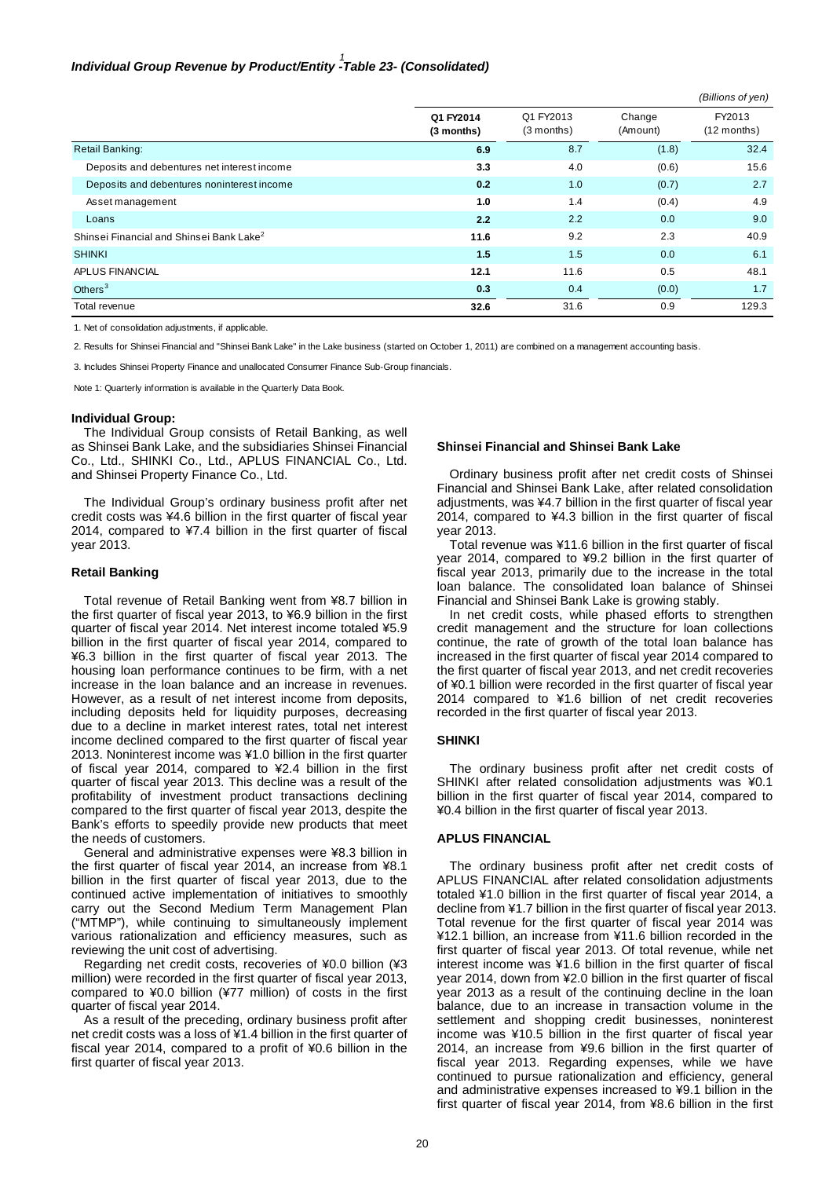### *Individual Group Revenue by Product/Entity[1] -Table 23- (Consolidated)*

*(Billions of yen)*

| | Q1 FY2014 (3 months) | Q1 FY2013 (3 months) | Change (Amount) | FY2013 (12 months) |
|---|---|---|---|---|
| Retail Banking: | **6.9** | 8.7 | (1.8) | 32.4 |
| Deposits and debentures net interest income | **3.3** | 4.0 | (0.6) | 15.6 |
| Deposits and debentures noninterest income | **0.2** | 1.0 | (0.7) | 2.7 |
| Asset management | **1.0** | 1.4 | (0.4) | 4.9 |
| Loans | **2.2** | 2.2 | 0.0 | 9.0 |
| Shinsei Financial and Shinsei Bank Lake[2] | **11.6** | 9.2 | 2.3 | 40.9 |
| SHINKI | **1.5** | 1.5 | 0.0 | 6.1 |
| APLUS FINANCIAL | **12.1** | 11.6 | 0.5 | 48.1 |
| Others[3] | **0.3** | 0.4 | (0.0) | 1.7 |
| Total revenue | **32.6** | 31.6 | 0.9 | 129.3 |

1. Net of consolidation adjustments, if applicable.

2. Results for Shinsei Financial and "Shinsei Bank Lake" in the Lake business (started on October 1, 2011) are combined on a management accounting basis.

3. Includes Shinsei Property Finance and unallocated Consumer Finance Sub-Group financials.

Note 1: Quarterly information is available in the Quarterly Data Book.

**Individual Group:**

The Individual Group consists of Retail Banking, as well as Shinsei Bank Lake, and the subsidiaries Shinsei Financial Co., Ltd., SHINKI Co., Ltd., APLUS FINANCIAL Co., Ltd. and Shinsei Property Finance Co., Ltd.

The Individual Group's ordinary business profit after net credit costs was ¥4.6 billion in the first quarter of fiscal year 2014, compared to ¥7.4 billion in the first quarter of fiscal year 2013.

**Retail Banking**

Total revenue of Retail Banking went from ¥8.7 billion in the first quarter of fiscal year 2013, to ¥6.9 billion in the first quarter of fiscal year 2014. Net interest income totaled ¥5.9 billion in the first quarter of fiscal year 2014, compared to ¥6.3 billion in the first quarter of fiscal year 2013. The housing loan performance continues to be firm, with a net increase in the loan balance and an increase in revenues. However, as a result of net interest income from deposits, including deposits held for liquidity purposes, decreasing due to a decline in market interest rates, total net interest income declined compared to the first quarter of fiscal year 2013. Noninterest income was ¥1.0 billion in the first quarter of fiscal year 2014, compared to ¥2.4 billion in the first quarter of fiscal year 2013. This decline was a result of the profitability of investment product transactions declining compared to the first quarter of fiscal year 2013, despite the Bank's efforts to speedily provide new products that meet the needs of customers.

General and administrative expenses were ¥8.3 billion in the first quarter of fiscal year 2014, an increase from ¥8.1 billion in the first quarter of fiscal year 2013, due to the continued active implementation of initiatives to smoothly carry out the Second Medium Term Management Plan ("MTMP"), while continuing to simultaneously implement various rationalization and efficiency measures, such as reviewing the unit cost of advertising.

Regarding net credit costs, recoveries of ¥0.0 billion (¥3 million) were recorded in the first quarter of fiscal year 2013, compared to ¥0.0 billion (¥77 million) of costs in the first quarter of fiscal year 2014.

As a result of the preceding, ordinary business profit after net credit costs was a loss of ¥1.4 billion in the first quarter of fiscal year 2014, compared to a profit of ¥0.6 billion in the first quarter of fiscal year 2013.

**Shinsei Financial and Shinsei Bank Lake**

Ordinary business profit after net credit costs of Shinsei Financial and Shinsei Bank Lake, after related consolidation adjustments, was ¥4.7 billion in the first quarter of fiscal year 2014, compared to ¥4.3 billion in the first quarter of fiscal year 2013.

Total revenue was ¥11.6 billion in the first quarter of fiscal year 2014, compared to ¥9.2 billion in the first quarter of fiscal year 2013, primarily due to the increase in the total loan balance. The consolidated loan balance of Shinsei Financial and Shinsei Bank Lake is growing stably.

In net credit costs, while phased efforts to strengthen credit management and the structure for loan collections continue, the rate of growth of the total loan balance has increased in the first quarter of fiscal year 2014 compared to the first quarter of fiscal year 2013, and net credit recoveries of ¥0.1 billion were recorded in the first quarter of fiscal year 2014 compared to ¥1.6 billion of net credit recoveries recorded in the first quarter of fiscal year 2013.

**SHINKI**

The ordinary business profit after net credit costs of SHINKI after related consolidation adjustments was ¥0.1 billion in the first quarter of fiscal year 2014, compared to ¥0.4 billion in the first quarter of fiscal year 2013.

**APLUS FINANCIAL**

The ordinary business profit after net credit costs of APLUS FINANCIAL after related consolidation adjustments totaled ¥1.0 billion in the first quarter of fiscal year 2014, a decline from ¥1.7 billion in the first quarter of fiscal year 2013. Total revenue for the first quarter of fiscal year 2014 was ¥12.1 billion, an increase from ¥11.6 billion recorded in the first quarter of fiscal year 2013. Of total revenue, while net interest income was ¥1.6 billion in the first quarter of fiscal year 2014, down from ¥2.0 billion in the first quarter of fiscal year 2013 as a result of the continuing decline in the loan balance, due to an increase in transaction volume in the settlement and shopping credit businesses, noninterest income was ¥10.5 billion in the first quarter of fiscal year 2014, an increase from ¥9.6 billion in the first quarter of fiscal year 2013. Regarding expenses, while we have continued to pursue rationalization and efficiency, general and administrative expenses increased to ¥9.1 billion in the first quarter of fiscal year 2014, from ¥8.6 billion in the first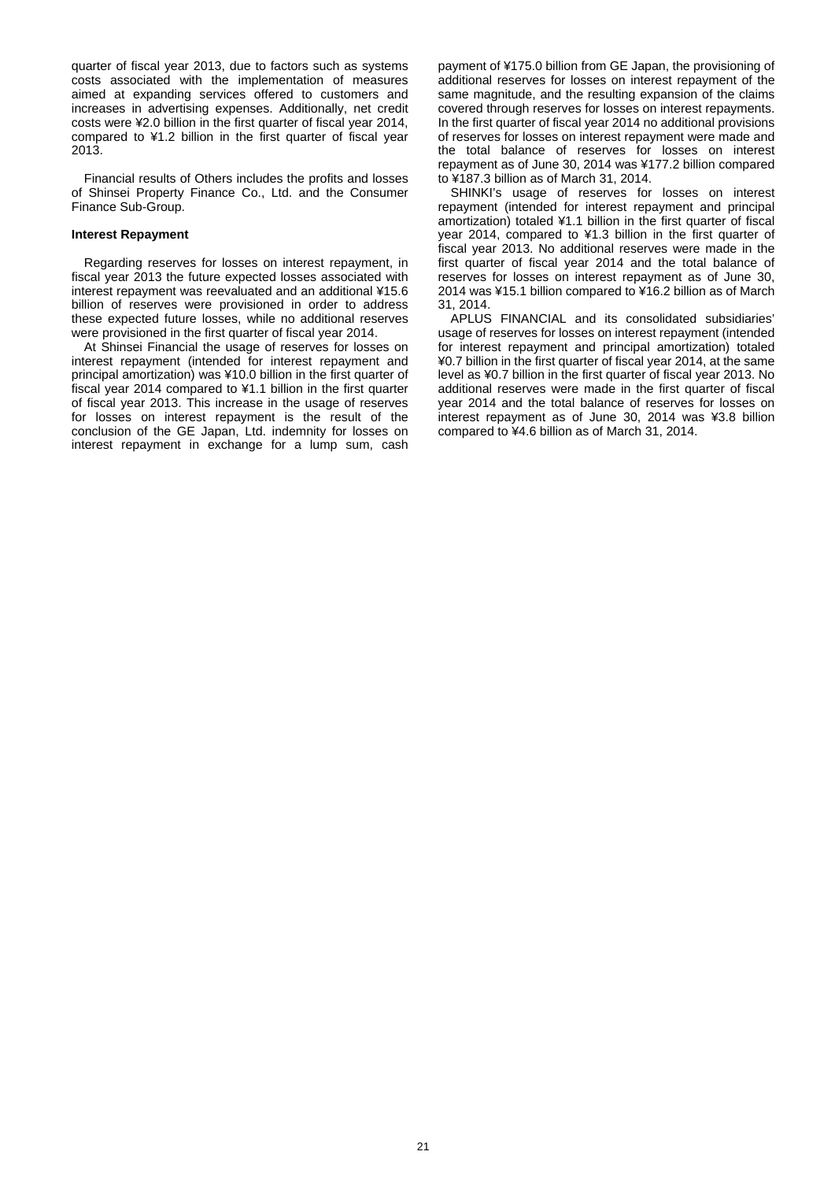quarter of fiscal year 2013, due to factors such as systems costs associated with the implementation of measures aimed at expanding services offered to customers and increases in advertising expenses. Additionally, net credit costs were ¥2.0 billion in the first quarter of fiscal year 2014, compared to ¥1.2 billion in the first quarter of fiscal year 2013.

Financial results of Others includes the profits and losses of Shinsei Property Finance Co., Ltd. and the Consumer Finance Sub-Group.

**Interest Repayment**

Regarding reserves for losses on interest repayment, in fiscal year 2013 the future expected losses associated with interest repayment was reevaluated and an additional ¥15.6 billion of reserves were provisioned in order to address these expected future losses, while no additional reserves were provisioned in the first quarter of fiscal year 2014.

At Shinsei Financial the usage of reserves for losses on interest repayment (intended for interest repayment and principal amortization) was ¥10.0 billion in the first quarter of fiscal year 2014 compared to ¥1.1 billion in the first quarter of fiscal year 2013. This increase in the usage of reserves for losses on interest repayment is the result of the conclusion of the GE Japan, Ltd. indemnity for losses on interest repayment in exchange for a lump sum, cash payment of ¥175.0 billion from GE Japan, the provisioning of additional reserves for losses on interest repayment of the same magnitude, and the resulting expansion of the claims covered through reserves for losses on interest repayments. In the first quarter of fiscal year 2014 no additional provisions of reserves for losses on interest repayment were made and the total balance of reserves for losses on interest repayment as of June 30, 2014 was ¥177.2 billion compared to ¥187.3 billion as of March 31, 2014.

SHINKI's usage of reserves for losses on interest repayment (intended for interest repayment and principal amortization) totaled ¥1.1 billion in the first quarter of fiscal year 2014, compared to ¥1.3 billion in the first quarter of fiscal year 2013. No additional reserves were made in the first quarter of fiscal year 2014 and the total balance of reserves for losses on interest repayment as of June 30, 2014 was ¥15.1 billion compared to ¥16.2 billion as of March 31, 2014.

APLUS FINANCIAL and its consolidated subsidiaries' usage of reserves for losses on interest repayment (intended for interest repayment and principal amortization) totaled ¥0.7 billion in the first quarter of fiscal year 2014, at the same level as ¥0.7 billion in the first quarter of fiscal year 2013. No additional reserves were made in the first quarter of fiscal year 2014 and the total balance of reserves for losses on interest repayment as of June 30, 2014 was ¥3.8 billion compared to ¥4.6 billion as of March 31, 2014.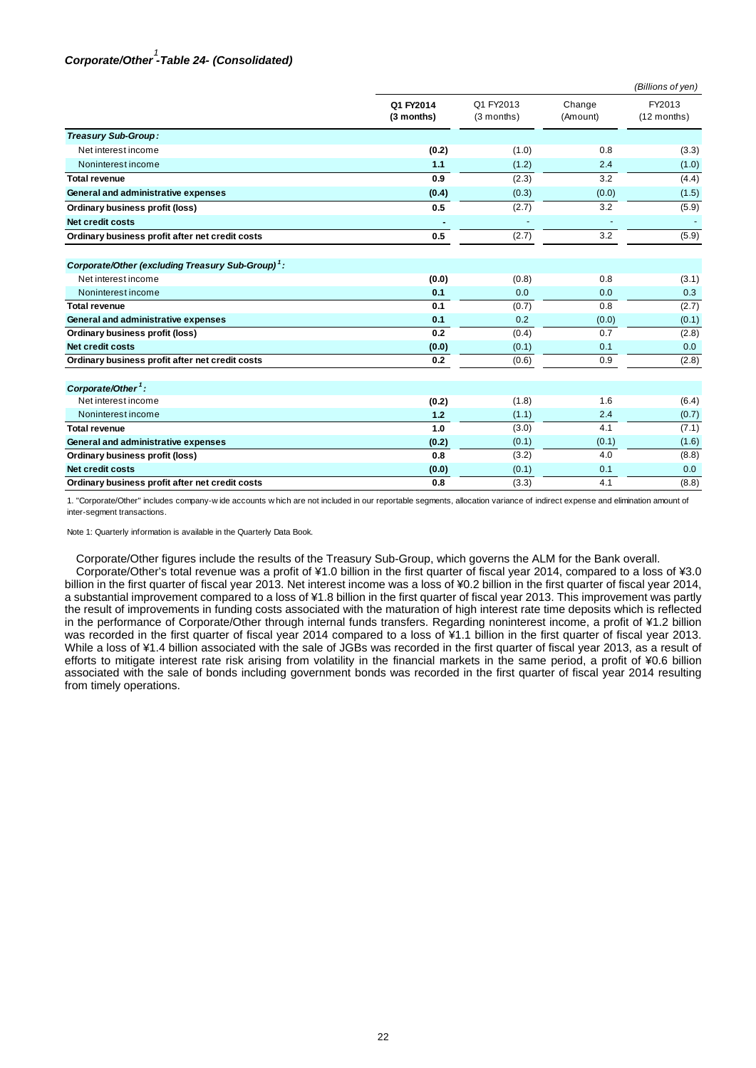### *Corporate/Other[1]-Table 24- (Consolidated)*

*(Billions of yen)*

| | Q1 FY2014 (3 months) | Q1 FY2013 (3 months) | Change (Amount) | FY2013 (12 months) |
|---|---|---|---|---|
| ***Treasury Sub-Group:*** | | | | |
| Net interest income | **(0.2)** | (1.0) | 0.8 | (3.3) |
| Noninterest income | **1.1** | (1.2) | 2.4 | (1.0) |
| **Total revenue** | **0.9** | (2.3) | 3.2 | (4.4) |
| **General and administrative expenses** | **(0.4)** | (0.3) | (0.0) | (1.5) |
| **Ordinary business profit (loss)** | **0.5** | (2.7) | 3.2 | (5.9) |
| **Net credit costs** | **-** | - | - | - |
| **Ordinary business profit after net credit costs** | **0.5** | (2.7) | 3.2 | (5.9) |
| ***Corporate/Other (excluding Treasury Sub-Group)[1]:*** | | | | |
| Net interest income | **(0.0)** | (0.8) | 0.8 | (3.1) |
| Noninterest income | **0.1** | 0.0 | 0.0 | 0.3 |
| **Total revenue** | **0.1** | (0.7) | 0.8 | (2.7) |
| **General and administrative expenses** | **0.1** | 0.2 | (0.0) | (0.1) |
| **Ordinary business profit (loss)** | **0.2** | (0.4) | 0.7 | (2.8) |
| **Net credit costs** | **(0.0)** | (0.1) | 0.1 | 0.0 |
| **Ordinary business profit after net credit costs** | **0.2** | (0.6) | 0.9 | (2.8) |
| ***Corporate/Other[1]:*** | | | | |
| Net interest income | **(0.2)** | (1.8) | 1.6 | (6.4) |
| Noninterest income | **1.2** | (1.1) | 2.4 | (0.7) |
| **Total revenue** | **1.0** | (3.0) | 4.1 | (7.1) |
| **General and administrative expenses** | **(0.2)** | (0.1) | (0.1) | (1.6) |
| **Ordinary business profit (loss)** | **0.8** | (3.2) | 4.0 | (8.8) |
| **Net credit costs** | **(0.0)** | (0.1) | 0.1 | 0.0 |
| **Ordinary business profit after net credit costs** | **0.8** | (3.3) | 4.1 | (8.8) |

1. "Corporate/Other" includes company-wide accounts which are not included in our reportable segments, allocation variance of indirect expense and elimination amount of inter-segment transactions.

Note 1: Quarterly information is available in the Quarterly Data Book.

Corporate/Other figures include the results of the Treasury Sub-Group, which governs the ALM for the Bank overall.

Corporate/Other's total revenue was a profit of ¥1.0 billion in the first quarter of fiscal year 2014, compared to a loss of ¥3.0 billion in the first quarter of fiscal year 2013. Net interest income was a loss of ¥0.2 billion in the first quarter of fiscal year 2014, a substantial improvement compared to a loss of ¥1.8 billion in the first quarter of fiscal year 2013. This improvement was partly the result of improvements in funding costs associated with the maturation of high interest rate time deposits which is reflected in the performance of Corporate/Other through internal funds transfers. Regarding noninterest income, a profit of ¥1.2 billion was recorded in the first quarter of fiscal year 2014 compared to a loss of ¥1.1 billion in the first quarter of fiscal year 2013. While a loss of ¥1.4 billion associated with the sale of JGBs was recorded in the first quarter of fiscal year 2013, as a result of efforts to mitigate interest rate risk arising from volatility in the financial markets in the same period, a profit of ¥0.6 billion associated with the sale of bonds including government bonds was recorded in the first quarter of fiscal year 2014 resulting from timely operations.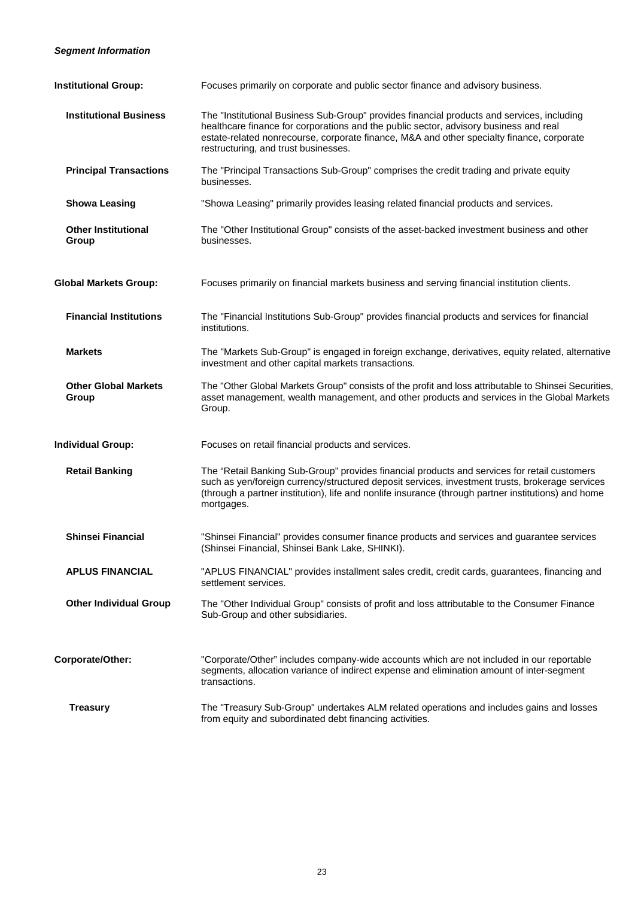***Segment Information***

| | |
|---|---|
| **Institutional Group:** | Focuses primarily on corporate and public sector finance and advisory business. |
| **Institutional Business** | The "Institutional Business Sub-Group" provides financial products and services, including healthcare finance for corporations and the public sector, advisory business and real estate-related nonrecourse, corporate finance, M&A and other specialty finance, corporate restructuring, and trust businesses. |
| **Principal Transactions** | The "Principal Transactions Sub-Group" comprises the credit trading and private equity businesses. |
| **Showa Leasing** | "Showa Leasing" primarily provides leasing related financial products and services. |
| **Other Institutional Group** | The "Other Institutional Group" consists of the asset-backed investment business and other businesses. |
| **Global Markets Group:** | Focuses primarily on financial markets business and serving financial institution clients. |
| **Financial Institutions** | The "Financial Institutions Sub-Group" provides financial products and services for financial institutions. |
| **Markets** | The "Markets Sub-Group" is engaged in foreign exchange, derivatives, equity related, alternative investment and other capital markets transactions. |
| **Other Global Markets Group** | The "Other Global Markets Group" consists of the profit and loss attributable to Shinsei Securities, asset management, wealth management, and other products and services in the Global Markets Group. |
| **Individual Group:** | Focuses on retail financial products and services. |
| **Retail Banking** | The "Retail Banking Sub-Group" provides financial products and services for retail customers such as yen/foreign currency/structured deposit services, investment trusts, brokerage services (through a partner institution), life and nonlife insurance (through partner institutions) and home mortgages. |
| **Shinsei Financial** | "Shinsei Financial" provides consumer finance products and services and guarantee services (Shinsei Financial, Shinsei Bank Lake, SHINKI). |
| **APLUS FINANCIAL** | "APLUS FINANCIAL" provides installment sales credit, credit cards, guarantees, financing and settlement services. |
| **Other Individual Group** | The "Other Individual Group" consists of profit and loss attributable to the Consumer Finance Sub-Group and other subsidiaries. |
| **Corporate/Other:** | "Corporate/Other" includes company-wide accounts which are not included in our reportable segments, allocation variance of indirect expense and elimination amount of inter-segment transactions. |
| **Treasury** | The "Treasury Sub-Group" undertakes ALM related operations and includes gains and losses from equity and subordinated debt financing activities. |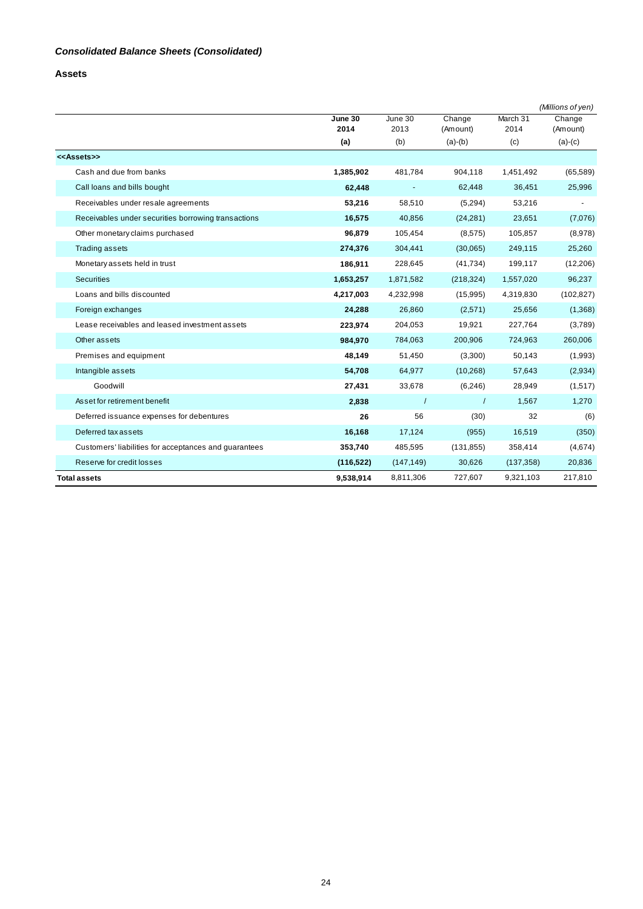## *Consolidated Balance Sheets (Consolidated)*

### Assets

*(Millions of yen)*

| | **June 30 2014 (a)** | June 30 2013 (b) | Change (Amount) (a)-(b) | March 31 2014 (c) | Change (Amount) (a)-(c) |
|---|---|---|---|---|---|
| **<<Assets>>** | | | | | |
| Cash and due from banks | **1,385,902** | 481,784 | 904,118 | 1,451,492 | (65,589) |
| Call loans and bills bought | **62,448** | - | 62,448 | 36,451 | 25,996 |
| Receivables under resale agreements | **53,216** | 58,510 | (5,294) | 53,216 | - |
| Receivables under securities borrowing transactions | **16,575** | 40,856 | (24,281) | 23,651 | (7,076) |
| Other monetary claims purchased | **96,879** | 105,454 | (8,575) | 105,857 | (8,978) |
| Trading assets | **274,376** | 304,441 | (30,065) | 249,115 | 25,260 |
| Monetary assets held in trust | **186,911** | 228,645 | (41,734) | 199,117 | (12,206) |
| Securities | **1,653,257** | 1,871,582 | (218,324) | 1,557,020 | 96,237 |
| Loans and bills discounted | **4,217,003** | 4,232,998 | (15,995) | 4,319,830 | (102,827) |
| Foreign exchanges | **24,288** | 26,860 | (2,571) | 25,656 | (1,368) |
| Lease receivables and leased investment assets | **223,974** | 204,053 | 19,921 | 227,764 | (3,789) |
| Other assets | **984,970** | 784,063 | 200,906 | 724,963 | 260,006 |
| Premises and equipment | **48,149** | 51,450 | (3,300) | 50,143 | (1,993) |
| Intangible assets | **54,708** | 64,977 | (10,268) | 57,643 | (2,934) |
| Goodwill | **27,431** | 33,678 | (6,246) | 28,949 | (1,517) |
| Asset for retirement benefit | **2,838** | / | / | 1,567 | 1,270 |
| Deferred issuance expenses for debentures | **26** | 56 | (30) | 32 | (6) |
| Deferred tax assets | **16,168** | 17,124 | (955) | 16,519 | (350) |
| Customers' liabilities for acceptances and guarantees | **353,740** | 485,595 | (131,855) | 358,414 | (4,674) |
| Reserve for credit losses | **(116,522)** | (147,149) | 30,626 | (137,358) | 20,836 |
| **Total assets** | **9,538,914** | 8,811,306 | 727,607 | 9,321,103 | 217,810 |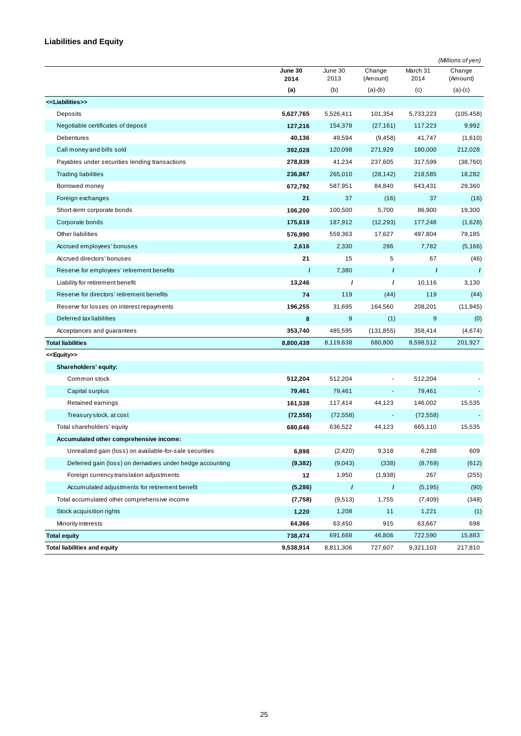## Liabilities and Equity

*(Millions of yen)*

| | **June 30 2014** | June 30 2013 | Change (Amount) | March 31 2014 | Change (Amount) |
|---|---|---|---|---|---|
| | **(a)** | (b) | (a)-(b) | (c) | (a)-(c) |
| **<<Liabilities>>** | | | | | |
| Deposits | **5,627,765** | 5,526,411 | 101,354 | 5,733,223 | (105,458) |
| Negotiable certificates of deposit | **127,216** | 154,378 | (27,161) | 117,223 | 9,992 |
| Debentures | **40,136** | 49,594 | (9,458) | 41,747 | (1,610) |
| Call money and bills sold | **392,028** | 120,098 | 271,929 | 180,000 | 212,028 |
| Payables under securities lending transactions | **278,839** | 41,234 | 237,605 | 317,599 | (38,760) |
| Trading liabilities | **236,867** | 265,010 | (28,142) | 218,585 | 18,282 |
| Borrowed money | **672,792** | 587,951 | 84,840 | 643,431 | 29,360 |
| Foreign exchanges | **21** | 37 | (16) | 37 | (16) |
| Short-term corporate bonds | **106,200** | 100,500 | 5,700 | 86,900 | 19,300 |
| Corporate bonds | **175,619** | 187,912 | (12,293) | 177,248 | (1,628) |
| Other liabilities | **576,990** | 559,363 | 17,627 | 497,804 | 79,185 |
| Accrued employees' bonuses | **2,616** | 2,330 | 286 | 7,782 | (5,166) |
| Accrued directors' bonuses | **21** | 15 | 5 | 67 | (46) |
| Reserve for employees' retirement benefits | **/** | 7,380 | / | / | / |
| Liability for retirement benefit | **13,246** | / | / | 10,116 | 3,130 |
| Reserve for directors' retirement benefits | **74** | 119 | (44) | 119 | (44) |
| Reserve for losses on interest repayments | **196,255** | 31,695 | 164,560 | 208,201 | (11,945) |
| Deferred tax liabilities | **8** | 9 | (1) | 9 | (0) |
| Acceptances and guarantees | **353,740** | 485,595 | (131,855) | 358,414 | (4,674) |
| **Total liabilities** | **8,800,439** | 8,119,638 | 680,800 | 8,598,512 | 201,927 |
| **<<Equity>>** | | | | | |
| **Shareholders' equity:** | | | | | |
| Common stock | **512,204** | 512,204 | - | 512,204 | - |
| Capital surplus | **79,461** | 79,461 | - | 79,461 | - |
| Retained earnings | **161,538** | 117,414 | 44,123 | 146,002 | 15,535 |
| Treasury stock, at cost | **(72,558)** | (72,558) | - | (72,558) | - |
| Total shareholders' equity | **680,646** | 636,522 | 44,123 | 665,110 | 15,535 |
| **Accumulated other comprehensive income:** | | | | | |
| Unrealized gain (loss) on available-for-sale securities | **6,898** | (2,420) | 9,318 | 6,288 | 609 |
| Deferred gain (loss) on derivatives under hedge accounting | **(9,382)** | (9,043) | (338) | (8,769) | (612) |
| Foreign currency translation adjustments | **12** | 1,950 | (1,938) | 267 | (255) |
| Accumulated adjustments for retirement benefit | **(5,286)** | / | / | (5,195) | (90) |
| Total accumulated other comprehensive income | **(7,758)** | (9,513) | 1,755 | (7,409) | (348) |
| Stock acquisition rights | **1,220** | 1,208 | 11 | 1,221 | (1) |
| Minority interests | **64,366** | 63,450 | 915 | 63,667 | 698 |
| **Total equity** | **738,474** | 691,668 | 46,806 | 722,590 | 15,883 |
| **Total liabilities and equity** | **9,538,914** | 8,811,306 | 727,607 | 9,321,103 | 217,810 |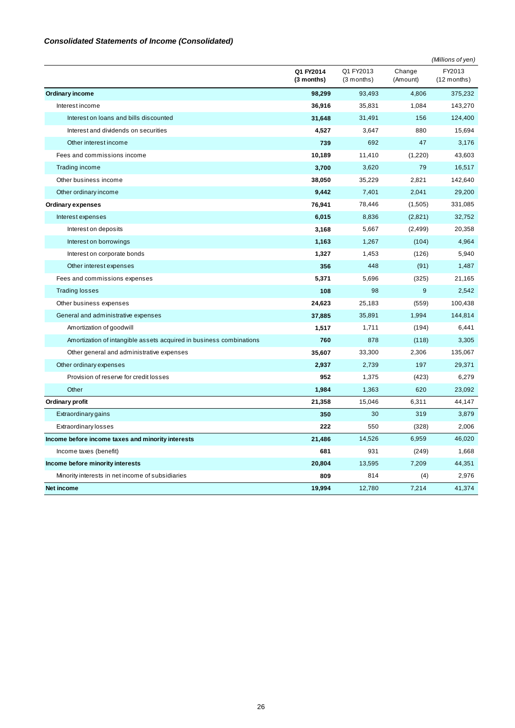***Consolidated Statements of Income (Consolidated)***

*(Millions of yen)*

| | **Q1 FY2014 (3 months)** | Q1 FY2013 (3 months) | Change (Amount) | FY2013 (12 months) |
|---|---|---|---|---|
| **Ordinary income** | **98,299** | 93,493 | 4,806 | 375,232 |
| Interest income | **36,916** | 35,831 | 1,084 | 143,270 |
| Interest on loans and bills discounted | **31,648** | 31,491 | 156 | 124,400 |
| Interest and dividends on securities | **4,527** | 3,647 | 880 | 15,694 |
| Other interest income | **739** | 692 | 47 | 3,176 |
| Fees and commissions income | **10,189** | 11,410 | (1,220) | 43,603 |
| Trading income | **3,700** | 3,620 | 79 | 16,517 |
| Other business income | **38,050** | 35,229 | 2,821 | 142,640 |
| Other ordinary income | **9,442** | 7,401 | 2,041 | 29,200 |
| **Ordinary expenses** | **76,941** | 78,446 | (1,505) | 331,085 |
| Interest expenses | **6,015** | 8,836 | (2,821) | 32,752 |
| Interest on deposits | **3,168** | 5,667 | (2,499) | 20,358 |
| Interest on borrowings | **1,163** | 1,267 | (104) | 4,964 |
| Interest on corporate bonds | **1,327** | 1,453 | (126) | 5,940 |
| Other interest expenses | **356** | 448 | (91) | 1,487 |
| Fees and commissions expenses | **5,371** | 5,696 | (325) | 21,165 |
| Trading losses | **108** | 98 | 9 | 2,542 |
| Other business expenses | **24,623** | 25,183 | (559) | 100,438 |
| General and administrative expenses | **37,885** | 35,891 | 1,994 | 144,814 |
| Amortization of goodwill | **1,517** | 1,711 | (194) | 6,441 |
| Amortization of intangible assets acquired in business combinations | **760** | 878 | (118) | 3,305 |
| Other general and administrative expenses | **35,607** | 33,300 | 2,306 | 135,067 |
| Other ordinary expenses | **2,937** | 2,739 | 197 | 29,371 |
| Provision of reserve for credit losses | **952** | 1,375 | (423) | 6,279 |
| Other | **1,984** | 1,363 | 620 | 23,092 |
| **Ordinary profit** | **21,358** | 15,046 | 6,311 | 44,147 |
| Extraordinary gains | **350** | 30 | 319 | 3,879 |
| Extraordinary losses | **222** | 550 | (328) | 2,006 |
| **Income before income taxes and minority interests** | **21,486** | 14,526 | 6,959 | 46,020 |
| Income taxes (benefit) | **681** | 931 | (249) | 1,668 |
| **Income before minority interests** | **20,804** | 13,595 | 7,209 | 44,351 |
| Minority interests in net income of subsidiaries | **809** | 814 | (4) | 2,976 |
| **Net income** | **19,994** | 12,780 | 7,214 | 41,374 |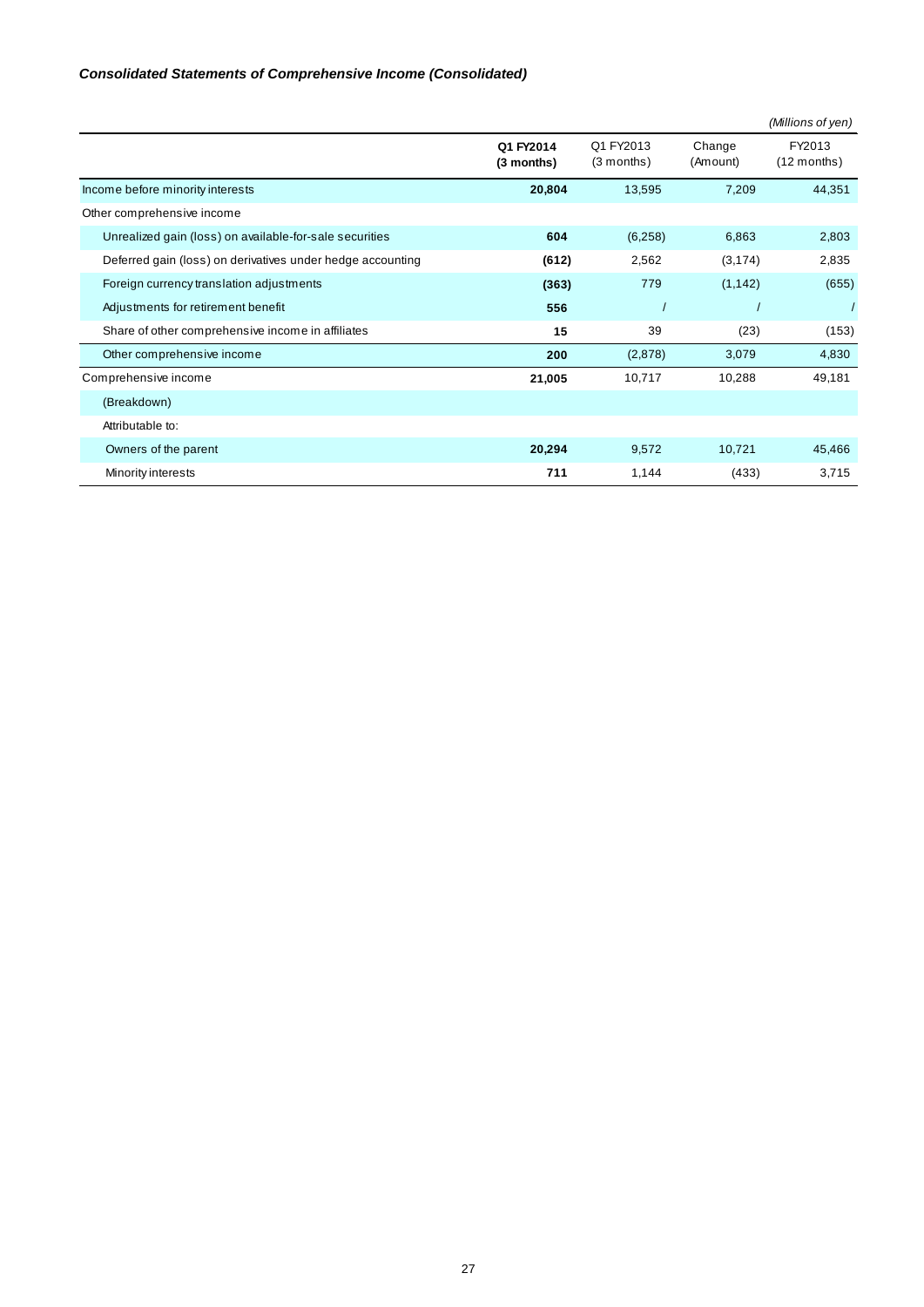### *Consolidated Statements of Comprehensive Income (Consolidated)*

*(Millions of yen)*

| | **Q1 FY2014 (3 months)** | Q1 FY2013 (3 months) | Change (Amount) | FY2013 (12 months) |
|---|---|---|---|---|
| Income before minority interests | **20,804** | 13,595 | 7,209 | 44,351 |
| Other comprehensive income | | | | |
| Unrealized gain (loss) on available-for-sale securities | **604** | (6,258) | 6,863 | 2,803 |
| Deferred gain (loss) on derivatives under hedge accounting | **(612)** | 2,562 | (3,174) | 2,835 |
| Foreign currency translation adjustments | **(363)** | 779 | (1,142) | (655) |
| Adjustments for retirement benefit | **556** | / | / | / |
| Share of other comprehensive income in affiliates | **15** | 39 | (23) | (153) |
| Other comprehensive income | **200** | (2,878) | 3,079 | 4,830 |
| Comprehensive income | **21,005** | 10,717 | 10,288 | 49,181 |
| (Breakdown) | | | | |
| Attributable to: | | | | |
| Owners of the parent | **20,294** | 9,572 | 10,721 | 45,466 |
| Minority interests | **711** | 1,144 | (433) | 3,715 |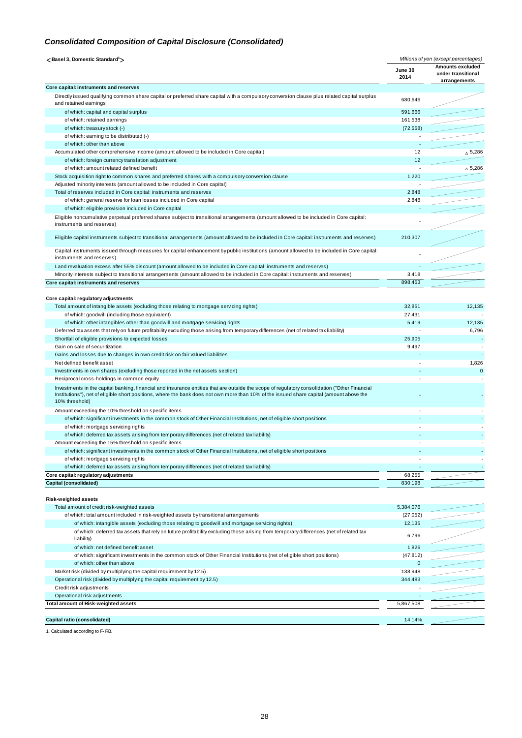## *Consolidated Composition of Capital Disclosure (Consolidated)*

**<Basel 3, Domestic Standard[1]>**

*Millions of yen (except percentages)*

| | June 30 2014 | Amounts excluded under transitional arrangements |
|---|---|---|
| **Core capital: instruments and reserves** | | |
| Directly issued qualifying common share capital or preferred share capital with a compulsory conversion clause plus related capital surplus and retained earnings | 680,646 | |
| of which: capital and capital surplus | 591,666 | |
| of which: retained earnings | 161,538 | |
| of which: treasury stock (-) | (72,558) | |
| of which: earning to be distributed (-) | - | |
| of which: other than above | - | |
| Accumulated other comprehensive income (amount allowed to be included in Core capital) | 12 | △ 5,286 |
| of which: foreign currency translation adjustment | 12 | |
| of which: amount related defined benefit | - | △ 5,286 |
| Stock acquisition right to common shares and preferred shares with a compulsory conversion clause | 1,220 | |
| Adjusted minority interests (amount allowed to be included in Core capital) | - | |
| Total of reserves included in Core capital: instruments and reserves | 2,848 | |
| of which: general reserve for loan losses included in Core capital | 2,848 | |
| of which: eligible provision included in Core capital | - | |
| Eligible noncumulative perpetual preferred shares subject to transitional arrangements (amount allowed to be included in Core capital: instruments and reserves) | - | |
| Eligible capital instruments subject to transitional arrangements (amount allowed to be included in Core capital: instruments and reserves) | 210,307 | |
| Capital instruments issued through measures for capital enhancement by public institutions (amount allowed to be included in Core capital: instruments and reserves) | - | |
| Land revaluation excess after 55% discount (amount allowed to be included in Core capital: instruments and reserves) | - | |
| Minority interests subject to transitional arrangements (amount allowed to be included in Core capital: instruments and reserves) | 3,418 | |
| **Core capital: instruments and reserves** | 898,453 | |
| **Core capital: regulatory adjustments** | | |
| Total amount of intangible assets (excluding those relating to mortgage servicing rights) | 32,851 | 12,135 |
| of which: goodwill (including those equivalent) | 27,431 | - |
| of which: other intangibles other than goodwill and mortgage servicing rights | 5,419 | 12,135 |
| Deferred tax assets that rely on future profitability excluding those arising from temporary differences (net of related tax liability) | - | 6,796 |
| Shortfall of eligible provisions to expected losses | 25,905 | - |
| Gain on sale of securitization | 9,497 | - |
| Gains and losses due to changes in own credit risk on fair valued liabilities | - | - |
| Net defined benefit asset | - | 1,826 |
| Investments in own shares (excluding those reported in the net assets section) | - | 0 |
| Reciprocal cross-holdings in common equity | - | - |
| Investments in the capital banking, financial and insurance entities that are outside the scope of regulatory consolidation ("Other Financial Institutions"), net of eligible short positions, where the bank does not own more than 10% of the issued share capital (amount above the 10% threshold) | - | - |
| Amount exceeding the 10% threshold on specific items | - | - |
| of which: significant investments in the common stock of Other Financial Institutions, net of eligible short positions | - | - |
| of which: mortgage servicing rights | - | - |
| of which: deferred tax assets arising from temporary differences (net of related tax liability) | - | - |
| Amount exceeding the 15% threshold on specific items | - | - |
| of which: significant investments in the common stock of Other Financial Institutions, net of eligible short positions | - | - |
| of which: mortgage servicing rights | - | - |
| of which: deferred tax assets arising from temporary differences (net of related tax liability) | - | - |
| **Core capital: regulatory adjustments** | 68,255 | |
| **Capital (consolidated)** | 830,198 | |
| **Risk-weighted assets** | | |
| Total amount of credit risk-weighted assets | 5,384,076 | |
| of which: total amount included in risk-weighted assets by transitional arrangements | (27,052) | |
| of which: intangible assets (excluding those relating to goodwill and mortgage servicing rights) | 12,135 | |
| of which: deferred tax assets that rely on future profitability excluding those arising from temporary differences (net of related tax liability) | 6,796 | |
| of which: net defined benefit asset | 1,826 | |
| of which: significant investments in the common stock of Other Financial Institutions (net of eligible short positions) | (47,812) | |
| of which: other than above | 0 | |
| Market risk (divided by multiplying the capital requirement by 12.5) | 138,948 | |
| Operational risk (divided by multiplying the capital requirement by 12.5) | 344,483 | |
| Credit risk adjustments | - | |
| Operational risk adjustments | - | |
| **Total amount of Risk-weighted assets** | 5,867,508 | |
| **Capital ratio (consolidated)** | 14.14% | |

1. Calculated according to F-IRB.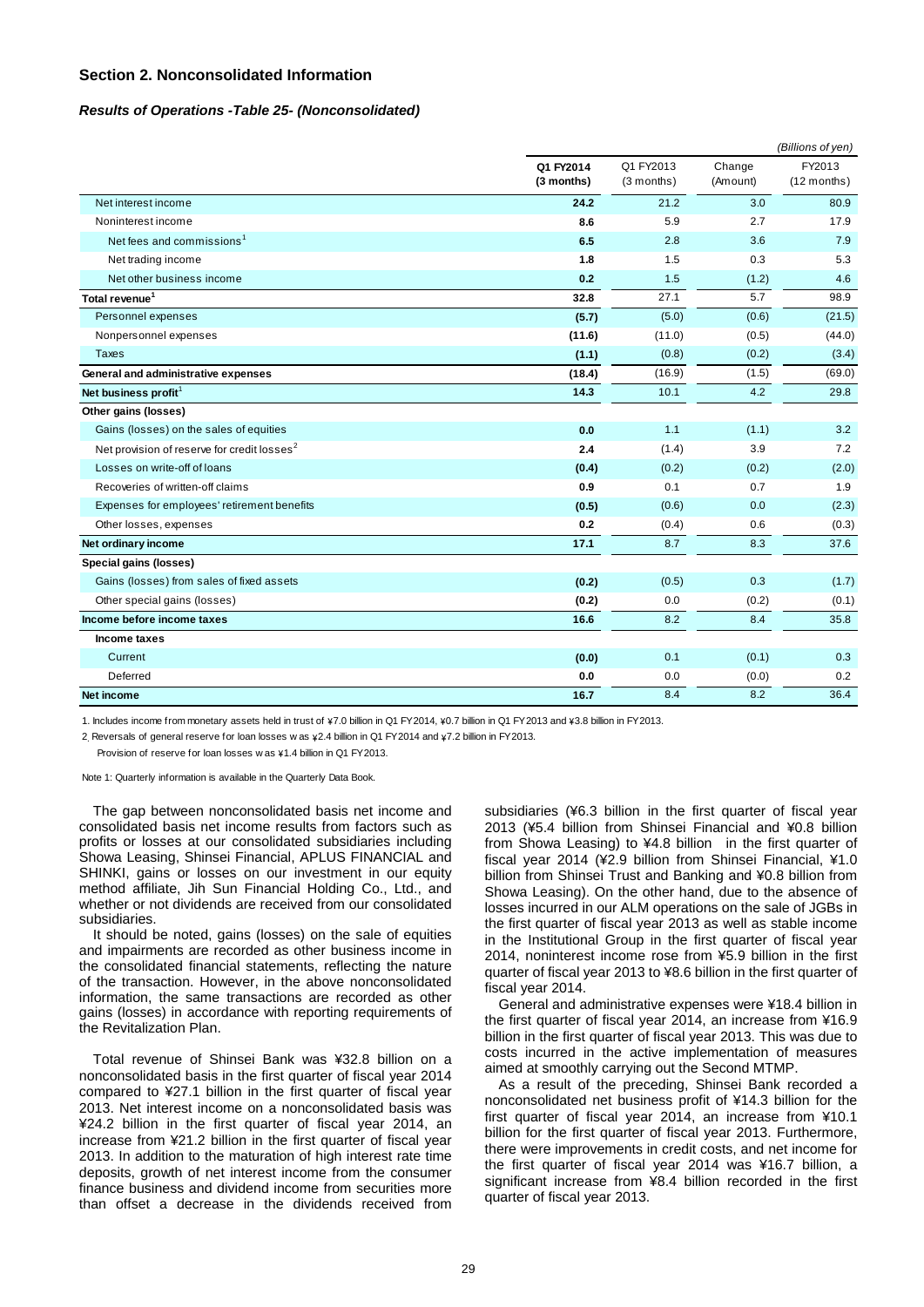## Section 2. Nonconsolidated Information

### *Results of Operations -Table 25- (Nonconsolidated)*

*(Billions of yen)*

| | Q1 FY2014 (3 months) | Q1 FY2013 (3 months) | Change (Amount) | FY2013 (12 months) |
|---|---|---|---|---|
| Net interest income | **24.2** | 21.2 | 3.0 | 80.9 |
| Noninterest income | **8.6** | 5.9 | 2.7 | 17.9 |
| Net fees and commissions[1] | **6.5** | 2.8 | 3.6 | 7.9 |
| Net trading income | **1.8** | 1.5 | 0.3 | 5.3 |
| Net other business income | **0.2** | 1.5 | (1.2) | 4.6 |
| **Total revenue[1]** | **32.8** | 27.1 | 5.7 | 98.9 |
| Personnel expenses | **(5.7)** | (5.0) | (0.6) | (21.5) |
| Nonpersonnel expenses | **(11.6)** | (11.0) | (0.5) | (44.0) |
| Taxes | **(1.1)** | (0.8) | (0.2) | (3.4) |
| **General and administrative expenses** | **(18.4)** | (16.9) | (1.5) | (69.0) |
| **Net business profit[1]** | **14.3** | 10.1 | 4.2 | 29.8 |
| **Other gains (losses)** | | | | |
| Gains (losses) on the sales of equities | **0.0** | 1.1 | (1.1) | 3.2 |
| Net provision of reserve for credit losses[2] | **2.4** | (1.4) | 3.9 | 7.2 |
| Losses on write-off of loans | **(0.4)** | (0.2) | (0.2) | (2.0) |
| Recoveries of written-off claims | **0.9** | 0.1 | 0.7 | 1.9 |
| Expenses for employees' retirement benefits | **(0.5)** | (0.6) | 0.0 | (2.3) |
| Other losses, expenses | **0.2** | (0.4) | 0.6 | (0.3) |
| **Net ordinary income** | **17.1** | 8.7 | 8.3 | 37.6 |
| **Special gains (losses)** | | | | |
| Gains (losses) from sales of fixed assets | **(0.2)** | (0.5) | 0.3 | (1.7) |
| Other special gains (losses) | **(0.2)** | 0.0 | (0.2) | (0.1) |
| **Income before income taxes** | **16.6** | 8.2 | 8.4 | 35.8 |
| **Income taxes** | | | | |
| Current | **(0.0)** | 0.1 | (0.1) | 0.3 |
| Deferred | **0.0** | 0.0 | (0.0) | 0.2 |
| **Net income** | **16.7** | 8.4 | 8.2 | 36.4 |

1. Includes income from monetary assets held in trust of ¥7.0 billion in Q1 FY2014, ¥0.7 billion in Q1 FY2013 and ¥3.8 billion in FY2013.

2. Reversals of general reserve for loan losses was ¥2.4 billion in Q1 FY2014 and ¥7.2 billion in FY2013.
Provision of reserve for loan losses was ¥1.4 billion in Q1 FY2013.

Note 1: Quarterly information is available in the Quarterly Data Book.

The gap between nonconsolidated basis net income and consolidated basis net income results from factors such as profits or losses at our consolidated subsidiaries including Showa Leasing, Shinsei Financial, APLUS FINANCIAL and SHINKI, gains or losses on our investment in our equity method affiliate, Jih Sun Financial Holding Co., Ltd., and whether or not dividends are received from our consolidated subsidiaries.

It should be noted, gains (losses) on the sale of equities and impairments are recorded as other business income in the consolidated financial statements, reflecting the nature of the transaction. However, in the above nonconsolidated information, the same transactions are recorded as other gains (losses) in accordance with reporting requirements of the Revitalization Plan.

Total revenue of Shinsei Bank was ¥32.8 billion on a nonconsolidated basis in the first quarter of fiscal year 2014 compared to ¥27.1 billion in the first quarter of fiscal year 2013. Net interest income on a nonconsolidated basis was ¥24.2 billion in the first quarter of fiscal year 2014, an increase from ¥21.2 billion in the first quarter of fiscal year 2013. In addition to the maturation of high interest rate time deposits, growth of net interest income from the consumer finance business and dividend income from securities more than offset a decrease in the dividends received from subsidiaries (¥6.3 billion in the first quarter of fiscal year 2013 (¥5.4 billion from Shinsei Financial and ¥0.8 billion from Showa Leasing) to ¥4.8 billion in the first quarter of fiscal year 2014 (¥2.9 billion from Shinsei Financial, ¥1.0 billion from Shinsei Trust and Banking and ¥0.8 billion from Showa Leasing). On the other hand, due to the absence of losses incurred in our ALM operations on the sale of JGBs in the first quarter of fiscal year 2013 as well as stable income in the Institutional Group in the first quarter of fiscal year 2014, noninterest income rose from ¥5.9 billion in the first quarter of fiscal year 2013 to ¥8.6 billion in the first quarter of fiscal year 2014.

General and administrative expenses were ¥18.4 billion in the first quarter of fiscal year 2014, an increase from ¥16.9 billion in the first quarter of fiscal year 2013. This was due to costs incurred in the active implementation of measures aimed at smoothly carrying out the Second MTMP.

As a result of the preceding, Shinsei Bank recorded a nonconsolidated net business profit of ¥14.3 billion for the first quarter of fiscal year 2014, an increase from ¥10.1 billion for the first quarter of fiscal year 2013. Furthermore, there were improvements in credit costs, and net income for the first quarter of fiscal year 2014 was ¥16.7 billion, a significant increase from ¥8.4 billion recorded in the first quarter of fiscal year 2013.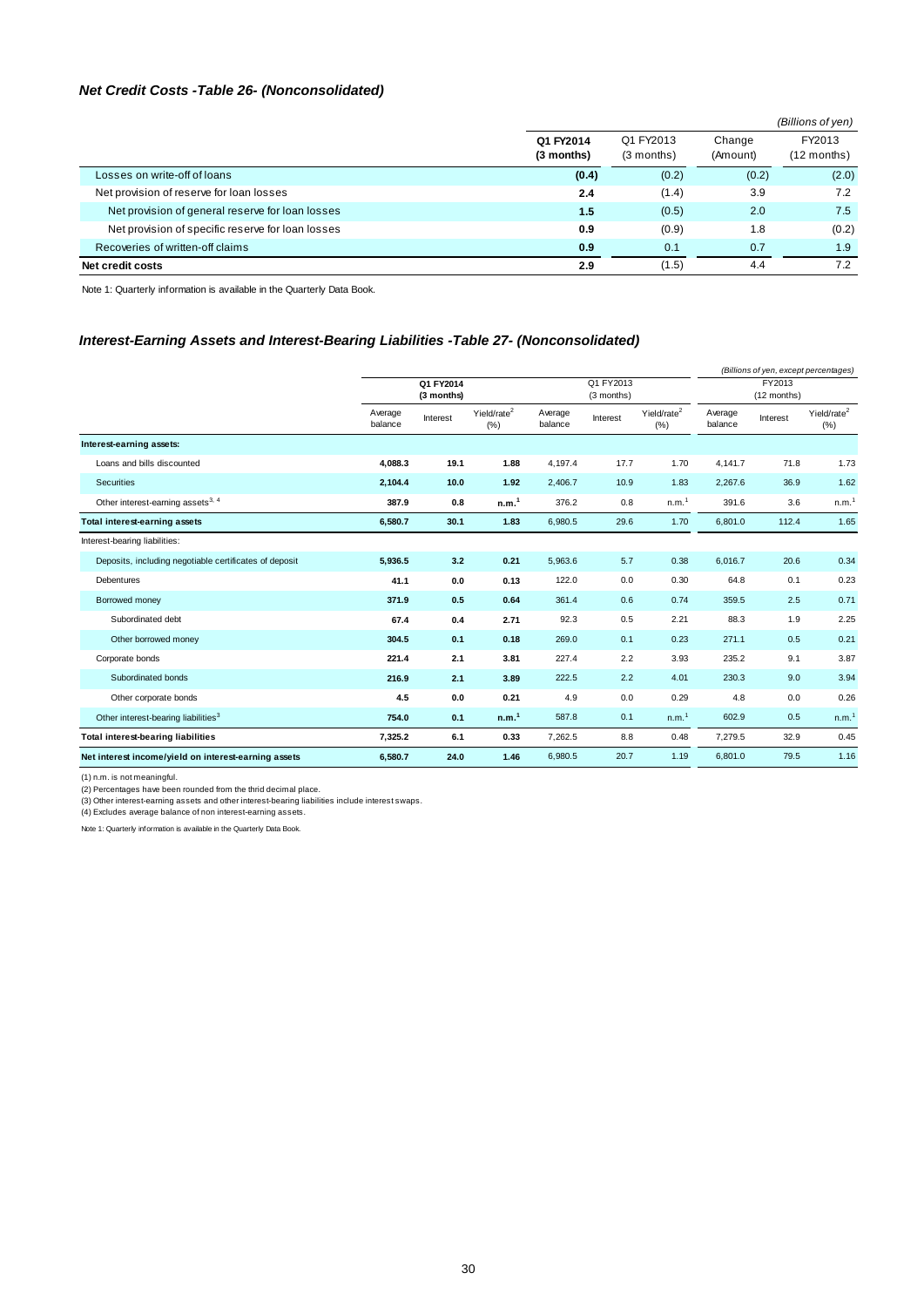### *Net Credit Costs -Table 26- (Nonconsolidated)*

*(Billions of yen)*

| | Q1 FY2014 (3 months) | Q1 FY2013 (3 months) | Change (Amount) | FY2013 (12 months) |
|---|---|---|---|---|
| Losses on write-off of loans | **(0.4)** | (0.2) | (0.2) | (2.0) |
| Net provision of reserve for loan losses | **2.4** | (1.4) | 3.9 | 7.2 |
| Net provision of general reserve for loan losses | **1.5** | (0.5) | 2.0 | 7.5 |
| Net provision of specific reserve for loan losses | **0.9** | (0.9) | 1.8 | (0.2) |
| Recoveries of written-off claims | **0.9** | 0.1 | 0.7 | 1.9 |
| **Net credit costs** | **2.9** | (1.5) | 4.4 | 7.2 |

Note 1: Quarterly information is available in the Quarterly Data Book.

### *Interest-Earning Assets and Interest-Bearing Liabilities -Table 27- (Nonconsolidated)*

*(Billions of yen, except percentages)*

| | Q1 FY2014 (3 months) | | | Q1 FY2013 (3 months) | | | FY2013 (12 months) | | |
|---|---|---|---|---|---|---|---|---|---|
| | Average balance | Interest | Yield/rate[2] (%) | Average balance | Interest | Yield/rate[2] (%) | Average balance | Interest | Yield/rate[2] (%) |
| **Interest-earning assets:** | | | | | | | | | |
| Loans and bills discounted | **4,088.3** | **19.1** | **1.88** | 4,197.4 | 17.7 | 1.70 | 4,141.7 | 71.8 | 1.73 |
| Securities | **2,104.4** | **10.0** | **1.92** | 2,406.7 | 10.9 | 1.83 | 2,267.6 | 36.9 | 1.62 |
| Other interest-earning assets[3, 4] | **387.9** | **0.8** | **n.m.[1]** | 376.2 | 0.8 | n.m.[1] | 391.6 | 3.6 | n.m.[1] |
| **Total interest-earning assets** | **6,580.7** | **30.1** | **1.83** | 6,980.5 | 29.6 | 1.70 | 6,801.0 | 112.4 | 1.65 |
| Interest-bearing liabilities: | | | | | | | | | |
| Deposits, including negotiable certificates of deposit | **5,936.5** | **3.2** | **0.21** | 5,963.6 | 5.7 | 0.38 | 6,016.7 | 20.6 | 0.34 |
| Debentures | **41.1** | **0.0** | **0.13** | 122.0 | 0.0 | 0.30 | 64.8 | 0.1 | 0.23 |
| Borrowed money | **371.9** | **0.5** | **0.64** | 361.4 | 0.6 | 0.74 | 359.5 | 2.5 | 0.71 |
| Subordinated debt | **67.4** | **0.4** | **2.71** | 92.3 | 0.5 | 2.21 | 88.3 | 1.9 | 2.25 |
| Other borrowed money | **304.5** | **0.1** | **0.18** | 269.0 | 0.1 | 0.23 | 271.1 | 0.5 | 0.21 |
| Corporate bonds | **221.4** | **2.1** | **3.81** | 227.4 | 2.2 | 3.93 | 235.2 | 9.1 | 3.87 |
| Subordinated bonds | **216.9** | **2.1** | **3.89** | 222.5 | 2.2 | 4.01 | 230.3 | 9.0 | 3.94 |
| Other corporate bonds | **4.5** | **0.0** | **0.21** | 4.9 | 0.0 | 0.29 | 4.8 | 0.0 | 0.26 |
| Other interest-bearing liabilities[3] | **754.0** | **0.1** | **n.m.[1]** | 587.8 | 0.1 | n.m.[1] | 602.9 | 0.5 | n.m.[1] |
| **Total interest-bearing liabilities** | **7,325.2** | **6.1** | **0.33** | 7,262.5 | 8.8 | 0.48 | 7,279.5 | 32.9 | 0.45 |
| **Net interest income/yield on interest-earning assets** | **6,580.7** | **24.0** | **1.46** | 6,980.5 | 20.7 | 1.19 | 6,801.0 | 79.5 | 1.16 |

(1) n.m. is not meaningful.
(2) Percentages have been rounded from the thrid decimal place.
(3) Other interest-earning assets and other interest-bearing liabilities include interest swaps.
(4) Excludes average balance of non interest-earning assets.

Note 1: Quarterly information is available in the Quarterly Data Book.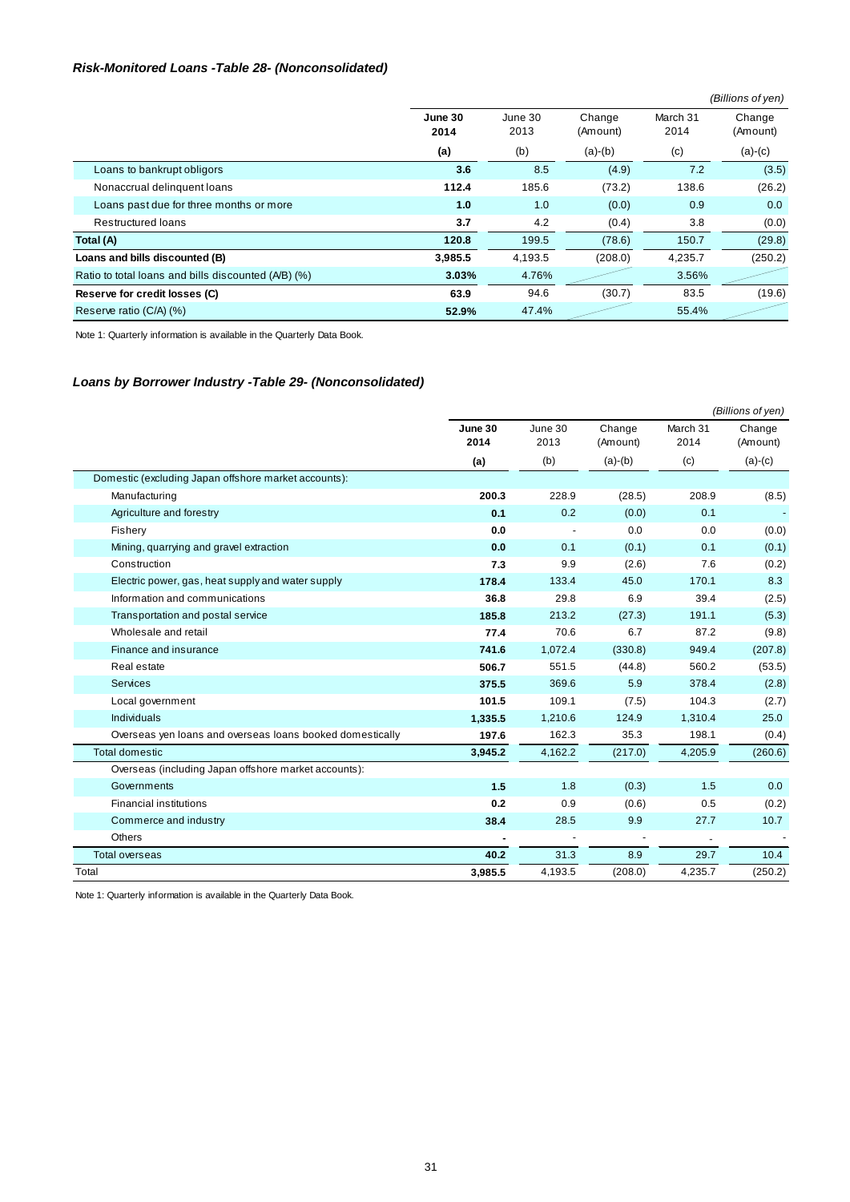### *Risk-Monitored Loans -Table 28- (Nonconsolidated)*

*(Billions of yen)*

| | **June 30 2014** | June 30 2013 | Change (Amount) | March 31 2014 | Change (Amount) |
|---|---|---|---|---|---|
| | **(a)** | (b) | (a)-(b) | (c) | (a)-(c) |
| Loans to bankrupt obligors | **3.6** | 8.5 | (4.9) | 7.2 | (3.5) |
| Nonaccrual delinquent loans | **112.4** | 185.6 | (73.2) | 138.6 | (26.2) |
| Loans past due for three months or more | **1.0** | 1.0 | (0.0) | 0.9 | 0.0 |
| Restructured loans | **3.7** | 4.2 | (0.4) | 3.8 | (0.0) |
| **Total (A)** | **120.8** | 199.5 | (78.6) | 150.7 | (29.8) |
| **Loans and bills discounted (B)** | **3,985.5** | 4,193.5 | (208.0) | 4,235.7 | (250.2) |
| Ratio to total loans and bills discounted (A/B) (%) | **3.03%** | 4.76% | | 3.56% | |
| **Reserve for credit losses (C)** | **63.9** | 94.6 | (30.7) | 83.5 | (19.6) |
| Reserve ratio (C/A) (%) | **52.9%** | 47.4% | | 55.4% | |

Note 1: Quarterly information is available in the Quarterly Data Book.

### *Loans by Borrower Industry -Table 29- (Nonconsolidated)*

*(Billions of yen)*

| | **June 30 2014** | June 30 2013 | Change (Amount) | March 31 2014 | Change (Amount) |
|---|---|---|---|---|---|
| | **(a)** | (b) | (a)-(b) | (c) | (a)-(c) |
| Domestic (excluding Japan offshore market accounts): | | | | | |
| Manufacturing | **200.3** | 228.9 | (28.5) | 208.9 | (8.5) |
| Agriculture and forestry | **0.1** | 0.2 | (0.0) | 0.1 | - |
| Fishery | **0.0** | - | 0.0 | 0.0 | (0.0) |
| Mining, quarrying and gravel extraction | **0.0** | 0.1 | (0.1) | 0.1 | (0.1) |
| Construction | **7.3** | 9.9 | (2.6) | 7.6 | (0.2) |
| Electric power, gas, heat supply and water supply | **178.4** | 133.4 | 45.0 | 170.1 | 8.3 |
| Information and communications | **36.8** | 29.8 | 6.9 | 39.4 | (2.5) |
| Transportation and postal service | **185.8** | 213.2 | (27.3) | 191.1 | (5.3) |
| Wholesale and retail | **77.4** | 70.6 | 6.7 | 87.2 | (9.8) |
| Finance and insurance | **741.6** | 1,072.4 | (330.8) | 949.4 | (207.8) |
| Real estate | **506.7** | 551.5 | (44.8) | 560.2 | (53.5) |
| Services | **375.5** | 369.6 | 5.9 | 378.4 | (2.8) |
| Local government | **101.5** | 109.1 | (7.5) | 104.3 | (2.7) |
| Individuals | **1,335.5** | 1,210.6 | 124.9 | 1,310.4 | 25.0 |
| Overseas yen loans and overseas loans booked domestically | **197.6** | 162.3 | 35.3 | 198.1 | (0.4) |
| Total domestic | **3,945.2** | 4,162.2 | (217.0) | 4,205.9 | (260.6) |
| Overseas (including Japan offshore market accounts): | | | | | |
| Governments | **1.5** | 1.8 | (0.3) | 1.5 | 0.0 |
| Financial institutions | **0.2** | 0.9 | (0.6) | 0.5 | (0.2) |
| Commerce and industry | **38.4** | 28.5 | 9.9 | 27.7 | 10.7 |
| Others | **-** | - | - | - | - |
| Total overseas | **40.2** | 31.3 | 8.9 | 29.7 | 10.4 |
| Total | **3,985.5** | 4,193.5 | (208.0) | 4,235.7 | (250.2) |

Note 1: Quarterly information is available in the Quarterly Data Book.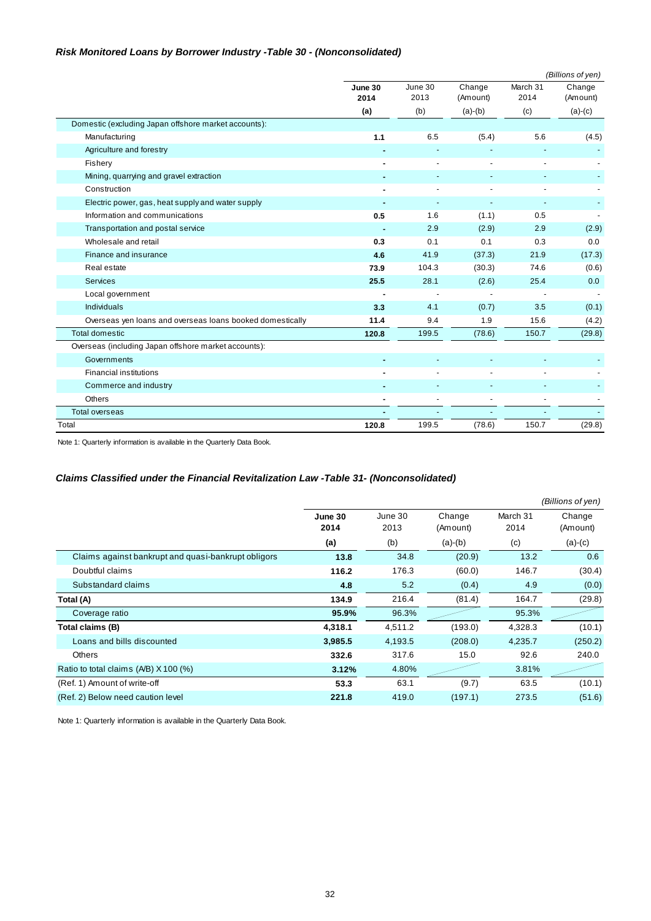### *Risk Monitored Loans by Borrower Industry -Table 30 - (Nonconsolidated)*

*(Billions of yen)*

| | **June 30 2014** | June 30 2013 | Change (Amount) | March 31 2014 | Change (Amount) |
|---|---|---|---|---|---|
| | **(a)** | (b) | (a)-(b) | (c) | (a)-(c) |
| Domestic (excluding Japan offshore market accounts): | | | | | |
| Manufacturing | **1.1** | 6.5 | (5.4) | 5.6 | (4.5) |
| Agriculture and forestry | **-** | - | - | - | - |
| Fishery | **-** | - | - | - | - |
| Mining, quarrying and gravel extraction | **-** | - | - | - | - |
| Construction | **-** | - | - | - | - |
| Electric power, gas, heat supply and water supply | **-** | - | - | - | - |
| Information and communications | **0.5** | 1.6 | (1.1) | 0.5 | - |
| Transportation and postal service | **-** | 2.9 | (2.9) | 2.9 | (2.9) |
| Wholesale and retail | **0.3** | 0.1 | 0.1 | 0.3 | 0.0 |
| Finance and insurance | **4.6** | 41.9 | (37.3) | 21.9 | (17.3) |
| Real estate | **73.9** | 104.3 | (30.3) | 74.6 | (0.6) |
| Services | **25.5** | 28.1 | (2.6) | 25.4 | 0.0 |
| Local government | **-** | - | - | - | - |
| Individuals | **3.3** | 4.1 | (0.7) | 3.5 | (0.1) |
| Overseas yen loans and overseas loans booked domestically | **11.4** | 9.4 | 1.9 | 15.6 | (4.2) |
| Total domestic | **120.8** | 199.5 | (78.6) | 150.7 | (29.8) |
| Overseas (including Japan offshore market accounts): | | | | | |
| Governments | **-** | - | - | - | - |
| Financial institutions | **-** | - | - | - | - |
| Commerce and industry | **-** | - | - | - | - |
| Others | **-** | - | - | - | - |
| Total overseas | **-** | - | - | - | - |
| Total | **120.8** | 199.5 | (78.6) | 150.7 | (29.8) |

Note 1: Quarterly information is available in the Quarterly Data Book.

### *Claims Classified under the Financial Revitalization Law -Table 31- (Nonconsolidated)*

*(Billions of yen)*

| | **June 30 2014** | June 30 2013 | Change (Amount) | March 31 2014 | Change (Amount) |
|---|---|---|---|---|---|
| | **(a)** | (b) | (a)-(b) | (c) | (a)-(c) |
| Claims against bankrupt and quasi-bankrupt obligors | **13.8** | 34.8 | (20.9) | 13.2 | 0.6 |
| Doubtful claims | **116.2** | 176.3 | (60.0) | 146.7 | (30.4) |
| Substandard claims | **4.8** | 5.2 | (0.4) | 4.9 | (0.0) |
| **Total (A)** | **134.9** | 216.4 | (81.4) | 164.7 | (29.8) |
| Coverage ratio | **95.9%** | 96.3% | | 95.3% | |
| **Total claims (B)** | **4,318.1** | 4,511.2 | (193.0) | 4,328.3 | (10.1) |
| Loans and bills discounted | **3,985.5** | 4,193.5 | (208.0) | 4,235.7 | (250.2) |
| Others | **332.6** | 317.6 | 15.0 | 92.6 | 240.0 |
| Ratio to total claims (A/B) X 100 (%) | **3.12%** | 4.80% | | 3.81% | |
| (Ref. 1) Amount of write-off | **53.3** | 63.1 | (9.7) | 63.5 | (10.1) |
| (Ref. 2) Below need caution level | **221.8** | 419.0 | (197.1) | 273.5 | (51.6) |

Note 1: Quarterly information is available in the Quarterly Data Book.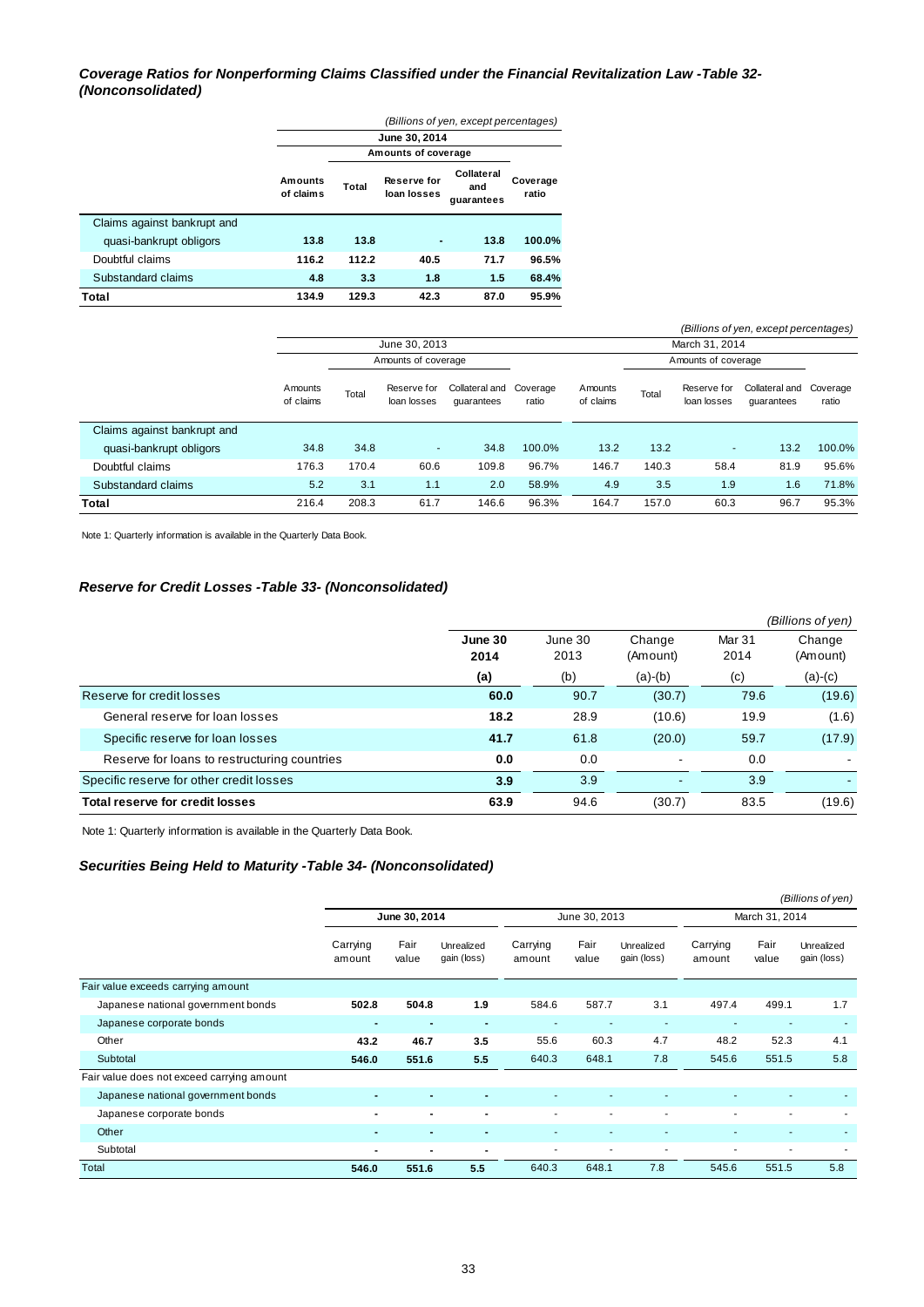### *Coverage Ratios for Nonperforming Claims Classified under the Financial Revitalization Law -Table 32- (Nonconsolidated)*

*(Billions of yen, except percentages)*

| | June 30, 2014 | | | | |
|---|---|---|---|---|---|
| | | Amounts of coverage | | | |
| | **Amounts of claims** | **Total** | **Reserve for loan losses** | **Collateral and guarantees** | **Coverage ratio** |
| Claims against bankrupt and quasi-bankrupt obligors | **13.8** | **13.8** | **-** | **13.8** | **100.0%** |
| Doubtful claims | **116.2** | **112.2** | **40.5** | **71.7** | **96.5%** |
| Substandard claims | **4.8** | **3.3** | **1.8** | **1.5** | **68.4%** |
| **Total** | **134.9** | **129.3** | **42.3** | **87.0** | **95.9%** |

*(Billions of yen, except percentages)*

| | June 30, 2013 | | | | | March 31, 2014 | | | | |
|---|---|---|---|---|---|---|---|---|---|---|
| | | Amounts of coverage | | | | | Amounts of coverage | | | |
| | Amounts of claims | Total | Reserve for loan losses | Collateral and guarantees | Coverage ratio | Amounts of claims | Total | Reserve for loan losses | Collateral and guarantees | Coverage ratio |
| Claims against bankrupt and quasi-bankrupt obligors | 34.8 | 34.8 | - | 34.8 | 100.0% | 13.2 | 13.2 | - | 13.2 | 100.0% |
| Doubtful claims | 176.3 | 170.4 | 60.6 | 109.8 | 96.7% | 146.7 | 140.3 | 58.4 | 81.9 | 95.6% |
| Substandard claims | 5.2 | 3.1 | 1.1 | 2.0 | 58.9% | 4.9 | 3.5 | 1.9 | 1.6 | 71.8% |
| **Total** | 216.4 | 208.3 | 61.7 | 146.6 | 96.3% | 164.7 | 157.0 | 60.3 | 96.7 | 95.3% |

Note 1: Quarterly information is available in the Quarterly Data Book.

### *Reserve for Credit Losses -Table 33- (Nonconsolidated)*

*(Billions of yen)*

| | **June 30 2014** | June 30 2013 | Change (Amount) | Mar 31 2014 | Change (Amount) |
|---|---|---|---|---|---|
| | **(a)** | (b) | (a)-(b) | (c) | (a)-(c) |
| Reserve for credit losses | **60.0** | 90.7 | (30.7) | 79.6 | (19.6) |
| General reserve for loan losses | **18.2** | 28.9 | (10.6) | 19.9 | (1.6) |
| Specific reserve for loan losses | **41.7** | 61.8 | (20.0) | 59.7 | (17.9) |
| Reserve for loans to restructuring countries | **0.0** | 0.0 | - | 0.0 | - |
| Specific reserve for other credit losses | **3.9** | 3.9 | - | 3.9 | - |
| **Total reserve for credit losses** | **63.9** | 94.6 | (30.7) | 83.5 | (19.6) |

Note 1: Quarterly information is available in the Quarterly Data Book.

### *Securities Being Held to Maturity -Table 34- (Nonconsolidated)*

*(Billions of yen)*

| | **June 30, 2014** | | | June 30, 2013 | | | March 31, 2014 | | |
|---|---|---|---|---|---|---|---|---|---|
| | Carrying amount | Fair value | Unrealized gain (loss) | Carrying amount | Fair value | Unrealized gain (loss) | Carrying amount | Fair value | Unrealized gain (loss) |
| Fair value exceeds carrying amount | | | | | | | | | |
| Japanese national government bonds | **502.8** | **504.8** | **1.9** | 584.6 | 587.7 | 3.1 | 497.4 | 499.1 | 1.7 |
| Japanese corporate bonds | **-** | **-** | **-** | - | - | - | - | - | - |
| Other | **43.2** | **46.7** | **3.5** | 55.6 | 60.3 | 4.7 | 48.2 | 52.3 | 4.1 |
| Subtotal | **546.0** | **551.6** | **5.5** | 640.3 | 648.1 | 7.8 | 545.6 | 551.5 | 5.8 |
| Fair value does not exceed carrying amount | | | | | | | | | |
| Japanese national government bonds | **-** | **-** | **-** | - | - | - | - | - | - |
| Japanese corporate bonds | **-** | **-** | **-** | - | - | - | - | - | - |
| Other | **-** | **-** | **-** | - | - | - | - | - | - |
| Subtotal | **-** | **-** | **-** | - | - | - | - | - | - |
| Total | **546.0** | **551.6** | **5.5** | 640.3 | 648.1 | 7.8 | 545.6 | 551.5 | 5.8 |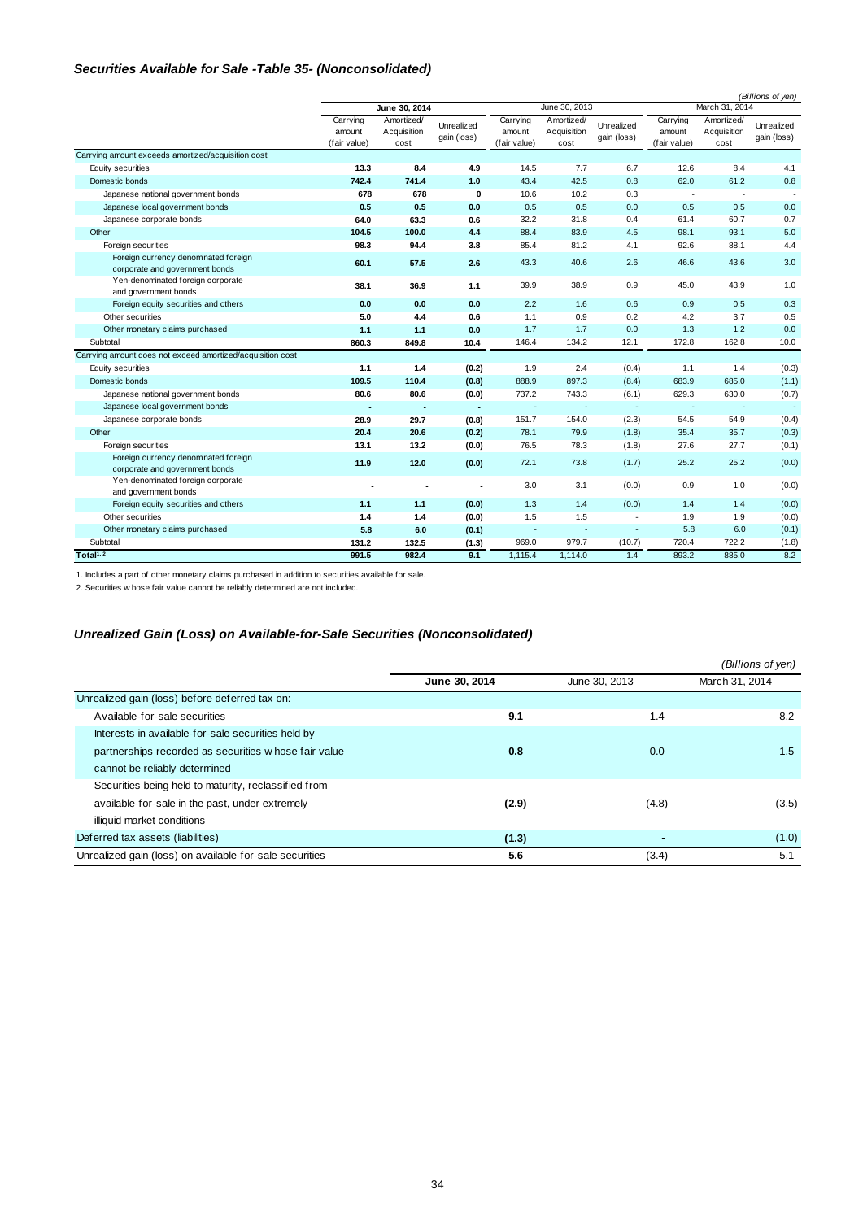### *Securities Available for Sale -Table 35- (Nonconsolidated)*

*(Billions of yen)*

| | June 30, 2014 | | | June 30, 2013 | | | March 31, 2014 | | |
|---|---|---|---|---|---|---|---|---|---|
| | Carrying amount (fair value) | Amortized/ Acquisition cost | Unrealized gain (loss) | Carrying amount (fair value) | Amortized/ Acquisition cost | Unrealized gain (loss) | Carrying amount (fair value) | Amortized/ Acquisition cost | Unrealized gain (loss) |
| Carrying amount exceeds amortized/acquisition cost | | | | | | | | | |
| Equity securities | **13.3** | **8.4** | **4.9** | 14.5 | 7.7 | 6.7 | 12.6 | 8.4 | 4.1 |
| Domestic bonds | **742.4** | **741.4** | **1.0** | 43.4 | 42.5 | 0.8 | 62.0 | 61.2 | 0.8 |
| Japanese national government bonds | **678** | **678** | **0** | 10.6 | 10.2 | 0.3 | - | - | - |
| Japanese local government bonds | **0.5** | **0.5** | **0.0** | 0.5 | 0.5 | 0.0 | 0.5 | 0.5 | 0.0 |
| Japanese corporate bonds | **64.0** | **63.3** | **0.6** | 32.2 | 31.8 | 0.4 | 61.4 | 60.7 | 0.7 |
| Other | **104.5** | **100.0** | **4.4** | 88.4 | 83.9 | 4.5 | 98.1 | 93.1 | 5.0 |
| Foreign securities | **98.3** | **94.4** | **3.8** | 85.4 | 81.2 | 4.1 | 92.6 | 88.1 | 4.4 |
| Foreign currency denominated foreign corporate and government bonds | **60.1** | **57.5** | **2.6** | 43.3 | 40.6 | 2.6 | 46.6 | 43.6 | 3.0 |
| Yen-denominated foreign corporate and government bonds | **38.1** | **36.9** | **1.1** | 39.9 | 38.9 | 0.9 | 45.0 | 43.9 | 1.0 |
| Foreign equity securities and others | **0.0** | **0.0** | **0.0** | 2.2 | 1.6 | 0.6 | 0.9 | 0.5 | 0.3 |
| Other securities | **5.0** | **4.4** | **0.6** | 1.1 | 0.9 | 0.2 | 4.2 | 3.7 | 0.5 |
| Other monetary claims purchased | **1.1** | **1.1** | **0.0** | 1.7 | 1.7 | 0.0 | 1.3 | 1.2 | 0.0 |
| Subtotal | **860.3** | **849.8** | **10.4** | 146.4 | 134.2 | 12.1 | 172.8 | 162.8 | 10.0 |
| Carrying amount does not exceed amortized/acquisition cost | | | | | | | | | |
| Equity securities | **1.1** | **1.4** | **(0.2)** | 1.9 | 2.4 | (0.4) | 1.1 | 1.4 | (0.3) |
| Domestic bonds | **109.5** | **110.4** | **(0.8)** | 888.9 | 897.3 | (8.4) | 683.9 | 685.0 | (1.1) |
| Japanese national government bonds | **80.6** | **80.6** | **(0.0)** | 737.2 | 743.3 | (6.1) | 629.3 | 630.0 | (0.7) |
| Japanese local government bonds | **-** | **-** | **-** | - | - | - | - | - | - |
| Japanese corporate bonds | **28.9** | **29.7** | **(0.8)** | 151.7 | 154.0 | (2.3) | 54.5 | 54.9 | (0.4) |
| Other | **20.4** | **20.6** | **(0.2)** | 78.1 | 79.9 | (1.8) | 35.4 | 35.7 | (0.3) |
| Foreign securities | **13.1** | **13.2** | **(0.0)** | 76.5 | 78.3 | (1.8) | 27.6 | 27.7 | (0.1) |
| Foreign currency denominated foreign corporate and government bonds | **11.9** | **12.0** | **(0.0)** | 72.1 | 73.8 | (1.7) | 25.2 | 25.2 | (0.0) |
| Yen-denominated foreign corporate and government bonds | **-** | **-** | **-** | 3.0 | 3.1 | (0.0) | 0.9 | 1.0 | (0.0) |
| Foreign equity securities and others | **1.1** | **1.1** | **(0.0)** | 1.3 | 1.4 | (0.0) | 1.4 | 1.4 | (0.0) |
| Other securities | **1.4** | **1.4** | **(0.0)** | 1.5 | 1.5 | - | 1.9 | 1.9 | (0.0) |
| Other monetary claims purchased | **5.8** | **6.0** | **(0.1)** | - | - | - | 5.8 | 6.0 | (0.1) |
| Subtotal | **131.2** | **132.5** | **(1.3)** | 969.0 | 979.7 | (10.7) | 720.4 | 722.2 | (1.8) |
| **Total[1, 2]** | **991.5** | **982.4** | **9.1** | 1,115.4 | 1,114.0 | 1.4 | 893.2 | 885.0 | 8.2 |

1. Includes a part of other monetary claims purchased in addition to securities available for sale.
2. Securities whose fair value cannot be reliably determined are not included.

### *Unrealized Gain (Loss) on Available-for-Sale Securities (Nonconsolidated)*

*(Billions of yen)*

| | June 30, 2014 | June 30, 2013 | March 31, 2014 |
|---|---|---|---|
| Unrealized gain (loss) before deferred tax on: | | | |
| Available-for-sale securities | **9.1** | 1.4 | 8.2 |
| Interests in available-for-sale securities held by partnerships recorded as securities whose fair value cannot be reliably determined | **0.8** | 0.0 | 1.5 |
| Securities being held to maturity, reclassified from available-for-sale in the past, under extremely illiquid market conditions | **(2.9)** | (4.8) | (3.5) |
| Deferred tax assets (liabilities) | **(1.3)** | - | (1.0) |
| Unrealized gain (loss) on available-for-sale securities | **5.6** | (3.4) | 5.1 |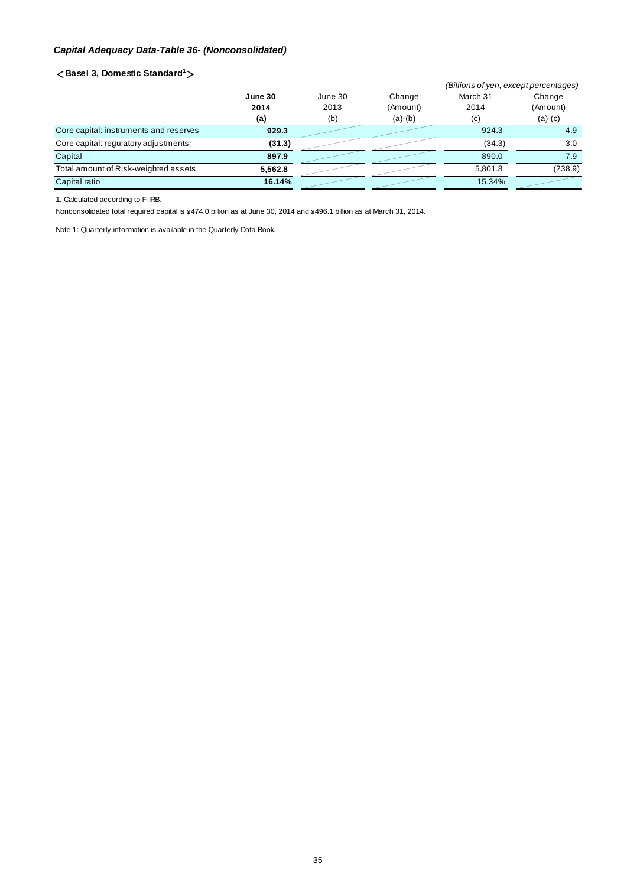### *Capital Adequacy Data-Table 36- (Nonconsolidated)*

**＜Basel 3, Domestic Standard[1]＞**

*(Billions of yen, except percentages)*

| | June 30 2014 (a) | June 30 2013 (b) | Change (Amount) (a)-(b) | March 31 2014 (c) | Change (Amount) (a)-(c) |
|---|---|---|---|---|---|
| Core capital: instruments and reserves | **929.3** | | | 924.3 | 4.9 |
| Core capital: regulatory adjustments | **(31.3)** | | | (34.3) | 3.0 |
| Capital | **897.9** | | | 890.0 | 7.9 |
| Total amount of Risk-weighted assets | **5,562.8** | | | 5,801.8 | (238.9) |
| Capital ratio | **16.14%** | | | 15.34% | |

1. Calculated according to F-IRB.

Nonconsolidated total required capital is ¥474.0 billion as at June 30, 2014 and ¥496.1 billion as at March 31, 2014.

Note 1: Quarterly information is available in the Quarterly Data Book.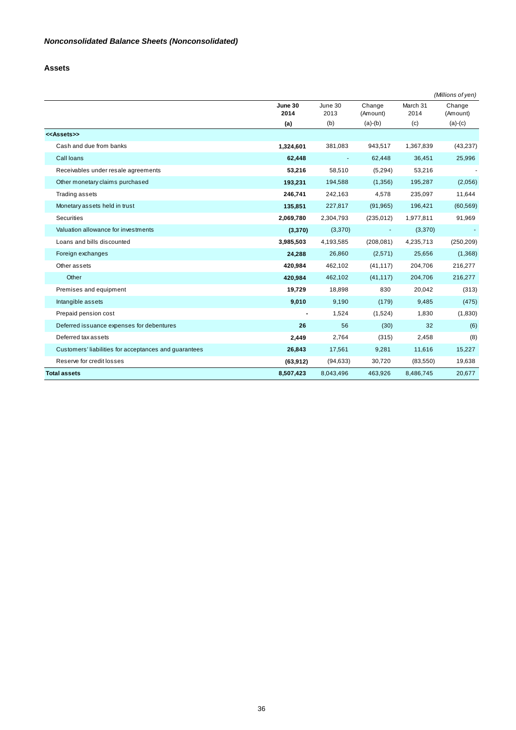## *Nonconsolidated Balance Sheets (Nonconsolidated)*

### Assets

*(Millions of yen)*

| | **June 30 2014** | June 30 2013 | Change (Amount) | March 31 2014 | Change (Amount) |
|---|---|---|---|---|---|
| | **(a)** | (b) | (a)-(b) | (c) | (a)-(c) |
| **<<Assets>>** | | | | | |
| Cash and due from banks | **1,324,601** | 381,083 | 943,517 | 1,367,839 | (43,237) |
| Call loans | **62,448** | - | 62,448 | 36,451 | 25,996 |
| Receivables under resale agreements | **53,216** | 58,510 | (5,294) | 53,216 | - |
| Other monetary claims purchased | **193,231** | 194,588 | (1,356) | 195,287 | (2,056) |
| Trading assets | **246,741** | 242,163 | 4,578 | 235,097 | 11,644 |
| Monetary assets held in trust | **135,851** | 227,817 | (91,965) | 196,421 | (60,569) |
| Securities | **2,069,780** | 2,304,793 | (235,012) | 1,977,811 | 91,969 |
| Valuation allowance for investments | **(3,370)** | (3,370) | - | (3,370) | - |
| Loans and bills discounted | **3,985,503** | 4,193,585 | (208,081) | 4,235,713 | (250,209) |
| Foreign exchanges | **24,288** | 26,860 | (2,571) | 25,656 | (1,368) |
| Other assets | **420,984** | 462,102 | (41,117) | 204,706 | 216,277 |
| Other | **420,984** | 462,102 | (41,117) | 204,706 | 216,277 |
| Premises and equipment | **19,729** | 18,898 | 830 | 20,042 | (313) |
| Intangible assets | **9,010** | 9,190 | (179) | 9,485 | (475) |
| Prepaid pension cost | **-** | 1,524 | (1,524) | 1,830 | (1,830) |
| Deferred issuance expenses for debentures | **26** | 56 | (30) | 32 | (6) |
| Deferred tax assets | **2,449** | 2,764 | (315) | 2,458 | (8) |
| Customers' liabilities for acceptances and guarantees | **26,843** | 17,561 | 9,281 | 11,616 | 15,227 |
| Reserve for credit losses | **(63,912)** | (94,633) | 30,720 | (83,550) | 19,638 |
| **Total assets** | **8,507,423** | 8,043,496 | 463,926 | 8,486,745 | 20,677 |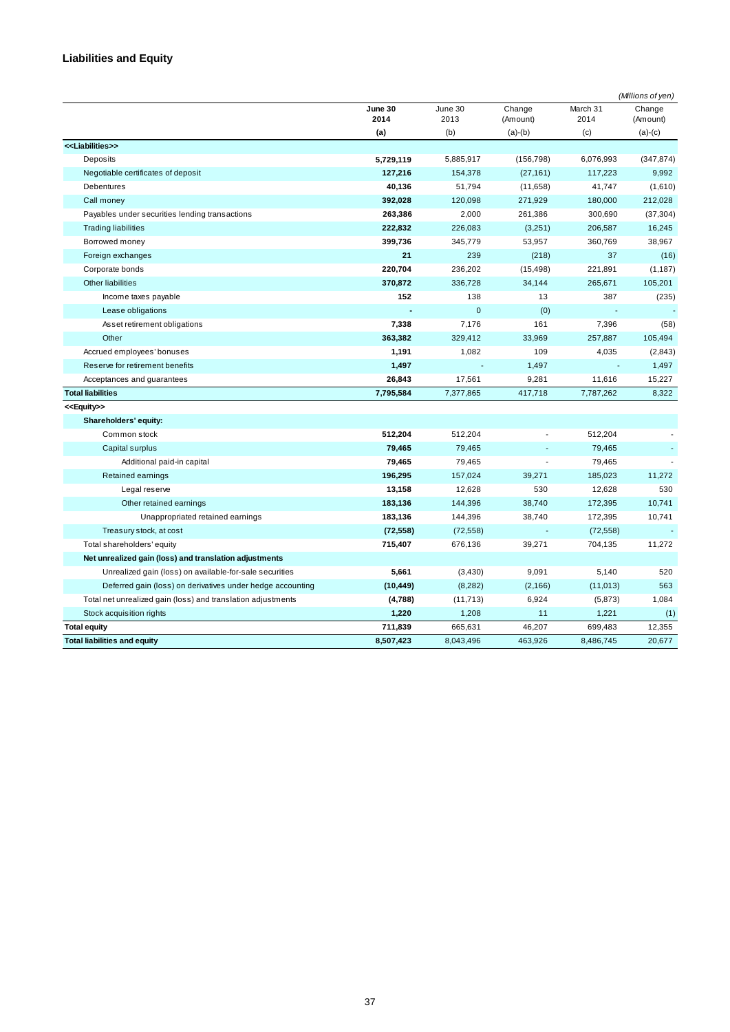## Liabilities and Equity

*(Millions of yen)*

| | June 30 2014 (a) | June 30 2013 (b) | Change (Amount) (a)-(b) | March 31 2014 (c) | Change (Amount) (a)-(c) |
|---|---|---|---|---|---|
| **<<Liabilities>>** | | | | | |
| Deposits | **5,729,119** | 5,885,917 | (156,798) | 6,076,993 | (347,874) |
| Negotiable certificates of deposit | **127,216** | 154,378 | (27,161) | 117,223 | 9,992 |
| Debentures | **40,136** | 51,794 | (11,658) | 41,747 | (1,610) |
| Call money | **392,028** | 120,098 | 271,929 | 180,000 | 212,028 |
| Payables under securities lending transactions | **263,386** | 2,000 | 261,386 | 300,690 | (37,304) |
| Trading liabilities | **222,832** | 226,083 | (3,251) | 206,587 | 16,245 |
| Borrowed money | **399,736** | 345,779 | 53,957 | 360,769 | 38,967 |
| Foreign exchanges | **21** | 239 | (218) | 37 | (16) |
| Corporate bonds | **220,704** | 236,202 | (15,498) | 221,891 | (1,187) |
| Other liabilities | **370,872** | 336,728 | 34,144 | 265,671 | 105,201 |
| Income taxes payable | **152** | 138 | 13 | 387 | (235) |
| Lease obligations | **-** | 0 | (0) | - | - |
| Asset retirement obligations | **7,338** | 7,176 | 161 | 7,396 | (58) |
| Other | **363,382** | 329,412 | 33,969 | 257,887 | 105,494 |
| Accrued employees' bonuses | **1,191** | 1,082 | 109 | 4,035 | (2,843) |
| Reserve for retirement benefits | **1,497** | - | 1,497 | - | 1,497 |
| Acceptances and guarantees | **26,843** | 17,561 | 9,281 | 11,616 | 15,227 |
| **Total liabilities** | **7,795,584** | 7,377,865 | 417,718 | 7,787,262 | 8,322 |
| **<<Equity>>** | | | | | |
| **Shareholders' equity:** | | | | | |
| Common stock | **512,204** | 512,204 | - | 512,204 | - |
| Capital surplus | **79,465** | 79,465 | - | 79,465 | - |
| Additional paid-in capital | **79,465** | 79,465 | - | 79,465 | - |
| Retained earnings | **196,295** | 157,024 | 39,271 | 185,023 | 11,272 |
| Legal reserve | **13,158** | 12,628 | 530 | 12,628 | 530 |
| Other retained earnings | **183,136** | 144,396 | 38,740 | 172,395 | 10,741 |
| Unappropriated retained earnings | **183,136** | 144,396 | 38,740 | 172,395 | 10,741 |
| Treasury stock, at cost | **(72,558)** | (72,558) | - | (72,558) | - |
| Total shareholders' equity | **715,407** | 676,136 | 39,271 | 704,135 | 11,272 |
| **Net unrealized gain (loss) and translation adjustments** | | | | | |
| Unrealized gain (loss) on available-for-sale securities | **5,661** | (3,430) | 9,091 | 5,140 | 520 |
| Deferred gain (loss) on derivatives under hedge accounting | **(10,449)** | (8,282) | (2,166) | (11,013) | 563 |
| Total net unrealized gain (loss) and translation adjustments | **(4,788)** | (11,713) | 6,924 | (5,873) | 1,084 |
| Stock acquisition rights | **1,220** | 1,208 | 11 | 1,221 | (1) |
| **Total equity** | **711,839** | 665,631 | 46,207 | 699,483 | 12,355 |
| **Total liabilities and equity** | **8,507,423** | 8,043,496 | 463,926 | 8,486,745 | 20,677 |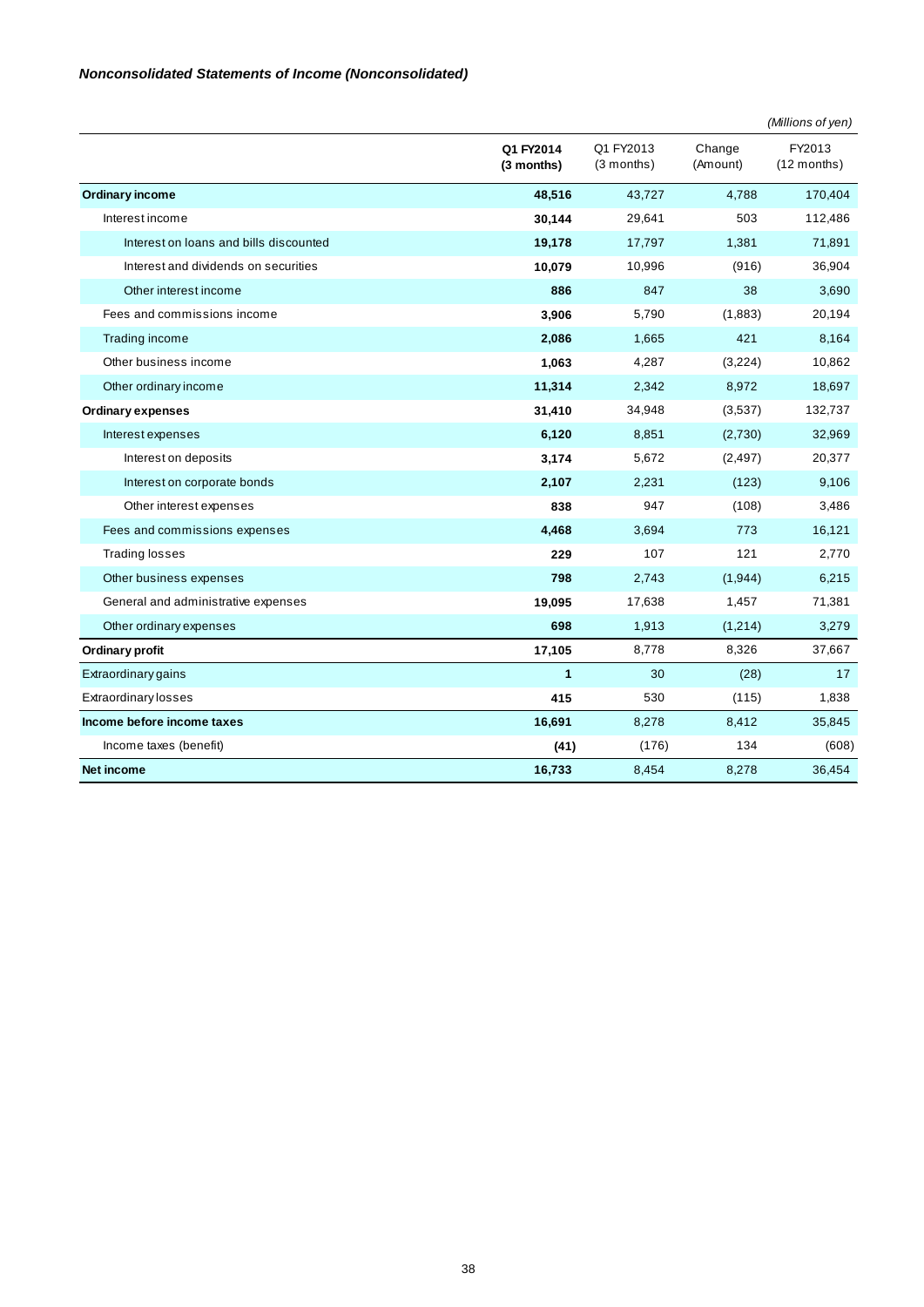***Nonconsolidated Statements of Income (Nonconsolidated)***

*(Millions of yen)*

| | **Q1 FY2014 (3 months)** | Q1 FY2013 (3 months) | Change (Amount) | FY2013 (12 months) |
|---|---|---|---|---|
| **Ordinary income** | **48,516** | 43,727 | 4,788 | 170,404 |
| Interest income | **30,144** | 29,641 | 503 | 112,486 |
| Interest on loans and bills discounted | **19,178** | 17,797 | 1,381 | 71,891 |
| Interest and dividends on securities | **10,079** | 10,996 | (916) | 36,904 |
| Other interest income | **886** | 847 | 38 | 3,690 |
| Fees and commissions income | **3,906** | 5,790 | (1,883) | 20,194 |
| Trading income | **2,086** | 1,665 | 421 | 8,164 |
| Other business income | **1,063** | 4,287 | (3,224) | 10,862 |
| Other ordinary income | **11,314** | 2,342 | 8,972 | 18,697 |
| **Ordinary expenses** | **31,410** | 34,948 | (3,537) | 132,737 |
| Interest expenses | **6,120** | 8,851 | (2,730) | 32,969 |
| Interest on deposits | **3,174** | 5,672 | (2,497) | 20,377 |
| Interest on corporate bonds | **2,107** | 2,231 | (123) | 9,106 |
| Other interest expenses | **838** | 947 | (108) | 3,486 |
| Fees and commissions expenses | **4,468** | 3,694 | 773 | 16,121 |
| Trading losses | **229** | 107 | 121 | 2,770 |
| Other business expenses | **798** | 2,743 | (1,944) | 6,215 |
| General and administrative expenses | **19,095** | 17,638 | 1,457 | 71,381 |
| Other ordinary expenses | **698** | 1,913 | (1,214) | 3,279 |
| **Ordinary profit** | **17,105** | 8,778 | 8,326 | 37,667 |
| Extraordinary gains | **1** | 30 | (28) | 17 |
| Extraordinary losses | **415** | 530 | (115) | 1,838 |
| **Income before income taxes** | **16,691** | 8,278 | 8,412 | 35,845 |
| Income taxes (benefit) | **(41)** | (176) | 134 | (608) |
| **Net income** | **16,733** | 8,454 | 8,278 | 36,454 |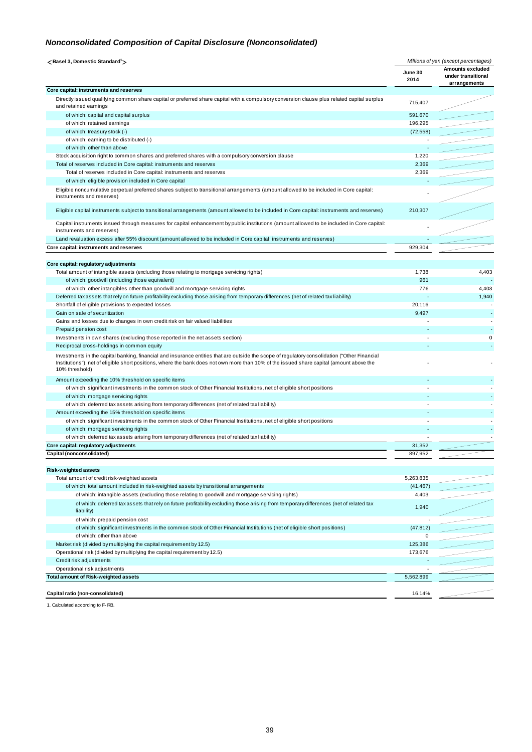## *Nonconsolidated Composition of Capital Disclosure (Nonconsolidated)*

<Basel 3, Domestic Standard[1]>

*Millions of yen (except percentages)*

| | June 30 2014 | Amounts excluded under transitional arrangements |
|---|---|---|
| **Core capital: instruments and reserves** | | |
| Directly issued qualifying common share capital or preferred share capital with a compulsory conversion clause plus related capital surplus and retained earnings | 715,407 | |
| of which: capital and capital surplus | 591,670 | |
| of which: retained earnings | 196,295 | |
| of which: treasury stock (-) | (72,558) | |
| of which: earning to be distributed (-) | - | |
| of which: other than above | - | |
| Stock acquisition right to common shares and preferred shares with a compulsory conversion clause | 1,220 | |
| Total of reserves included in Core capital: instruments and reserves | 2,369 | |
| Total of reserves included in Core capital: instruments and reserves | 2,369 | |
| of which: eligible provision included in Core capital | - | |
| Eligible noncumulative perpetual preferred shares subject to transitional arrangements (amount allowed to be included in Core capital: instruments and reserves) | - | |
| Eligible capital instruments subject to transitional arrangements (amount allowed to be included in Core capital: instruments and reserves) | 210,307 | |
| Capital instruments issued through measures for capital enhancement by public institutions (amount allowed to be included in Core capital: instruments and reserves) | - | |
| Land revaluation excess after 55% discount (amount allowed to be included in Core capital: instruments and reserves) | - | |
| **Core capital: instruments and reserves** | 929,304 | |
| **Core capital: regulatory adjustments** | | |
| Total amount of intangible assets (excluding those relating to mortgage servicing rights) | 1,738 | 4,403 |
| of which: goodwill (including those equivalent) | 961 | - |
| of which: other intangibles other than goodwill and mortgage servicing rights | 776 | 4,403 |
| Deferred tax assets that rely on future profitability excluding those arising from temporary differences (net of related tax liability) | - | 1,940 |
| Shortfall of eligible provisions to expected losses | 20,116 | - |
| Gain on sale of securitization | 9,497 | - |
| Gains and losses due to changes in own credit risk on fair valued liabilities | - | - |
| Prepaid pension cost | - | - |
| Investments in own shares (excluding those reported in the net assets section) | - | 0 |
| Reciprocal cross-holdings in common equity | - | - |
| Investments in the capital banking, financial and insurance entities that are outside the scope of regulatory consolidation ("Other Financial Institutions"), net of eligible short positions, where the bank does not own more than 10% of the issued share capital (amount above the 10% threshold) | - | - |
| Amount exceeding the 10% threshold on specific items | - | - |
| of which: significant investments in the common stock of Other Financial Institutions, net of eligible short positions | - | - |
| of which: mortgage servicing rights | - | - |
| of which: deferred tax assets arising from temporary differences (net of related tax liability) | - | - |
| Amount exceeding the 15% threshold on specific items | - | - |
| of which: significant investments in the common stock of Other Financial Institutions, net of eligible short positions | - | - |
| of which: mortgage servicing rights | - | - |
| of which: deferred tax assets arising from temporary differences (net of related tax liability) | - | - |
| **Core capital: regulatory adjustments** | 31,352 | |
| **Capital (nonconsolidated)** | 897,952 | |
| **Risk-weighted assets** | | |
| Total amount of credit risk-weighted assets | 5,263,835 | |
| of which: total amount included in risk-weighted assets by transitional arrangements | (41,467) | |
| of which: intangible assets (excluding those relating to goodwill and mortgage servicing rights) | 4,403 | |
| of which: deferred tax assets that rely on future profitability excluding those arising from temporary differences (net of related tax liability) | 1,940 | |
| of which: prepaid pension cost | - | |
| of which: significant investments in the common stock of Other Financial Institutions (net of eligible short positions) | (47,812) | |
| of which: other than above | 0 | |
| Market risk (divided by multiplying the capital requirement by 12.5) | 125,386 | |
| Operational risk (divided by multiplying the capital requirement by 12.5) | 173,676 | |
| Credit risk adjustments | - | |
| Operational risk adjustments | - | |
| **Total amount of Risk-weighted assets** | 5,562,899 | |
| **Capital ratio (non-consolidated)** | 16.14% | |

1. Calculated according to F-IRB.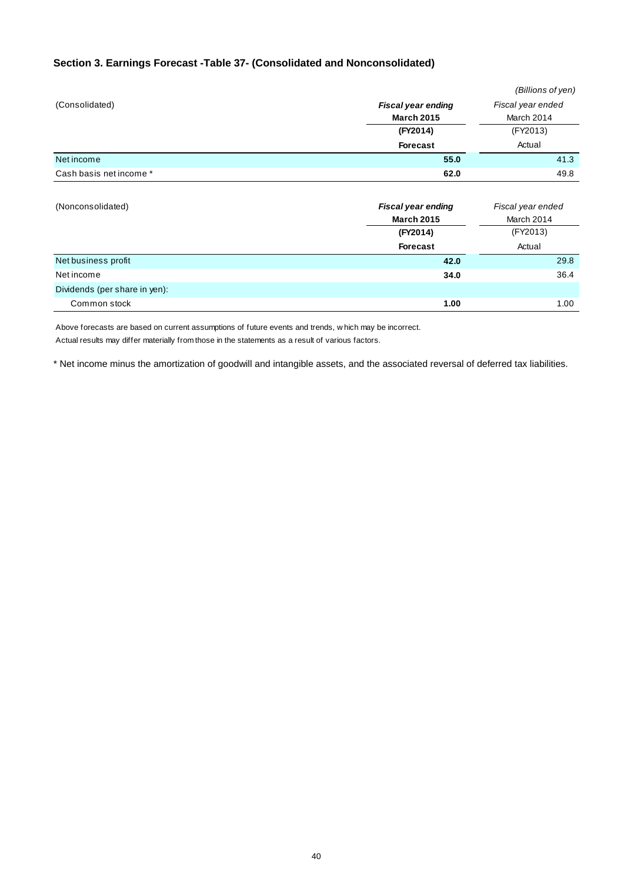## Section 3. Earnings Forecast -Table 37- (Consolidated and Nonconsolidated)

*(Billions of yen)*

| (Consolidated) | ***Fiscal year ending*** **March 2015** **(FY2014)** **Forecast** | *Fiscal year ended* March 2014 (FY2013) Actual |
|---|---|---|
| Net income | **55.0** | 41.3 |
| Cash basis net income * | **62.0** | 49.8 |

| (Nonconsolidated) | ***Fiscal year ending*** **March 2015** **(FY2014)** **Forecast** | *Fiscal year ended* March 2014 (FY2013) Actual |
|---|---|---|
| Net business profit | **42.0** | 29.8 |
| Net income | **34.0** | 36.4 |
| Dividends (per share in yen): | | |
| Common stock | **1.00** | 1.00 |

Above forecasts are based on current assumptions of future events and trends, which may be incorrect.
Actual results may differ materially from those in the statements as a result of various factors.

* Net income minus the amortization of goodwill and intangible assets, and the associated reversal of deferred tax liabilities.